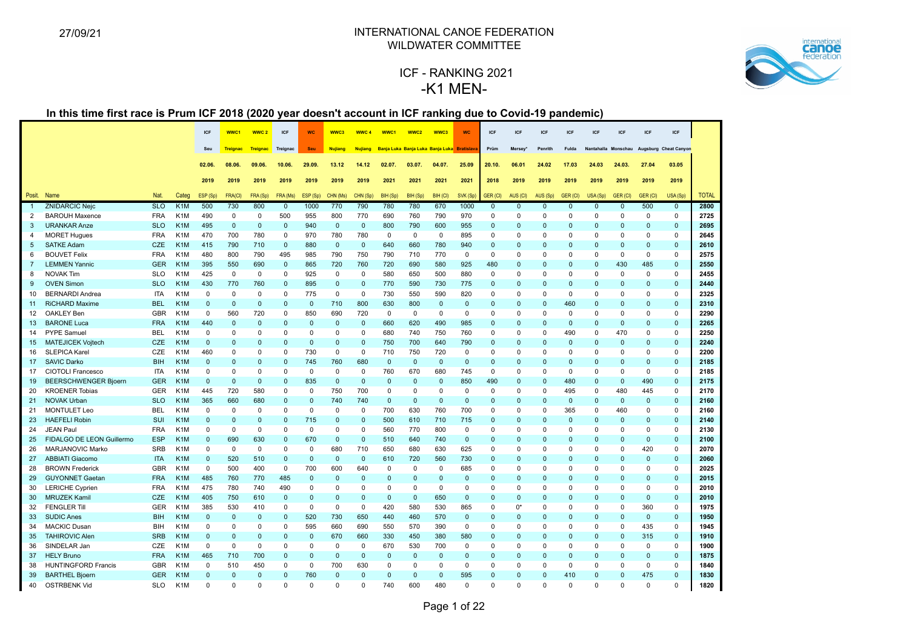27/09/21

INTERNATIONAL CANOE FEDERATION
WILDWATER COMMITTEE

# ICF - RANKING 2021
# -K1 MEN-

## In this time first race is Prum ICF 2018 (2020 year doesn't account in ICF ranking due to Covid-19 pandemic)

| | | | | ICF | WWC1 | WWC 2 | ICF | WC | WWC3 | WWC 4 | WWC1 | WWC2 | WWC3 | WC | ICF | ICF | ICF | ICF | ICF | ICF | ICF | ICF | |
|---|---|---|---|---|---|---|---|---|---|---|---|---|---|---|---|---|---|---|---|---|---|---|---|
| | | | | Seu | Treignac | Treignac | Treignac | Seu | Nujiang | Nujiang | Banja Luka | Banja Luka | Banja Luka | Bratislava | Prüm | Mersey* | Penrith | Fulda | Nantahalla | Monschau | Augsburg | Cheat Canyon | |
| | | | | 02.06. | 08.06. | 09.06. | 10.06. | 29.09. | 13.12 | 14.12 | 02.07. | 03.07. | 04.07. | 25.09 | 20.10. | 06.01 | 24.02 | 17.03 | 24.03 | 24.03. | 27.04 | 03.05 | |
| | | | | 2019 | 2019 | 2019 | 2019 | 2019 | 2019 | 2019 | 2021 | 2021 | 2021 | 2021 | 2018 | 2019 | 2019 | 2019 | 2019 | 2019 | 2019 | 2019 | |
| Posit. | Name | Nat. | Categ | ESP (Sp) | FRA(Cl) | FRA (Sp) | FRA (Ms) | ESP (Sp) | CHN (Ms) | CHN (Sp) | BIH (Sp) | BIH (Sp) | BIH (Cl) | SVK (Sp) | GER (Cl) | AUS (Cl) | AUS (Sp) | GER (Cl) | USA (Sp) | GER (Cl) | GER (Cl) | USA (Sp) | TOTAL |
| 1 | ZNIDARCIC Nejc | SLO | K1M | 500 | 730 | 800 | 0 | 1000 | 770 | 790 | 780 | 780 | 670 | 1000 | 0 | 0 | 0 | 0 | 0 | 0 | 500 | 0 | 2800 |
| 2 | BAROUH Maxence | FRA | K1M | 490 | 0 | 0 | 500 | 955 | 800 | 770 | 690 | 760 | 790 | 970 | 0 | 0 | 0 | 0 | 0 | 0 | 0 | 0 | 2725 |
| 3 | URANKAR Anze | SLO | K1M | 495 | 0 | 0 | 0 | 940 | 0 | 0 | 800 | 790 | 600 | 955 | 0 | 0 | 0 | 0 | 0 | 0 | 0 | 0 | 2695 |
| 4 | MORET Hugues | FRA | K1M | 470 | 700 | 780 | 0 | 970 | 780 | 780 | 0 | 0 | 0 | 895 | 0 | 0 | 0 | 0 | 0 | 0 | 0 | 0 | 2645 |
| 5 | SATKE Adam | CZE | K1M | 415 | 790 | 710 | 0 | 880 | 0 | 0 | 640 | 660 | 780 | 940 | 0 | 0 | 0 | 0 | 0 | 0 | 0 | 0 | 2610 |
| 6 | BOUVET Felix | FRA | K1M | 480 | 800 | 790 | 495 | 985 | 790 | 750 | 790 | 710 | 770 | 0 | 0 | 0 | 0 | 0 | 0 | 0 | 0 | 0 | 2575 |
| 7 | LEMMEN Yannic | GER | K1M | 395 | 550 | 690 | 0 | 865 | 720 | 760 | 720 | 690 | 580 | 925 | 480 | 0 | 0 | 0 | 0 | 430 | 485 | 0 | 2550 |
| 8 | NOVAK Tim | SLO | K1M | 425 | 0 | 0 | 0 | 925 | 0 | 0 | 580 | 650 | 500 | 880 | 0 | 0 | 0 | 0 | 0 | 0 | 0 | 0 | 2455 |
| 9 | OVEN Simon | SLO | K1M | 430 | 770 | 760 | 0 | 895 | 0 | 0 | 770 | 590 | 730 | 775 | 0 | 0 | 0 | 0 | 0 | 0 | 0 | 0 | 2440 |
| 10 | BERNARDI Andrea | ITA | K1M | 0 | 0 | 0 | 0 | 775 | 0 | 0 | 730 | 550 | 590 | 820 | 0 | 0 | 0 | 0 | 0 | 0 | 0 | 0 | 2325 |
| 11 | RICHARD Maxime | BEL | K1M | 0 | 0 | 0 | 0 | 0 | 710 | 800 | 630 | 800 | 0 | 0 | 0 | 0 | 0 | 460 | 0 | 0 | 0 | 0 | 2310 |
| 12 | OAKLEY Ben | GBR | K1M | 0 | 560 | 720 | 0 | 850 | 690 | 720 | 0 | 0 | 0 | 0 | 0 | 0 | 0 | 0 | 0 | 0 | 0 | 0 | 2290 |
| 13 | BARONE Luca | FRA | K1M | 440 | 0 | 0 | 0 | 0 | 0 | 0 | 660 | 620 | 490 | 985 | 0 | 0 | 0 | 0 | 0 | 0 | 0 | 0 | 2265 |
| 14 | PYPE Samuel | BEL | K1M | 0 | 0 | 0 | 0 | 0 | 0 | 0 | 680 | 740 | 750 | 760 | 0 | 0 | 0 | 490 | 0 | 470 | 0 | 0 | 2250 |
| 15 | MATEJICEK Vojtech | CZE | K1M | 0 | 0 | 0 | 0 | 0 | 0 | 0 | 750 | 700 | 640 | 790 | 0 | 0 | 0 | 0 | 0 | 0 | 0 | 0 | 2240 |
| 16 | SLEPICA Karel | CZE | K1M | 460 | 0 | 0 | 0 | 730 | 0 | 0 | 710 | 750 | 720 | 0 | 0 | 0 | 0 | 0 | 0 | 0 | 0 | 0 | 2200 |
| 17 | SAVIC Darko | BIH | K1M | 0 | 0 | 0 | 0 | 745 | 760 | 680 | 0 | 0 | 0 | 0 | 0 | 0 | 0 | 0 | 0 | 0 | 0 | 0 | 2185 |
| 17 | CIOTOLI Francesco | ITA | K1M | 0 | 0 | 0 | 0 | 0 | 0 | 0 | 760 | 670 | 680 | 745 | 0 | 0 | 0 | 0 | 0 | 0 | 0 | 0 | 2185 |
| 19 | BEERSCHWENGER Bjoern | GER | K1M | 0 | 0 | 0 | 0 | 835 | 0 | 0 | 0 | 0 | 0 | 850 | 490 | 0 | 0 | 480 | 0 | 0 | 490 | 0 | 2175 |
| 20 | KROENER Tobias | GER | K1M | 445 | 720 | 580 | 0 | 0 | 750 | 700 | 0 | 0 | 0 | 0 | 0 | 0 | 0 | 495 | 0 | 480 | 445 | 0 | 2170 |
| 21 | NOVAK Urban | SLO | K1M | 365 | 660 | 680 | 0 | 0 | 740 | 740 | 0 | 0 | 0 | 0 | 0 | 0 | 0 | 0 | 0 | 0 | 0 | 0 | 2160 |
| 21 | MONTULET Leo | BEL | K1M | 0 | 0 | 0 | 0 | 0 | 0 | 0 | 700 | 630 | 760 | 700 | 0 | 0 | 0 | 365 | 0 | 460 | 0 | 0 | 2160 |
| 23 | HAEFELI Robin | SUI | K1M | 0 | 0 | 0 | 0 | 715 | 0 | 0 | 500 | 610 | 710 | 715 | 0 | 0 | 0 | 0 | 0 | 0 | 0 | 0 | 2140 |
| 24 | JEAN Paul | FRA | K1M | 0 | 0 | 0 | 0 | 0 | 0 | 0 | 560 | 770 | 800 | 0 | 0 | 0 | 0 | 0 | 0 | 0 | 0 | 0 | 2130 |
| 25 | FIDALGO DE LEON Guillermo | ESP | K1M | 0 | 690 | 630 | 0 | 670 | 0 | 0 | 510 | 640 | 740 | 0 | 0 | 0 | 0 | 0 | 0 | 0 | 0 | 0 | 2100 |
| 26 | MARJANOVIC Marko | SRB | K1M | 0 | 0 | 0 | 0 | 0 | 680 | 710 | 650 | 680 | 630 | 625 | 0 | 0 | 0 | 0 | 0 | 0 | 420 | 0 | 2070 |
| 27 | ABBIATI Giacomo | ITA | K1M | 0 | 520 | 510 | 0 | 0 | 0 | 0 | 610 | 720 | 560 | 730 | 0 | 0 | 0 | 0 | 0 | 0 | 0 | 0 | 2060 |
| 28 | BROWN Frederick | GBR | K1M | 0 | 500 | 400 | 0 | 700 | 600 | 640 | 0 | 0 | 0 | 685 | 0 | 0 | 0 | 0 | 0 | 0 | 0 | 0 | 2025 |
| 29 | GUYONNET Gaetan | FRA | K1M | 485 | 760 | 770 | 485 | 0 | 0 | 0 | 0 | 0 | 0 | 0 | 0 | 0 | 0 | 0 | 0 | 0 | 0 | 0 | 2015 |
| 30 | LERICHE Cyprien | FRA | K1M | 475 | 780 | 740 | 490 | 0 | 0 | 0 | 0 | 0 | 0 | 0 | 0 | 0 | 0 | 0 | 0 | 0 | 0 | 0 | 2010 |
| 30 | MRUZEK Kamil | CZE | K1M | 405 | 750 | 610 | 0 | 0 | 0 | 0 | 0 | 0 | 650 | 0 | 0 | 0 | 0 | 0 | 0 | 0 | 0 | 0 | 2010 |
| 32 | FENGLER Till | GER | K1M | 385 | 530 | 410 | 0 | 0 | 0 | 0 | 420 | 580 | 530 | 865 | 0 | 0* | 0 | 0 | 0 | 0 | 360 | 0 | 1975 |
| 33 | SUDIC Anes | BIH | K1M | 0 | 0 | 0 | 0 | 520 | 730 | 650 | 440 | 460 | 570 | 0 | 0 | 0 | 0 | 0 | 0 | 0 | 0 | 0 | 1950 |
| 34 | MACKIC Dusan | BIH | K1M | 0 | 0 | 0 | 0 | 595 | 660 | 690 | 550 | 570 | 390 | 0 | 0 | 0 | 0 | 0 | 0 | 0 | 435 | 0 | 1945 |
| 35 | TAHIROVIC Alen | SRB | K1M | 0 | 0 | 0 | 0 | 0 | 670 | 660 | 330 | 450 | 380 | 580 | 0 | 0 | 0 | 0 | 0 | 0 | 315 | 0 | 1910 |
| 36 | SINDELAR Jan | CZE | K1M | 0 | 0 | 0 | 0 | 0 | 0 | 0 | 670 | 530 | 700 | 0 | 0 | 0 | 0 | 0 | 0 | 0 | 0 | 0 | 1900 |
| 37 | HELY Bruno | FRA | K1M | 465 | 710 | 700 | 0 | 0 | 0 | 0 | 0 | 0 | 0 | 0 | 0 | 0 | 0 | 0 | 0 | 0 | 0 | 0 | 1875 |
| 38 | HUNTINGFORD Francis | GBR | K1M | 0 | 510 | 450 | 0 | 0 | 700 | 630 | 0 | 0 | 0 | 0 | 0 | 0 | 0 | 0 | 0 | 0 | 0 | 0 | 1840 |
| 39 | BARTHEL Bjoern | GER | K1M | 0 | 0 | 0 | 0 | 760 | 0 | 0 | 0 | 0 | 0 | 595 | 0 | 0 | 0 | 410 | 0 | 0 | 475 | 0 | 1830 |
| 40 | OSTRBENK Vid | SLO | K1M | 0 | 0 | 0 | 0 | 0 | 0 | 0 | 740 | 600 | 480 | 0 | 0 | 0 | 0 | 0 | 0 | 0 | 0 | 0 | 1820 |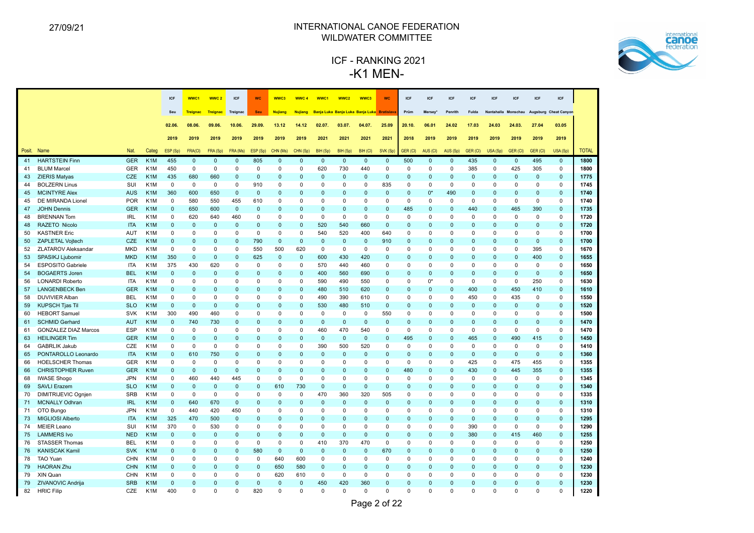# INTERNATIONAL CANOE FEDERATION
## WILDWATER COMMITTEE

## ICF - RANKING 2021
## -K1 MEN-

| | | | | ICF | WWC1 | WWC 2 | ICF | WC | WWC3 | WWC 4 | WWC1 | WWC2 | WWC3 | WC | ICF | ICF | ICF | ICF | ICF | ICF | ICF | ICF | |
|---|---|---|---|---|---|---|---|---|---|---|---|---|---|---|---|---|---|---|---|---|---|---|---|
| | | | | Seu | Treignac | Treignac | Treignac | Seu | Nujiang | Nujiang | Banja Luka | Banja Luka | Banja Luka | Bratislava | Prüm | Mersey* | Penrith | Fulda | Nantahalla | Monschau | Augsburg | Cheat Canyon | |
| | | | | 02.06. | 08.06. | 09.06. | 10.06. | 29.09. | 13.12 | 14.12 | 02.07. | 03.07. | 04.07. | 25.09 | 20.10. | 06.01 | 24.02 | 17.03 | 24.03 | 24.03. | 27.04 | 03.05 | |
| | | | | 2019 | 2019 | 2019 | 2019 | 2019 | 2019 | 2019 | 2021 | 2021 | 2021 | 2021 | 2018 | 2019 | 2019 | 2019 | 2019 | 2019 | 2019 | 2019 | |
| Posit. | Name | Nat. | Categ | ESP (Sp) | FRA(Cl) | FRA (Sp) | FRA (Ms) | ESP (Sp) | CHN (Ms) | CHN (Sp) | BIH (Sp) | BIH (Sp) | BIH (Cl) | SVK (Sp) | GER (Cl) | AUS (Cl) | AUS (Sp) | GER (Cl) | USA (Sp) | GER (Cl) | GER (Cl) | USA (Sp) | TOTAL |
| 41 | HARTSTEIN Finn | GER | K1M | 455 | 0 | 0 | 0 | 805 | 0 | 0 | 0 | 0 | 0 | 0 | 500 | 0 | 0 | 435 | 0 | 0 | 495 | 0 | 1800 |
| 41 | BLUM Marcel | GER | K1M | 450 | 0 | 0 | 0 | 0 | 0 | 0 | 620 | 730 | 440 | 0 | 0 | 0 | 0 | 385 | 0 | 425 | 305 | 0 | 1800 |
| 43 | ZIERIS Matyas | CZE | K1M | 435 | 680 | 660 | 0 | 0 | 0 | 0 | 0 | 0 | 0 | 0 | 0 | 0 | 0 | 0 | 0 | 0 | 0 | 0 | 1775 |
| 44 | BOLZERN Linus | SUI | K1M | 0 | 0 | 0 | 0 | 910 | 0 | 0 | 0 | 0 | 0 | 835 | 0 | 0 | 0 | 0 | 0 | 0 | 0 | 0 | 1745 |
| 45 | MCINTYRE Alex | AUS | K1M | 360 | 600 | 650 | 0 | 0 | 0 | 0 | 0 | 0 | 0 | 0 | 0 | 0* | 490 | 0 | 0 | 0 | 0 | 0 | 1740 |
| 45 | DE MIRANDA Lionel | POR | K1M | 0 | 580 | 550 | 455 | 610 | 0 | 0 | 0 | 0 | 0 | 0 | 0 | 0 | 0 | 0 | 0 | 0 | 0 | 0 | 1740 |
| 47 | JOHN Dennis | GER | K1M | 0 | 650 | 600 | 0 | 0 | 0 | 0 | 0 | 0 | 0 | 0 | 485 | 0 | 0 | 440 | 0 | 465 | 390 | 0 | 1735 |
| 48 | BRENNAN Tom | IRL | K1M | 0 | 620 | 640 | 460 | 0 | 0 | 0 | 0 | 0 | 0 | 0 | 0 | 0 | 0 | 0 | 0 | 0 | 0 | 0 | 1720 |
| 48 | RAZETO Nicolo | ITA | K1M | 0 | 0 | 0 | 0 | 0 | 0 | 0 | 520 | 540 | 660 | 0 | 0 | 0 | 0 | 0 | 0 | 0 | 0 | 0 | 1720 |
| 50 | KASTNER Eric | AUT | K1M | 0 | 0 | 0 | 0 | 0 | 0 | 0 | 540 | 520 | 400 | 640 | 0 | 0 | 0 | 0 | 0 | 0 | 0 | 0 | 1700 |
| 50 | ZAPLETAL Vojtech | CZE | K1M | 0 | 0 | 0 | 0 | 790 | 0 | 0 | 0 | 0 | 0 | 910 | 0 | 0 | 0 | 0 | 0 | 0 | 0 | 0 | 1700 |
| 52 | ZLATAROV Aleksandar | MKD | K1M | 0 | 0 | 0 | 0 | 550 | 500 | 620 | 0 | 0 | 0 | 0 | 0 | 0 | 0 | 0 | 0 | 0 | 395 | 0 | 1670 |
| 53 | SPASIKJ Ljubomir | MKD | K1M | 350 | 0 | 0 | 0 | 625 | 0 | 0 | 600 | 430 | 420 | 0 | 0 | 0 | 0 | 0 | 0 | 0 | 400 | 0 | 1655 |
| 54 | ESPOSITO Gabriele | ITA | K1M | 375 | 430 | 620 | 0 | 0 | 0 | 0 | 570 | 440 | 460 | 0 | 0 | 0 | 0 | 0 | 0 | 0 | 0 | 0 | 1650 |
| 54 | BOGAERTS Joren | BEL | K1M | 0 | 0 | 0 | 0 | 0 | 0 | 0 | 400 | 560 | 690 | 0 | 0 | 0 | 0 | 0 | 0 | 0 | 0 | 0 | 1650 |
| 56 | LONARDI Roberto | ITA | K1M | 0 | 0 | 0 | 0 | 0 | 0 | 0 | 590 | 490 | 550 | 0 | 0 | 0* | 0 | 0 | 0 | 0 | 250 | 0 | 1630 |
| 57 | LANGENBECK Ben | GER | K1M | 0 | 0 | 0 | 0 | 0 | 0 | 0 | 480 | 510 | 620 | 0 | 0 | 0 | 0 | 400 | 0 | 450 | 410 | 0 | 1610 |
| 58 | DUVIVIER Alban | BEL | K1M | 0 | 0 | 0 | 0 | 0 | 0 | 0 | 490 | 390 | 610 | 0 | 0 | 0 | 0 | 450 | 0 | 435 | 0 | 0 | 1550 |
| 59 | KUPSCH Tjas Til | SLO | K1M | 0 | 0 | 0 | 0 | 0 | 0 | 0 | 530 | 480 | 510 | 0 | 0 | 0 | 0 | 0 | 0 | 0 | 0 | 0 | 1520 |
| 60 | HEBORT Samuel | SVK | K1M | 300 | 490 | 460 | 0 | 0 | 0 | 0 | 0 | 0 | 0 | 550 | 0 | 0 | 0 | 0 | 0 | 0 | 0 | 0 | 1500 |
| 61 | SCHMID Gerhard | AUT | K1M | 0 | 740 | 730 | 0 | 0 | 0 | 0 | 0 | 0 | 0 | 0 | 0 | 0 | 0 | 0 | 0 | 0 | 0 | 0 | 1470 |
| 61 | GONZALEZ DIAZ Marcos | ESP | K1M | 0 | 0 | 0 | 0 | 0 | 0 | 0 | 460 | 470 | 540 | 0 | 0 | 0 | 0 | 0 | 0 | 0 | 0 | 0 | 1470 |
| 63 | HEILINGER Tim | GER | K1M | 0 | 0 | 0 | 0 | 0 | 0 | 0 | 0 | 0 | 0 | 0 | 495 | 0 | 0 | 465 | 0 | 490 | 415 | 0 | 1450 |
| 64 | GABRLIK Jakub | CZE | K1M | 0 | 0 | 0 | 0 | 0 | 0 | 0 | 390 | 500 | 520 | 0 | 0 | 0 | 0 | 0 | 0 | 0 | 0 | 0 | 1410 |
| 65 | PONTAROLLO Leonardo | ITA | K1M | 0 | 610 | 750 | 0 | 0 | 0 | 0 | 0 | 0 | 0 | 0 | 0 | 0 | 0 | 0 | 0 | 0 | 0 | 0 | 1360 |
| 66 | HOELSCHER Thomas | GER | K1M | 0 | 0 | 0 | 0 | 0 | 0 | 0 | 0 | 0 | 0 | 0 | 0 | 0 | 0 | 425 | 0 | 475 | 455 | 0 | 1355 |
| 66 | CHRISTOPHER Ruven | GER | K1M | 0 | 0 | 0 | 0 | 0 | 0 | 0 | 0 | 0 | 0 | 0 | 480 | 0 | 0 | 430 | 0 | 445 | 355 | 0 | 1355 |
| 68 | IWASE Shogo | JPN | K1M | 0 | 460 | 440 | 445 | 0 | 0 | 0 | 0 | 0 | 0 | 0 | 0 | 0 | 0 | 0 | 0 | 0 | 0 | 0 | 1345 |
| 69 | SAVLI Erazem | SLO | K1M | 0 | 0 | 0 | 0 | 0 | 610 | 730 | 0 | 0 | 0 | 0 | 0 | 0 | 0 | 0 | 0 | 0 | 0 | 0 | 1340 |
| 70 | DIMITRIJEVIC Ognjen | SRB | K1M | 0 | 0 | 0 | 0 | 0 | 0 | 0 | 470 | 360 | 320 | 505 | 0 | 0 | 0 | 0 | 0 | 0 | 0 | 0 | 1335 |
| 71 | MCNALLY Odhran | IRL | K1M | 0 | 640 | 670 | 0 | 0 | 0 | 0 | 0 | 0 | 0 | 0 | 0 | 0 | 0 | 0 | 0 | 0 | 0 | 0 | 1310 |
| 71 | OTO Bungo | JPN | K1M | 0 | 440 | 420 | 450 | 0 | 0 | 0 | 0 | 0 | 0 | 0 | 0 | 0 | 0 | 0 | 0 | 0 | 0 | 0 | 1310 |
| 73 | MIGLIOSI Alberto | ITA | K1M | 325 | 470 | 500 | 0 | 0 | 0 | 0 | 0 | 0 | 0 | 0 | 0 | 0 | 0 | 0 | 0 | 0 | 0 | 0 | 1295 |
| 74 | MEIER Leano | SUI | K1M | 370 | 0 | 530 | 0 | 0 | 0 | 0 | 0 | 0 | 0 | 0 | 0 | 0 | 0 | 390 | 0 | 0 | 0 | 0 | 1290 |
| 75 | LAMMERS Ivo | NED | K1M | 0 | 0 | 0 | 0 | 0 | 0 | 0 | 0 | 0 | 0 | 0 | 0 | 0 | 0 | 380 | 0 | 415 | 460 | 0 | 1255 |
| 76 | STASSER Thomas | BEL | K1M | 0 | 0 | 0 | 0 | 0 | 0 | 0 | 410 | 370 | 470 | 0 | 0 | 0 | 0 | 0 | 0 | 0 | 0 | 0 | 1250 |
| 76 | KANISCAK Kamil | SVK | K1M | 0 | 0 | 0 | 0 | 580 | 0 | 0 | 0 | 0 | 0 | 670 | 0 | 0 | 0 | 0 | 0 | 0 | 0 | 0 | 1250 |
| 78 | TAO Yuan | CHN | K1M | 0 | 0 | 0 | 0 | 0 | 640 | 600 | 0 | 0 | 0 | 0 | 0 | 0 | 0 | 0 | 0 | 0 | 0 | 0 | 1240 |
| 79 | HAORAN Zhu | CHN | K1M | 0 | 0 | 0 | 0 | 0 | 650 | 580 | 0 | 0 | 0 | 0 | 0 | 0 | 0 | 0 | 0 | 0 | 0 | 0 | 1230 |
| 79 | XIN Quan | CHN | K1M | 0 | 0 | 0 | 0 | 0 | 620 | 610 | 0 | 0 | 0 | 0 | 0 | 0 | 0 | 0 | 0 | 0 | 0 | 0 | 1230 |
| 79 | ZIVANOVIC Andrija | SRB | K1M | 0 | 0 | 0 | 0 | 0 | 0 | 0 | 450 | 420 | 360 | 0 | 0 | 0 | 0 | 0 | 0 | 0 | 0 | 0 | 1230 |
| 82 | HRIC Filip | CZE | K1M | 400 | 0 | 0 | 0 | 820 | 0 | 0 | 0 | 0 | 0 | 0 | 0 | 0 | 0 | 0 | 0 | 0 | 0 | 0 | 1220 |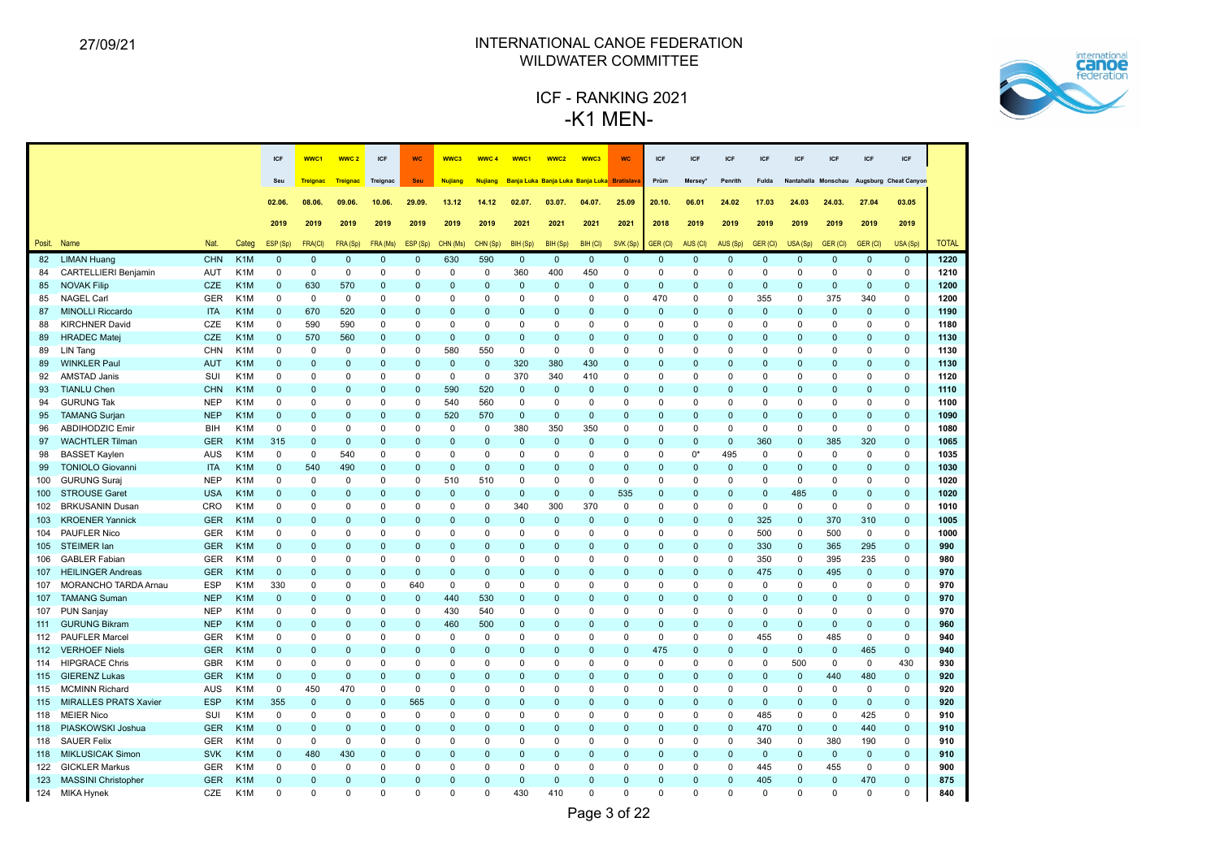# INTERNATIONAL CANOE FEDERATION
## WILDWATER COMMITTEE

## ICF - RANKING 2021
## -K1 MEN-

| | | | | ICF | WWC1 | WWC 2 | ICF | WC | WWC3 | WWC 4 | WWC1 | WWC2 | WWC3 | WC | ICF | ICF | ICF | ICF | ICF | ICF | ICF | ICF | |
|---|---|---|---|---|---|---|---|---|---|---|---|---|---|---|---|---|---|---|---|---|---|---|---|
| | | | | Seu | Treignac | Treignac | Treignac | Seu | Nujiang | Nujiang | Banja Luka | Banja Luka | Banja Luka | Bratislava | Prüm | Mersey* | Penrith | Fulda | Nantahalla | Monschau | Augsburg | Cheat Canyon | |
| | | | | 02.06. | 08.06. | 09.06. | 10.06. | 29.09. | 13.12 | 14.12 | 02.07. | 03.07. | 04.07. | 25.09 | 20.10. | 06.01 | 24.02 | 17.03 | 24.03 | 24.03. | 27.04 | 03.05 | |
| | | | | 2019 | 2019 | 2019 | 2019 | 2019 | 2019 | 2019 | 2021 | 2021 | 2021 | 2021 | 2018 | 2019 | 2019 | 2019 | 2019 | 2019 | 2019 | 2019 | |
| Posit. | Name | Nat. | Categ | ESP (Sp) | FRA(Cl) | FRA (Sp) | FRA (Ms) | ESP (Sp) | CHN (Ms) | CHN (Sp) | BIH (Sp) | BIH (Sp) | BIH (Cl) | SVK (Sp) | GER (Cl) | AUS (Cl) | AUS (Sp) | GER (Cl) | USA (Sp) | GER (Cl) | GER (Cl) | USA (Sp) | TOTAL |
| 82 | LIMAN Huang | CHN | K1M | 0 | 0 | 0 | 0 | 0 | 630 | 590 | 0 | 0 | 0 | 0 | 0 | 0 | 0 | 0 | 0 | 0 | 0 | 0 | 1220 |
| 84 | CARTELLIERI Benjamin | AUT | K1M | 0 | 0 | 0 | 0 | 0 | 0 | 0 | 360 | 400 | 450 | 0 | 0 | 0 | 0 | 0 | 0 | 0 | 0 | 0 | 1210 |
| 85 | NOVAK Filip | CZE | K1M | 0 | 630 | 570 | 0 | 0 | 0 | 0 | 0 | 0 | 0 | 0 | 0 | 0 | 0 | 0 | 0 | 0 | 0 | 0 | 1200 |
| 85 | NAGEL Carl | GER | K1M | 0 | 0 | 0 | 0 | 0 | 0 | 0 | 0 | 0 | 0 | 0 | 470 | 0 | 0 | 355 | 0 | 375 | 340 | 0 | 1200 |
| 87 | MINOLLI Riccardo | ITA | K1M | 0 | 670 | 520 | 0 | 0 | 0 | 0 | 0 | 0 | 0 | 0 | 0 | 0 | 0 | 0 | 0 | 0 | 0 | 0 | 1190 |
| 88 | KIRCHNER David | CZE | K1M | 0 | 590 | 590 | 0 | 0 | 0 | 0 | 0 | 0 | 0 | 0 | 0 | 0 | 0 | 0 | 0 | 0 | 0 | 0 | 1180 |
| 89 | HRADEC Matej | CZE | K1M | 0 | 570 | 560 | 0 | 0 | 0 | 0 | 0 | 0 | 0 | 0 | 0 | 0 | 0 | 0 | 0 | 0 | 0 | 0 | 1130 |
| 89 | LIN Tang | CHN | K1M | 0 | 0 | 0 | 0 | 0 | 580 | 550 | 0 | 0 | 0 | 0 | 0 | 0 | 0 | 0 | 0 | 0 | 0 | 0 | 1130 |
| 89 | WINKLER Paul | AUT | K1M | 0 | 0 | 0 | 0 | 0 | 0 | 0 | 320 | 380 | 430 | 0 | 0 | 0 | 0 | 0 | 0 | 0 | 0 | 0 | 1130 |
| 92 | AMSTAD Janis | SUI | K1M | 0 | 0 | 0 | 0 | 0 | 0 | 0 | 370 | 340 | 410 | 0 | 0 | 0 | 0 | 0 | 0 | 0 | 0 | 0 | 1120 |
| 93 | TIANLU Chen | CHN | K1M | 0 | 0 | 0 | 0 | 0 | 590 | 520 | 0 | 0 | 0 | 0 | 0 | 0 | 0 | 0 | 0 | 0 | 0 | 0 | 1110 |
| 94 | GURUNG Tak | NEP | K1M | 0 | 0 | 0 | 0 | 0 | 540 | 560 | 0 | 0 | 0 | 0 | 0 | 0 | 0 | 0 | 0 | 0 | 0 | 0 | 1100 |
| 95 | TAMANG Surjan | NEP | K1M | 0 | 0 | 0 | 0 | 0 | 520 | 570 | 0 | 0 | 0 | 0 | 0 | 0 | 0 | 0 | 0 | 0 | 0 | 0 | 1090 |
| 96 | ABDIHODZIC Emir | BIH | K1M | 0 | 0 | 0 | 0 | 0 | 0 | 0 | 380 | 350 | 350 | 0 | 0 | 0 | 0 | 0 | 0 | 0 | 0 | 0 | 1080 |
| 97 | WACHTLER Tilman | GER | K1M | 315 | 0 | 0 | 0 | 0 | 0 | 0 | 0 | 0 | 0 | 0 | 0 | 0 | 0 | 360 | 0 | 385 | 320 | 0 | 1065 |
| 98 | BASSET Kaylen | AUS | K1M | 0 | 0 | 540 | 0 | 0 | 0 | 0 | 0 | 0 | 0 | 0 | 0 | 0* | 495 | 0 | 0 | 0 | 0 | 0 | 1035 |
| 99 | TONIOLO Giovanni | ITA | K1M | 0 | 540 | 490 | 0 | 0 | 0 | 0 | 0 | 0 | 0 | 0 | 0 | 0 | 0 | 0 | 0 | 0 | 0 | 0 | 1030 |
| 100 | GURUNG Suraj | NEP | K1M | 0 | 0 | 0 | 0 | 0 | 510 | 510 | 0 | 0 | 0 | 0 | 0 | 0 | 0 | 0 | 0 | 0 | 0 | 0 | 1020 |
| 100 | STROUSE Garet | USA | K1M | 0 | 0 | 0 | 0 | 0 | 0 | 0 | 0 | 0 | 0 | 535 | 0 | 0 | 0 | 0 | 485 | 0 | 0 | 0 | 1020 |
| 102 | BRKUSANIN Dusan | CRO | K1M | 0 | 0 | 0 | 0 | 0 | 0 | 0 | 340 | 300 | 370 | 0 | 0 | 0 | 0 | 0 | 0 | 0 | 0 | 0 | 1010 |
| 103 | KROENER Yannick | GER | K1M | 0 | 0 | 0 | 0 | 0 | 0 | 0 | 0 | 0 | 0 | 0 | 0 | 0 | 0 | 325 | 0 | 370 | 310 | 0 | 1005 |
| 104 | PAUFLER Nico | GER | K1M | 0 | 0 | 0 | 0 | 0 | 0 | 0 | 0 | 0 | 0 | 0 | 0 | 0 | 0 | 500 | 0 | 500 | 0 | 0 | 1000 |
| 105 | STEIMER Ian | GER | K1M | 0 | 0 | 0 | 0 | 0 | 0 | 0 | 0 | 0 | 0 | 0 | 0 | 0 | 0 | 330 | 0 | 365 | 295 | 0 | 990 |
| 106 | GABLER Fabian | GER | K1M | 0 | 0 | 0 | 0 | 0 | 0 | 0 | 0 | 0 | 0 | 0 | 0 | 0 | 0 | 350 | 0 | 395 | 235 | 0 | 980 |
| 107 | HEILINGER Andreas | GER | K1M | 0 | 0 | 0 | 0 | 0 | 0 | 0 | 0 | 0 | 0 | 0 | 0 | 0 | 0 | 475 | 0 | 495 | 0 | 0 | 970 |
| 107 | MORANCHO TARDA Arnau | ESP | K1M | 330 | 0 | 0 | 0 | 640 | 0 | 0 | 0 | 0 | 0 | 0 | 0 | 0 | 0 | 0 | 0 | 0 | 0 | 0 | 970 |
| 107 | TAMANG Suman | NEP | K1M | 0 | 0 | 0 | 0 | 0 | 440 | 530 | 0 | 0 | 0 | 0 | 0 | 0 | 0 | 0 | 0 | 0 | 0 | 0 | 970 |
| 107 | PUN Sanjay | NEP | K1M | 0 | 0 | 0 | 0 | 0 | 430 | 540 | 0 | 0 | 0 | 0 | 0 | 0 | 0 | 0 | 0 | 0 | 0 | 0 | 970 |
| 111 | GURUNG Bikram | NEP | K1M | 0 | 0 | 0 | 0 | 0 | 460 | 500 | 0 | 0 | 0 | 0 | 0 | 0 | 0 | 0 | 0 | 0 | 0 | 0 | 960 |
| 112 | PAUFLER Marcel | GER | K1M | 0 | 0 | 0 | 0 | 0 | 0 | 0 | 0 | 0 | 0 | 0 | 0 | 0 | 0 | 455 | 0 | 485 | 0 | 0 | 940 |
| 112 | VERHOEF Niels | GER | K1M | 0 | 0 | 0 | 0 | 0 | 0 | 0 | 0 | 0 | 0 | 0 | 475 | 0 | 0 | 0 | 0 | 0 | 465 | 0 | 940 |
| 114 | HIPGRACE Chris | GBR | K1M | 0 | 0 | 0 | 0 | 0 | 0 | 0 | 0 | 0 | 0 | 0 | 0 | 0 | 0 | 0 | 500 | 0 | 0 | 430 | 930 |
| 115 | GIERENZ Lukas | GER | K1M | 0 | 0 | 0 | 0 | 0 | 0 | 0 | 0 | 0 | 0 | 0 | 0 | 0 | 0 | 0 | 0 | 440 | 480 | 0 | 920 |
| 115 | MCMINN Richard | AUS | K1M | 0 | 450 | 470 | 0 | 0 | 0 | 0 | 0 | 0 | 0 | 0 | 0 | 0 | 0 | 0 | 0 | 0 | 0 | 0 | 920 |
| 115 | MIRALLES PRATS Xavier | ESP | K1M | 355 | 0 | 0 | 0 | 565 | 0 | 0 | 0 | 0 | 0 | 0 | 0 | 0 | 0 | 0 | 0 | 0 | 0 | 0 | 920 |
| 118 | MEIER Nico | SUI | K1M | 0 | 0 | 0 | 0 | 0 | 0 | 0 | 0 | 0 | 0 | 0 | 0 | 0 | 0 | 485 | 0 | 0 | 425 | 0 | 910 |
| 118 | PIASKOWSKI Joshua | GER | K1M | 0 | 0 | 0 | 0 | 0 | 0 | 0 | 0 | 0 | 0 | 0 | 0 | 0 | 0 | 470 | 0 | 0 | 440 | 0 | 910 |
| 118 | SAUER Felix | GER | K1M | 0 | 0 | 0 | 0 | 0 | 0 | 0 | 0 | 0 | 0 | 0 | 0 | 0 | 0 | 340 | 0 | 380 | 190 | 0 | 910 |
| 118 | MIKLUSICAK Simon | SVK | K1M | 0 | 480 | 430 | 0 | 0 | 0 | 0 | 0 | 0 | 0 | 0 | 0 | 0 | 0 | 0 | 0 | 0 | 0 | 0 | 910 |
| 122 | GICKLER Markus | GER | K1M | 0 | 0 | 0 | 0 | 0 | 0 | 0 | 0 | 0 | 0 | 0 | 0 | 0 | 0 | 445 | 0 | 455 | 0 | 0 | 900 |
| 123 | MASSINI Christopher | GER | K1M | 0 | 0 | 0 | 0 | 0 | 0 | 0 | 0 | 0 | 0 | 0 | 0 | 0 | 0 | 405 | 0 | 0 | 470 | 0 | 875 |
| 124 | MIKA Hynek | CZE | K1M | 0 | 0 | 0 | 0 | 0 | 0 | 0 | 430 | 410 | 0 | 0 | 0 | 0 | 0 | 0 | 0 | 0 | 0 | 0 | 840 |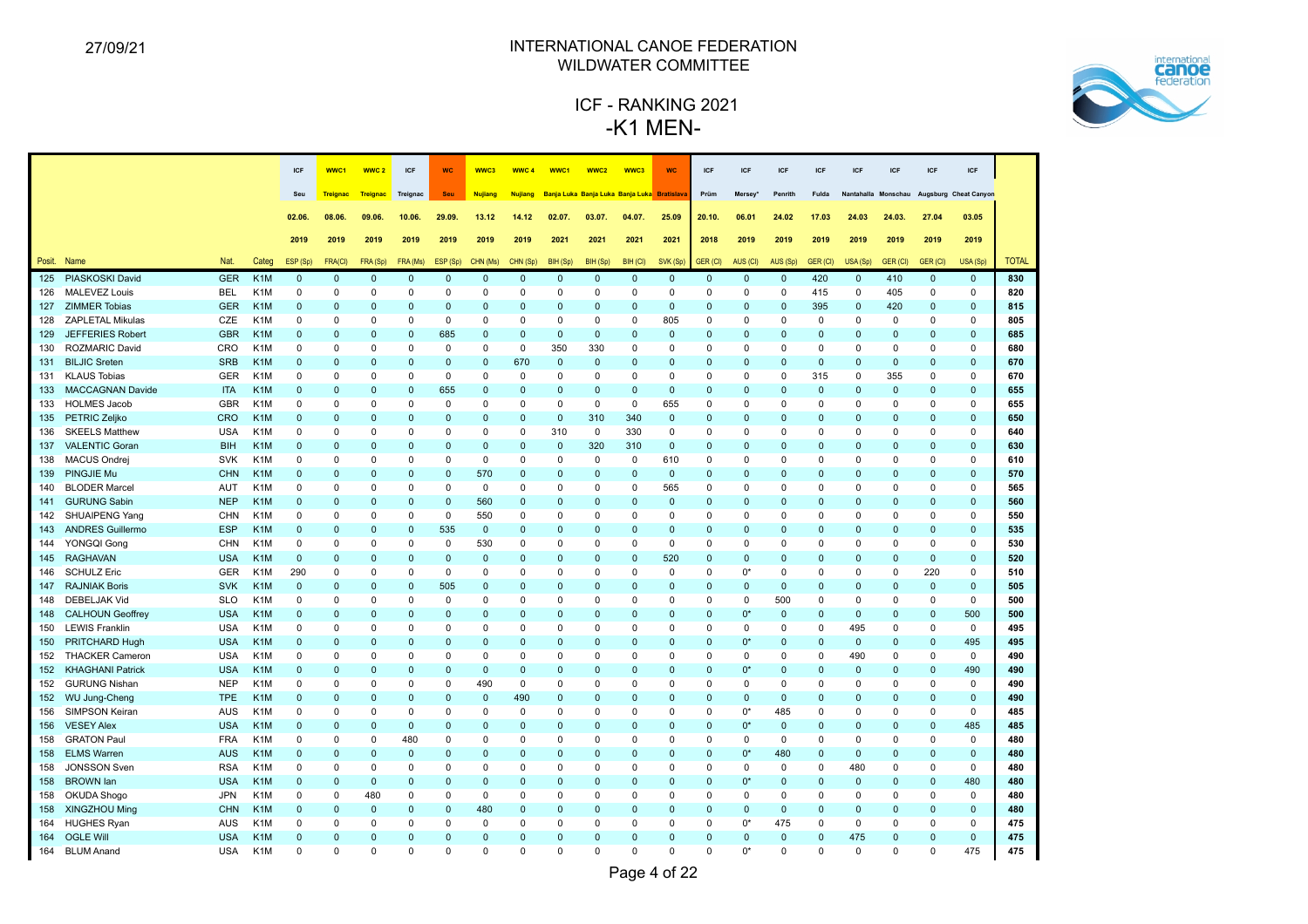# INTERNATIONAL CANOE FEDERATION
## WILDWATER COMMITTEE

# ICF - RANKING 2021
# -K1 MEN-

| Posit. | Name | Nat. | Categ | ICF Seu 02.06. 2019 ESP (Sp) | WWC1 Treignac 08.06. 2019 FRA(Cl) | WWC 2 Treignac 09.06. 2019 FRA (Sp) | ICF Treignac 10.06. 2019 FRA (Ms) | WC Seu 29.09. 2019 ESP (Sp) | WWC3 Nujiang 13.12 2019 CHN (Ms) | WWC 4 Nujiang 14.12 2019 CHN (Sp) | WWC1 Banja Luka 02.07. 2021 BIH (Sp) | WWC2 Banja Luka 03.07. 2021 BIH (Sp) | WWC3 Banja Luka 04.07. 2021 BIH (Cl) | WC Bratislava 25.09 2021 SVK (Sp) | ICF Prüm 20.10. 2018 GER (Cl) | ICF Mersey* 06.01 2019 AUS (Cl) | ICF Penrith 24.02 2019 AUS (Sp) | ICF Fulda 17.03 2019 GER (Cl) | ICF Nantahalla 24.03 2019 USA (Sp) | ICF Monschau 24.03. 2019 GER (Cl) | ICF Augsburg 27.04 2019 GER (Cl) | ICF Cheat Canyon 03.05 2019 USA (Sp) | TOTAL |
|---|---|---|---|---|---|---|---|---|---|---|---|---|---|---|---|---|---|---|---|---|---|---|---|
| 125 | PIASKOSKI David | GER | K1M | 0 | 0 | 0 | 0 | 0 | 0 | 0 | 0 | 0 | 0 | 0 | 0 | 0 | 0 | 420 | 0 | 410 | 0 | 0 | 830 |
| 126 | MALEVEZ Louis | BEL | K1M | 0 | 0 | 0 | 0 | 0 | 0 | 0 | 0 | 0 | 0 | 0 | 0 | 0 | 0 | 415 | 0 | 405 | 0 | 0 | 820 |
| 127 | ZIMMER Tobias | GER | K1M | 0 | 0 | 0 | 0 | 0 | 0 | 0 | 0 | 0 | 0 | 0 | 0 | 0 | 0 | 395 | 0 | 420 | 0 | 0 | 815 |
| 128 | ZAPLETAL Mikulas | CZE | K1M | 0 | 0 | 0 | 0 | 0 | 0 | 0 | 0 | 0 | 0 | 805 | 0 | 0 | 0 | 0 | 0 | 0 | 0 | 0 | 805 |
| 129 | JEFFERIES Robert | GBR | K1M | 0 | 0 | 0 | 0 | 685 | 0 | 0 | 0 | 0 | 0 | 0 | 0 | 0 | 0 | 0 | 0 | 0 | 0 | 0 | 685 |
| 130 | ROZMARIC David | CRO | K1M | 0 | 0 | 0 | 0 | 0 | 0 | 0 | 350 | 330 | 0 | 0 | 0 | 0 | 0 | 0 | 0 | 0 | 0 | 0 | 680 |
| 131 | BILJIC Sreten | SRB | K1M | 0 | 0 | 0 | 0 | 0 | 0 | 670 | 0 | 0 | 0 | 0 | 0 | 0 | 0 | 0 | 0 | 0 | 0 | 0 | 670 |
| 131 | KLAUS Tobias | GER | K1M | 0 | 0 | 0 | 0 | 0 | 0 | 0 | 0 | 0 | 0 | 0 | 0 | 0 | 0 | 315 | 0 | 355 | 0 | 0 | 670 |
| 133 | MACCAGNAN Davide | ITA | K1M | 0 | 0 | 0 | 0 | 655 | 0 | 0 | 0 | 0 | 0 | 0 | 0 | 0 | 0 | 0 | 0 | 0 | 0 | 0 | 655 |
| 133 | HOLMES Jacob | GBR | K1M | 0 | 0 | 0 | 0 | 0 | 0 | 0 | 0 | 0 | 0 | 655 | 0 | 0 | 0 | 0 | 0 | 0 | 0 | 0 | 655 |
| 135 | PETRIC Zeljko | CRO | K1M | 0 | 0 | 0 | 0 | 0 | 0 | 0 | 0 | 310 | 340 | 0 | 0 | 0 | 0 | 0 | 0 | 0 | 0 | 0 | 650 |
| 136 | SKEELS Matthew | USA | K1M | 0 | 0 | 0 | 0 | 0 | 0 | 0 | 310 | 0 | 330 | 0 | 0 | 0 | 0 | 0 | 0 | 0 | 0 | 0 | 640 |
| 137 | VALENTIC Goran | BIH | K1M | 0 | 0 | 0 | 0 | 0 | 0 | 0 | 0 | 320 | 310 | 0 | 0 | 0 | 0 | 0 | 0 | 0 | 0 | 0 | 630 |
| 138 | MACUS Ondrej | SVK | K1M | 0 | 0 | 0 | 0 | 0 | 0 | 0 | 0 | 0 | 0 | 610 | 0 | 0 | 0 | 0 | 0 | 0 | 0 | 0 | 610 |
| 139 | PINGJIE Mu | CHN | K1M | 0 | 0 | 0 | 0 | 0 | 570 | 0 | 0 | 0 | 0 | 0 | 0 | 0 | 0 | 0 | 0 | 0 | 0 | 0 | 570 |
| 140 | BLODER Marcel | AUT | K1M | 0 | 0 | 0 | 0 | 0 | 0 | 0 | 0 | 0 | 0 | 565 | 0 | 0 | 0 | 0 | 0 | 0 | 0 | 0 | 565 |
| 141 | GURUNG Sabin | NEP | K1M | 0 | 0 | 0 | 0 | 0 | 560 | 0 | 0 | 0 | 0 | 0 | 0 | 0 | 0 | 0 | 0 | 0 | 0 | 0 | 560 |
| 142 | SHUAIPENG Yang | CHN | K1M | 0 | 0 | 0 | 0 | 0 | 550 | 0 | 0 | 0 | 0 | 0 | 0 | 0 | 0 | 0 | 0 | 0 | 0 | 0 | 550 |
| 143 | ANDRES Guillermo | ESP | K1M | 0 | 0 | 0 | 0 | 535 | 0 | 0 | 0 | 0 | 0 | 0 | 0 | 0 | 0 | 0 | 0 | 0 | 0 | 0 | 535 |
| 144 | YONGQI Gong | CHN | K1M | 0 | 0 | 0 | 0 | 0 | 530 | 0 | 0 | 0 | 0 | 0 | 0 | 0 | 0 | 0 | 0 | 0 | 0 | 0 | 530 |
| 145 | RAGHAVAN | USA | K1M | 0 | 0 | 0 | 0 | 0 | 0 | 0 | 0 | 0 | 0 | 520 | 0 | 0 | 0 | 0 | 0 | 0 | 0 | 0 | 520 |
| 146 | SCHULZ Eric | GER | K1M | 290 | 0 | 0 | 0 | 0 | 0 | 0 | 0 | 0 | 0 | 0 | 0 | 0* | 0 | 0 | 0 | 0 | 220 | 0 | 510 |
| 147 | RAJNIAK Boris | SVK | K1M | 0 | 0 | 0 | 0 | 505 | 0 | 0 | 0 | 0 | 0 | 0 | 0 | 0 | 0 | 0 | 0 | 0 | 0 | 0 | 505 |
| 148 | DEBELJAK Vid | SLO | K1M | 0 | 0 | 0 | 0 | 0 | 0 | 0 | 0 | 0 | 0 | 0 | 0 | 0 | 500 | 0 | 0 | 0 | 0 | 0 | 500 |
| 148 | CALHOUN Geoffrey | USA | K1M | 0 | 0 | 0 | 0 | 0 | 0 | 0 | 0 | 0 | 0 | 0 | 0 | 0* | 0 | 0 | 0 | 0 | 0 | 500 | 500 |
| 150 | LEWIS Franklin | USA | K1M | 0 | 0 | 0 | 0 | 0 | 0 | 0 | 0 | 0 | 0 | 0 | 0 | 0 | 0 | 0 | 495 | 0 | 0 | 0 | 495 |
| 150 | PRITCHARD Hugh | USA | K1M | 0 | 0 | 0 | 0 | 0 | 0 | 0 | 0 | 0 | 0 | 0 | 0 | 0* | 0 | 0 | 0 | 0 | 0 | 495 | 495 |
| 152 | THACKER Cameron | USA | K1M | 0 | 0 | 0 | 0 | 0 | 0 | 0 | 0 | 0 | 0 | 0 | 0 | 0 | 0 | 0 | 490 | 0 | 0 | 0 | 490 |
| 152 | KHAGHANI Patrick | USA | K1M | 0 | 0 | 0 | 0 | 0 | 0 | 0 | 0 | 0 | 0 | 0 | 0 | 0* | 0 | 0 | 0 | 0 | 0 | 490 | 490 |
| 152 | GURUNG Nishan | NEP | K1M | 0 | 0 | 0 | 0 | 0 | 490 | 0 | 0 | 0 | 0 | 0 | 0 | 0 | 0 | 0 | 0 | 0 | 0 | 0 | 490 |
| 152 | WU Jung-Cheng | TPE | K1M | 0 | 0 | 0 | 0 | 0 | 0 | 490 | 0 | 0 | 0 | 0 | 0 | 0 | 0 | 0 | 0 | 0 | 0 | 0 | 490 |
| 156 | SIMPSON Keiran | AUS | K1M | 0 | 0 | 0 | 0 | 0 | 0 | 0 | 0 | 0 | 0 | 0 | 0 | 0* | 485 | 0 | 0 | 0 | 0 | 0 | 485 |
| 156 | VESEY Alex | USA | K1M | 0 | 0 | 0 | 0 | 0 | 0 | 0 | 0 | 0 | 0 | 0 | 0 | 0* | 0 | 0 | 0 | 0 | 0 | 485 | 485 |
| 158 | GRATON Paul | FRA | K1M | 0 | 0 | 0 | 480 | 0 | 0 | 0 | 0 | 0 | 0 | 0 | 0 | 0 | 0 | 0 | 0 | 0 | 0 | 0 | 480 |
| 158 | ELMS Warren | AUS | K1M | 0 | 0 | 0 | 0 | 0 | 0 | 0 | 0 | 0 | 0 | 0 | 0 | 0* | 480 | 0 | 0 | 0 | 0 | 0 | 480 |
| 158 | JONSSON Sven | RSA | K1M | 0 | 0 | 0 | 0 | 0 | 0 | 0 | 0 | 0 | 0 | 0 | 0 | 0 | 0 | 0 | 480 | 0 | 0 | 0 | 480 |
| 158 | BROWN Ian | USA | K1M | 0 | 0 | 0 | 0 | 0 | 0 | 0 | 0 | 0 | 0 | 0 | 0 | 0* | 0 | 0 | 0 | 0 | 0 | 480 | 480 |
| 158 | OKUDA Shogo | JPN | K1M | 0 | 0 | 480 | 0 | 0 | 0 | 0 | 0 | 0 | 0 | 0 | 0 | 0 | 0 | 0 | 0 | 0 | 0 | 0 | 480 |
| 158 | XINGZHOU Ming | CHN | K1M | 0 | 0 | 0 | 0 | 0 | 480 | 0 | 0 | 0 | 0 | 0 | 0 | 0 | 0 | 0 | 0 | 0 | 0 | 0 | 480 |
| 164 | HUGHES Ryan | AUS | K1M | 0 | 0 | 0 | 0 | 0 | 0 | 0 | 0 | 0 | 0 | 0 | 0 | 0* | 475 | 0 | 0 | 0 | 0 | 0 | 475 |
| 164 | OGLE Will | USA | K1M | 0 | 0 | 0 | 0 | 0 | 0 | 0 | 0 | 0 | 0 | 0 | 0 | 0 | 0 | 0 | 475 | 0 | 0 | 0 | 475 |
| 164 | BLUM Anand | USA | K1M | 0 | 0 | 0 | 0 | 0 | 0 | 0 | 0 | 0 | 0 | 0 | 0 | 0* | 0 | 0 | 0 | 0 | 0 | 475 | 475 |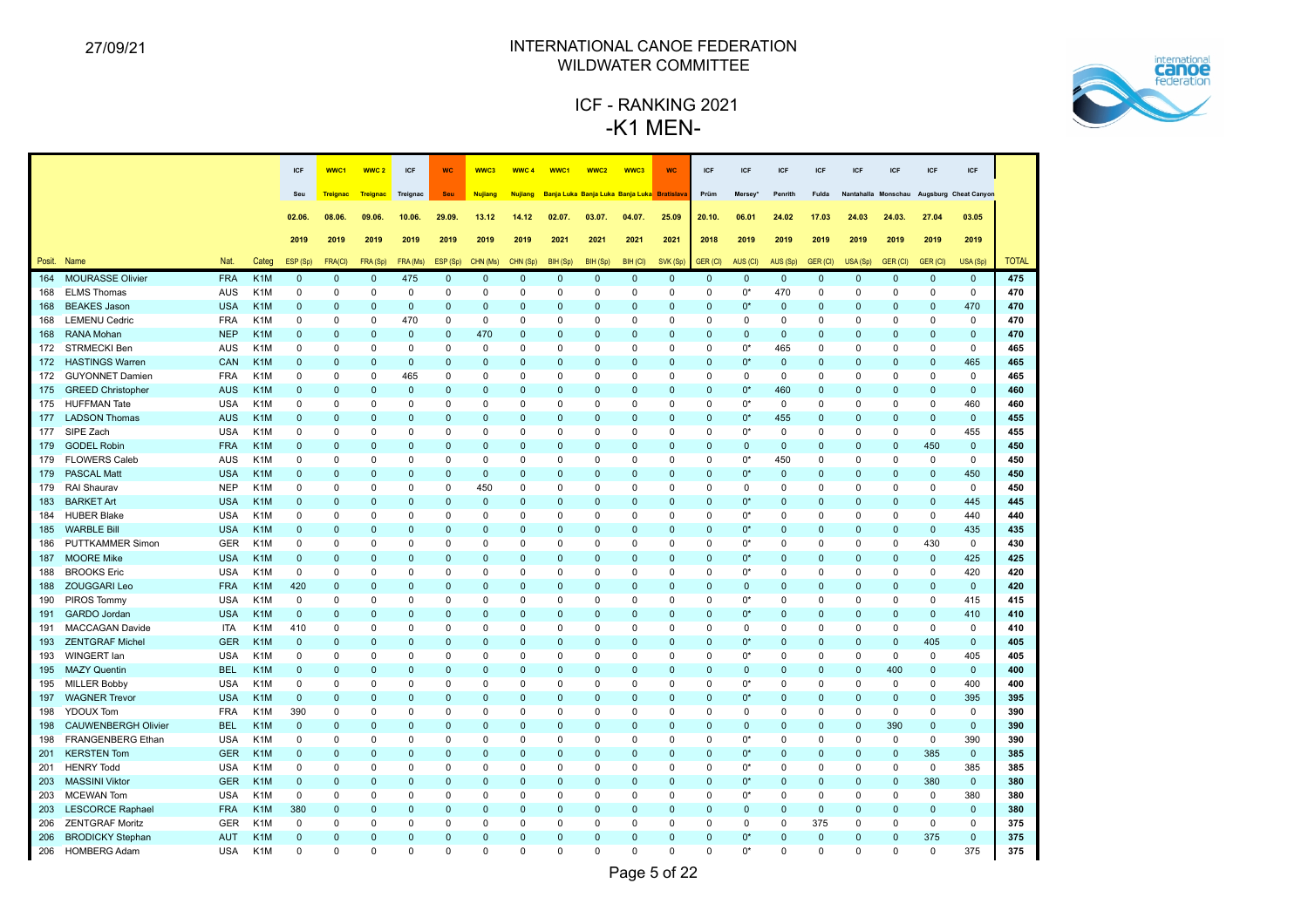27/09/21

# INTERNATIONAL CANOE FEDERATION
## WILDWATER COMMITTEE

# ICF - RANKING 2021
# -K1 MEN-

| | | | | ICF | WWC1 | WWC 2 | ICF | WC | WWC3 | WWC 4 | WWC1 | WWC2 | WWC3 | WC | ICF | ICF | ICF | ICF | ICF | ICF | ICF | ICF | |
|---|---|---|---|---|---|---|---|---|---|---|---|---|---|---|---|---|---|---|---|---|---|---|---|
| | | | | Seu | Treignac | Treignac | Treignac | Seu | Nujiang | Nujiang | Banja Luka | Banja Luka | Banja Luka | Bratislava | Prüm | Mersey* | Penrith | Fulda | Nantahalla | Monschau | Augsburg | Cheat Canyon | |
| | | | | 02.06. | 08.06. | 09.06. | 10.06. | 29.09. | 13.12 | 14.12 | 02.07. | 03.07. | 04.07. | 25.09 | 20.10. | 06.01 | 24.02 | 17.03 | 24.03 | 24.03. | 27.04 | 03.05 | |
| | | | | 2019 | 2019 | 2019 | 2019 | 2019 | 2019 | 2019 | 2021 | 2021 | 2021 | 2021 | 2018 | 2019 | 2019 | 2019 | 2019 | 2019 | 2019 | 2019 | |
| Posit. | Name | Nat. | Categ | ESP (Sp) | FRA(Cl) | FRA (Sp) | FRA (Ms) | ESP (Sp) | CHN (Ms) | CHN (Sp) | BIH (Sp) | BIH (Sp) | BIH (Cl) | SVK (Sp) | GER (Cl) | AUS (Cl) | AUS (Sp) | GER (Cl) | USA (Sp) | GER (Cl) | GER (Cl) | USA (Sp) | TOTAL |
| 164 | MOURASSE Olivier | FRA | K1M | 0 | 0 | 0 | 475 | 0 | 0 | 0 | 0 | 0 | 0 | 0 | 0 | 0 | 0 | 0 | 0 | 0 | 0 | 0 | 475 |
| 168 | ELMS Thomas | AUS | K1M | 0 | 0 | 0 | 0 | 0 | 0 | 0 | 0 | 0 | 0 | 0 | 0 | 0* | 470 | 0 | 0 | 0 | 0 | 0 | 470 |
| 168 | BEAKES Jason | USA | K1M | 0 | 0 | 0 | 0 | 0 | 0 | 0 | 0 | 0 | 0 | 0 | 0 | 0* | 0 | 0 | 0 | 0 | 0 | 470 | 470 |
| 168 | LEMENU Cedric | FRA | K1M | 0 | 0 | 0 | 470 | 0 | 0 | 0 | 0 | 0 | 0 | 0 | 0 | 0 | 0 | 0 | 0 | 0 | 0 | 0 | 470 |
| 168 | RANA Mohan | NEP | K1M | 0 | 0 | 0 | 0 | 0 | 470 | 0 | 0 | 0 | 0 | 0 | 0 | 0 | 0 | 0 | 0 | 0 | 0 | 0 | 470 |
| 172 | STRMECKI Ben | AUS | K1M | 0 | 0 | 0 | 0 | 0 | 0 | 0 | 0 | 0 | 0 | 0 | 0 | 0* | 465 | 0 | 0 | 0 | 0 | 0 | 465 |
| 172 | HASTINGS Warren | CAN | K1M | 0 | 0 | 0 | 0 | 0 | 0 | 0 | 0 | 0 | 0 | 0 | 0 | 0* | 0 | 0 | 0 | 0 | 0 | 465 | 465 |
| 172 | GUYONNET Damien | FRA | K1M | 0 | 0 | 0 | 465 | 0 | 0 | 0 | 0 | 0 | 0 | 0 | 0 | 0 | 0 | 0 | 0 | 0 | 0 | 0 | 465 |
| 175 | GREED Christopher | AUS | K1M | 0 | 0 | 0 | 0 | 0 | 0 | 0 | 0 | 0 | 0 | 0 | 0 | 0* | 460 | 0 | 0 | 0 | 0 | 0 | 460 |
| 175 | HUFFMAN Tate | USA | K1M | 0 | 0 | 0 | 0 | 0 | 0 | 0 | 0 | 0 | 0 | 0 | 0 | 0* | 0 | 0 | 0 | 0 | 0 | 460 | 460 |
| 177 | LADSON Thomas | AUS | K1M | 0 | 0 | 0 | 0 | 0 | 0 | 0 | 0 | 0 | 0 | 0 | 0 | 0* | 455 | 0 | 0 | 0 | 0 | 0 | 455 |
| 177 | SIPE Zach | USA | K1M | 0 | 0 | 0 | 0 | 0 | 0 | 0 | 0 | 0 | 0 | 0 | 0 | 0* | 0 | 0 | 0 | 0 | 0 | 455 | 455 |
| 179 | GODEL Robin | FRA | K1M | 0 | 0 | 0 | 0 | 0 | 0 | 0 | 0 | 0 | 0 | 0 | 0 | 0 | 0 | 0 | 0 | 0 | 450 | 0 | 450 |
| 179 | FLOWERS Caleb | AUS | K1M | 0 | 0 | 0 | 0 | 0 | 0 | 0 | 0 | 0 | 0 | 0 | 0 | 0* | 450 | 0 | 0 | 0 | 0 | 0 | 450 |
| 179 | PASCAL Matt | USA | K1M | 0 | 0 | 0 | 0 | 0 | 0 | 0 | 0 | 0 | 0 | 0 | 0 | 0* | 0 | 0 | 0 | 0 | 0 | 450 | 450 |
| 179 | RAI Shaurav | NEP | K1M | 0 | 0 | 0 | 0 | 0 | 450 | 0 | 0 | 0 | 0 | 0 | 0 | 0 | 0 | 0 | 0 | 0 | 0 | 0 | 450 |
| 183 | BARKET Art | USA | K1M | 0 | 0 | 0 | 0 | 0 | 0 | 0 | 0 | 0 | 0 | 0 | 0 | 0* | 0 | 0 | 0 | 0 | 0 | 445 | 445 |
| 184 | HUBER Blake | USA | K1M | 0 | 0 | 0 | 0 | 0 | 0 | 0 | 0 | 0 | 0 | 0 | 0 | 0* | 0 | 0 | 0 | 0 | 0 | 440 | 440 |
| 185 | WARBLE Bill | USA | K1M | 0 | 0 | 0 | 0 | 0 | 0 | 0 | 0 | 0 | 0 | 0 | 0 | 0* | 0 | 0 | 0 | 0 | 0 | 435 | 435 |
| 186 | PUTTKAMMER Simon | GER | K1M | 0 | 0 | 0 | 0 | 0 | 0 | 0 | 0 | 0 | 0 | 0 | 0 | 0* | 0 | 0 | 0 | 0 | 430 | 0 | 430 |
| 187 | MOORE Mike | USA | K1M | 0 | 0 | 0 | 0 | 0 | 0 | 0 | 0 | 0 | 0 | 0 | 0 | 0* | 0 | 0 | 0 | 0 | 0 | 425 | 425 |
| 188 | BROOKS Eric | USA | K1M | 0 | 0 | 0 | 0 | 0 | 0 | 0 | 0 | 0 | 0 | 0 | 0 | 0* | 0 | 0 | 0 | 0 | 0 | 420 | 420 |
| 188 | ZOUGGARI Leo | FRA | K1M | 420 | 0 | 0 | 0 | 0 | 0 | 0 | 0 | 0 | 0 | 0 | 0 | 0 | 0 | 0 | 0 | 0 | 0 | 0 | 420 |
| 190 | PIROS Tommy | USA | K1M | 0 | 0 | 0 | 0 | 0 | 0 | 0 | 0 | 0 | 0 | 0 | 0 | 0* | 0 | 0 | 0 | 0 | 0 | 415 | 415 |
| 191 | GARDO Jordan | USA | K1M | 0 | 0 | 0 | 0 | 0 | 0 | 0 | 0 | 0 | 0 | 0 | 0 | 0* | 0 | 0 | 0 | 0 | 0 | 410 | 410 |
| 191 | MACCAGAN Davide | ITA | K1M | 410 | 0 | 0 | 0 | 0 | 0 | 0 | 0 | 0 | 0 | 0 | 0 | 0 | 0 | 0 | 0 | 0 | 0 | 0 | 410 |
| 193 | ZENTGRAF Michel | GER | K1M | 0 | 0 | 0 | 0 | 0 | 0 | 0 | 0 | 0 | 0 | 0 | 0 | 0* | 0 | 0 | 0 | 0 | 405 | 0 | 405 |
| 193 | WINGERT Ian | USA | K1M | 0 | 0 | 0 | 0 | 0 | 0 | 0 | 0 | 0 | 0 | 0 | 0 | 0* | 0 | 0 | 0 | 0 | 0 | 405 | 405 |
| 195 | MAZY Quentin | BEL | K1M | 0 | 0 | 0 | 0 | 0 | 0 | 0 | 0 | 0 | 0 | 0 | 0 | 0 | 0 | 0 | 0 | 400 | 0 | 0 | 400 |
| 195 | MILLER Bobby | USA | K1M | 0 | 0 | 0 | 0 | 0 | 0 | 0 | 0 | 0 | 0 | 0 | 0 | 0* | 0 | 0 | 0 | 0 | 0 | 400 | 400 |
| 197 | WAGNER Trevor | USA | K1M | 0 | 0 | 0 | 0 | 0 | 0 | 0 | 0 | 0 | 0 | 0 | 0 | 0* | 0 | 0 | 0 | 0 | 0 | 395 | 395 |
| 198 | YDOUX Tom | FRA | K1M | 390 | 0 | 0 | 0 | 0 | 0 | 0 | 0 | 0 | 0 | 0 | 0 | 0 | 0 | 0 | 0 | 0 | 0 | 0 | 390 |
| 198 | CAUWENBERGH Olivier | BEL | K1M | 0 | 0 | 0 | 0 | 0 | 0 | 0 | 0 | 0 | 0 | 0 | 0 | 0 | 0 | 0 | 0 | 390 | 0 | 0 | 390 |
| 198 | FRANGENBERG Ethan | USA | K1M | 0 | 0 | 0 | 0 | 0 | 0 | 0 | 0 | 0 | 0 | 0 | 0 | 0* | 0 | 0 | 0 | 0 | 0 | 390 | 390 |
| 201 | KERSTEN Tom | GER | K1M | 0 | 0 | 0 | 0 | 0 | 0 | 0 | 0 | 0 | 0 | 0 | 0 | 0* | 0 | 0 | 0 | 0 | 385 | 0 | 385 |
| 201 | HENRY Todd | USA | K1M | 0 | 0 | 0 | 0 | 0 | 0 | 0 | 0 | 0 | 0 | 0 | 0 | 0* | 0 | 0 | 0 | 0 | 0 | 385 | 385 |
| 203 | MASSINI Viktor | GER | K1M | 0 | 0 | 0 | 0 | 0 | 0 | 0 | 0 | 0 | 0 | 0 | 0 | 0* | 0 | 0 | 0 | 0 | 380 | 0 | 380 |
| 203 | MCEWAN Tom | USA | K1M | 0 | 0 | 0 | 0 | 0 | 0 | 0 | 0 | 0 | 0 | 0 | 0 | 0* | 0 | 0 | 0 | 0 | 0 | 380 | 380 |
| 203 | LESCORCE Raphael | FRA | K1M | 380 | 0 | 0 | 0 | 0 | 0 | 0 | 0 | 0 | 0 | 0 | 0 | 0 | 0 | 0 | 0 | 0 | 0 | 0 | 380 |
| 206 | ZENTGRAF Moritz | GER | K1M | 0 | 0 | 0 | 0 | 0 | 0 | 0 | 0 | 0 | 0 | 0 | 0 | 0 | 0 | 375 | 0 | 0 | 0 | 0 | 375 |
| 206 | BRODICKY Stephan | AUT | K1M | 0 | 0 | 0 | 0 | 0 | 0 | 0 | 0 | 0 | 0 | 0 | 0 | 0* | 0 | 0 | 0 | 0 | 375 | 0 | 375 |
| 206 | HOMBERG Adam | USA | K1M | 0 | 0 | 0 | 0 | 0 | 0 | 0 | 0 | 0 | 0 | 0 | 0 | 0* | 0 | 0 | 0 | 0 | 0 | 375 | 375 |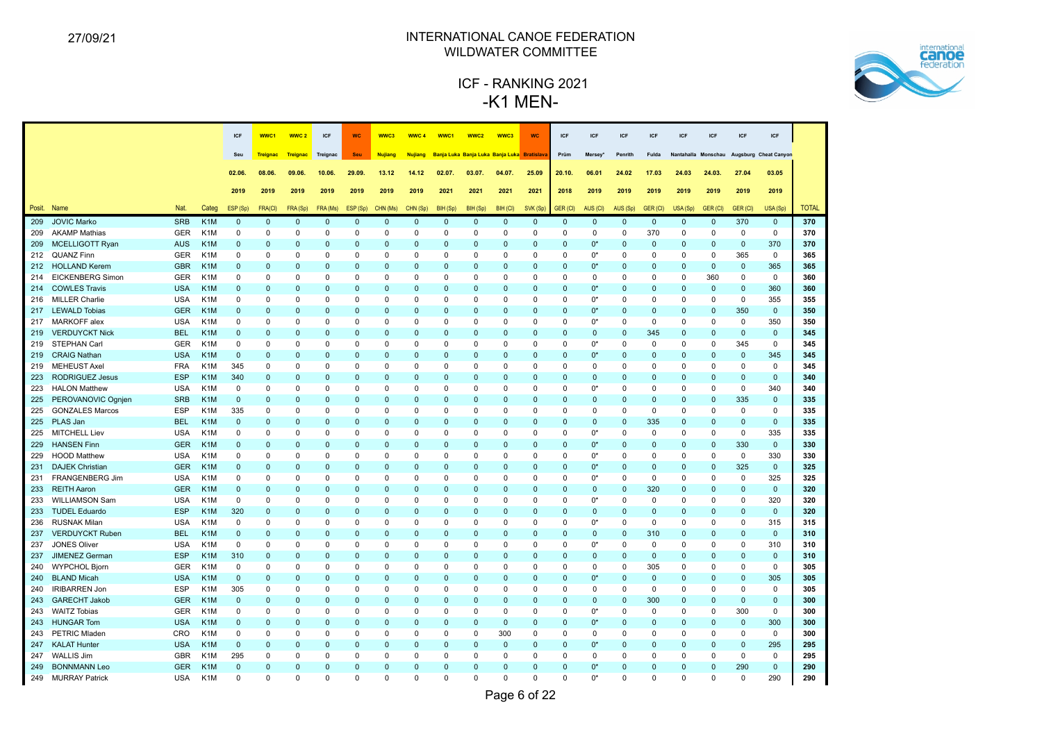# INTERNATIONAL CANOE FEDERATION
## WILDWATER COMMITTEE

# ICF - RANKING 2021
# -K1 MEN-

| | | | | ICF | WWC1 | WWC 2 | ICF | WC | WWC3 | WWC 4 | WWC1 | WWC2 | WWC3 | WC | ICF | ICF | ICF | ICF | ICF | ICF | ICF | ICF | |
|---|---|---|---|---|---|---|---|---|---|---|---|---|---|---|---|---|---|---|---|---|---|---|---|
| | | | | Seu | Treignac | Treignac | Treignac | Seu | Nujiang | Nujiang | Banja Luka | Banja Luka | Banja Luka | Bratislava | Prüm | Mersey* | Penrith | Fulda | Nantahalla | Monschau | Augsburg | Cheat Canyon | |
| | | | | 02.06. | 08.06. | 09.06. | 10.06. | 29.09. | 13.12 | 14.12 | 02.07. | 03.07. | 04.07. | 25.09 | 20.10. | 06.01 | 24.02 | 17.03 | 24.03 | 24.03. | 27.04 | 03.05 | |
| | | | | 2019 | 2019 | 2019 | 2019 | 2019 | 2019 | 2019 | 2021 | 2021 | 2021 | 2021 | 2018 | 2019 | 2019 | 2019 | 2019 | 2019 | 2019 | 2019 | |
| Posit. | Name | Nat. | Categ | ESP (Sp) | FRA(Cl) | FRA (Sp) | FRA (Ms) | ESP (Sp) | CHN (Ms) | CHN (Sp) | BIH (Sp) | BIH (Sp) | BIH (Cl) | SVK (Sp) | GER (Cl) | AUS (Cl) | AUS (Sp) | GER (Cl) | USA (Sp) | GER (Cl) | GER (Cl) | USA (Sp) | TOTAL |
| 209 | JOVIC Marko | SRB | K1M | 0 | 0 | 0 | 0 | 0 | 0 | 0 | 0 | 0 | 0 | 0 | 0 | 0 | 0 | 0 | 0 | 0 | 370 | 0 | 370 |
| 209 | AKAMP Mathias | GER | K1M | 0 | 0 | 0 | 0 | 0 | 0 | 0 | 0 | 0 | 0 | 0 | 0 | 0 | 0 | 370 | 0 | 0 | 0 | 0 | 370 |
| 209 | MCELLIGOTT Ryan | AUS | K1M | 0 | 0 | 0 | 0 | 0 | 0 | 0 | 0 | 0 | 0 | 0 | 0 | 0* | 0 | 0 | 0 | 0 | 0 | 370 | 370 |
| 212 | QUANZ Finn | GER | K1M | 0 | 0 | 0 | 0 | 0 | 0 | 0 | 0 | 0 | 0 | 0 | 0 | 0* | 0 | 0 | 0 | 0 | 365 | 0 | 365 |
| 212 | HOLLAND Kerem | GBR | K1M | 0 | 0 | 0 | 0 | 0 | 0 | 0 | 0 | 0 | 0 | 0 | 0 | 0* | 0 | 0 | 0 | 0 | 0 | 365 | 365 |
| 214 | EICKENBERG Simon | GER | K1M | 0 | 0 | 0 | 0 | 0 | 0 | 0 | 0 | 0 | 0 | 0 | 0 | 0 | 0 | 0 | 0 | 360 | 0 | 0 | 360 |
| 214 | COWLES Travis | USA | K1M | 0 | 0 | 0 | 0 | 0 | 0 | 0 | 0 | 0 | 0 | 0 | 0 | 0* | 0 | 0 | 0 | 0 | 0 | 360 | 360 |
| 216 | MILLER Charlie | USA | K1M | 0 | 0 | 0 | 0 | 0 | 0 | 0 | 0 | 0 | 0 | 0 | 0 | 0* | 0 | 0 | 0 | 0 | 0 | 355 | 355 |
| 217 | LEWALD Tobias | GER | K1M | 0 | 0 | 0 | 0 | 0 | 0 | 0 | 0 | 0 | 0 | 0 | 0 | 0* | 0 | 0 | 0 | 0 | 350 | 0 | 350 |
| 217 | MARKOFF alex | USA | K1M | 0 | 0 | 0 | 0 | 0 | 0 | 0 | 0 | 0 | 0 | 0 | 0 | 0* | 0 | 0 | 0 | 0 | 0 | 350 | 350 |
| 219 | VERDUYCKT Nick | BEL | K1M | 0 | 0 | 0 | 0 | 0 | 0 | 0 | 0 | 0 | 0 | 0 | 0 | 0 | 0 | 345 | 0 | 0 | 0 | 0 | 345 |
| 219 | STEPHAN Carl | GER | K1M | 0 | 0 | 0 | 0 | 0 | 0 | 0 | 0 | 0 | 0 | 0 | 0 | 0* | 0 | 0 | 0 | 0 | 345 | 0 | 345 |
| 219 | CRAIG Nathan | USA | K1M | 0 | 0 | 0 | 0 | 0 | 0 | 0 | 0 | 0 | 0 | 0 | 0 | 0* | 0 | 0 | 0 | 0 | 0 | 345 | 345 |
| 219 | MEHEUST Axel | FRA | K1M | 345 | 0 | 0 | 0 | 0 | 0 | 0 | 0 | 0 | 0 | 0 | 0 | 0 | 0 | 0 | 0 | 0 | 0 | 0 | 345 |
| 223 | RODRIGUEZ Jesus | ESP | K1M | 340 | 0 | 0 | 0 | 0 | 0 | 0 | 0 | 0 | 0 | 0 | 0 | 0 | 0 | 0 | 0 | 0 | 0 | 0 | 340 |
| 223 | HALON Matthew | USA | K1M | 0 | 0 | 0 | 0 | 0 | 0 | 0 | 0 | 0 | 0 | 0 | 0 | 0* | 0 | 0 | 0 | 0 | 0 | 340 | 340 |
| 225 | PEROVANOVIC Ognjen | SRB | K1M | 0 | 0 | 0 | 0 | 0 | 0 | 0 | 0 | 0 | 0 | 0 | 0 | 0 | 0 | 0 | 0 | 0 | 335 | 0 | 335 |
| 225 | GONZALES Marcos | ESP | K1M | 335 | 0 | 0 | 0 | 0 | 0 | 0 | 0 | 0 | 0 | 0 | 0 | 0 | 0 | 0 | 0 | 0 | 0 | 0 | 335 |
| 225 | PLAS Jan | BEL | K1M | 0 | 0 | 0 | 0 | 0 | 0 | 0 | 0 | 0 | 0 | 0 | 0 | 0 | 0 | 335 | 0 | 0 | 0 | 0 | 335 |
| 225 | MITCHELL Liev | USA | K1M | 0 | 0 | 0 | 0 | 0 | 0 | 0 | 0 | 0 | 0 | 0 | 0 | 0* | 0 | 0 | 0 | 0 | 0 | 335 | 335 |
| 229 | HANSEN Finn | GER | K1M | 0 | 0 | 0 | 0 | 0 | 0 | 0 | 0 | 0 | 0 | 0 | 0 | 0* | 0 | 0 | 0 | 0 | 330 | 0 | 330 |
| 229 | HOOD Matthew | USA | K1M | 0 | 0 | 0 | 0 | 0 | 0 | 0 | 0 | 0 | 0 | 0 | 0 | 0* | 0 | 0 | 0 | 0 | 0 | 330 | 330 |
| 231 | DAJEK Christian | GER | K1M | 0 | 0 | 0 | 0 | 0 | 0 | 0 | 0 | 0 | 0 | 0 | 0 | 0* | 0 | 0 | 0 | 0 | 325 | 0 | 325 |
| 231 | FRANGENBERG Jim | USA | K1M | 0 | 0 | 0 | 0 | 0 | 0 | 0 | 0 | 0 | 0 | 0 | 0 | 0* | 0 | 0 | 0 | 0 | 0 | 325 | 325 |
| 233 | REITH Aaron | GER | K1M | 0 | 0 | 0 | 0 | 0 | 0 | 0 | 0 | 0 | 0 | 0 | 0 | 0 | 0 | 320 | 0 | 0 | 0 | 0 | 320 |
| 233 | WILLIAMSON Sam | USA | K1M | 0 | 0 | 0 | 0 | 0 | 0 | 0 | 0 | 0 | 0 | 0 | 0 | 0* | 0 | 0 | 0 | 0 | 0 | 320 | 320 |
| 233 | TUDEL Eduardo | ESP | K1M | 320 | 0 | 0 | 0 | 0 | 0 | 0 | 0 | 0 | 0 | 0 | 0 | 0 | 0 | 0 | 0 | 0 | 0 | 0 | 320 |
| 236 | RUSNAK Milan | USA | K1M | 0 | 0 | 0 | 0 | 0 | 0 | 0 | 0 | 0 | 0 | 0 | 0 | 0* | 0 | 0 | 0 | 0 | 0 | 315 | 315 |
| 237 | VERDUYCKT Ruben | BEL | K1M | 0 | 0 | 0 | 0 | 0 | 0 | 0 | 0 | 0 | 0 | 0 | 0 | 0 | 0 | 310 | 0 | 0 | 0 | 0 | 310 |
| 237 | JONES Oliver | USA | K1M | 0 | 0 | 0 | 0 | 0 | 0 | 0 | 0 | 0 | 0 | 0 | 0 | 0* | 0 | 0 | 0 | 0 | 0 | 310 | 310 |
| 237 | JIMENEZ German | ESP | K1M | 310 | 0 | 0 | 0 | 0 | 0 | 0 | 0 | 0 | 0 | 0 | 0 | 0 | 0 | 0 | 0 | 0 | 0 | 0 | 310 |
| 240 | WYPCHOL Bjorn | GER | K1M | 0 | 0 | 0 | 0 | 0 | 0 | 0 | 0 | 0 | 0 | 0 | 0 | 0 | 0 | 305 | 0 | 0 | 0 | 0 | 305 |
| 240 | BLAND Micah | USA | K1M | 0 | 0 | 0 | 0 | 0 | 0 | 0 | 0 | 0 | 0 | 0 | 0 | 0* | 0 | 0 | 0 | 0 | 0 | 305 | 305 |
| 240 | IRIBARREN Jon | ESP | K1M | 305 | 0 | 0 | 0 | 0 | 0 | 0 | 0 | 0 | 0 | 0 | 0 | 0 | 0 | 0 | 0 | 0 | 0 | 0 | 305 |
| 243 | GARECHT Jakob | GER | K1M | 0 | 0 | 0 | 0 | 0 | 0 | 0 | 0 | 0 | 0 | 0 | 0 | 0 | 0 | 300 | 0 | 0 | 0 | 0 | 300 |
| 243 | WAITZ Tobias | GER | K1M | 0 | 0 | 0 | 0 | 0 | 0 | 0 | 0 | 0 | 0 | 0 | 0 | 0* | 0 | 0 | 0 | 0 | 300 | 0 | 300 |
| 243 | HUNGAR Tom | USA | K1M | 0 | 0 | 0 | 0 | 0 | 0 | 0 | 0 | 0 | 0 | 0 | 0 | 0* | 0 | 0 | 0 | 0 | 0 | 300 | 300 |
| 243 | PETRIC Mladen | CRO | K1M | 0 | 0 | 0 | 0 | 0 | 0 | 0 | 0 | 0 | 300 | 0 | 0 | 0 | 0 | 0 | 0 | 0 | 0 | 0 | 300 |
| 247 | KALAT Hunter | USA | K1M | 0 | 0 | 0 | 0 | 0 | 0 | 0 | 0 | 0 | 0 | 0 | 0 | 0* | 0 | 0 | 0 | 0 | 0 | 295 | 295 |
| 247 | WALLIS Jim | GBR | K1M | 295 | 0 | 0 | 0 | 0 | 0 | 0 | 0 | 0 | 0 | 0 | 0 | 0 | 0 | 0 | 0 | 0 | 0 | 0 | 295 |
| 249 | BONNMANN Leo | GER | K1M | 0 | 0 | 0 | 0 | 0 | 0 | 0 | 0 | 0 | 0 | 0 | 0 | 0* | 0 | 0 | 0 | 0 | 290 | 0 | 290 |
| 249 | MURRAY Patrick | USA | K1M | 0 | 0 | 0 | 0 | 0 | 0 | 0 | 0 | 0 | 0 | 0 | 0 | 0* | 0 | 0 | 0 | 0 | 0 | 290 | 290 |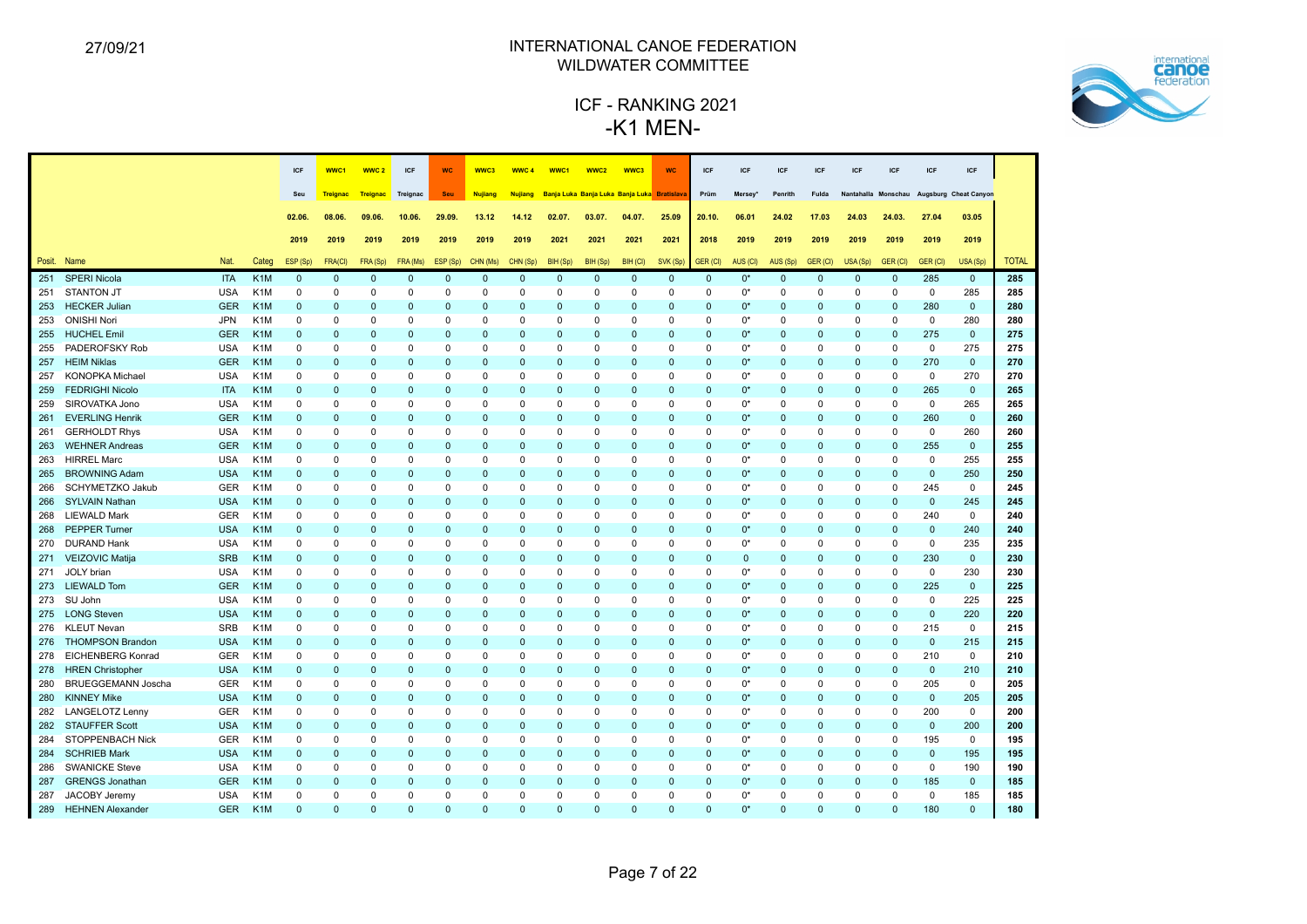27/09/21

# INTERNATIONAL CANOE FEDERATION
## WILDWATER COMMITTEE

# ICF - RANKING 2021
# -K1 MEN-

| Posit. | Name | Nat. | Categ | ICF Seu 02.06. 2019 ESP (Sp) | WWC1 Treignac 08.06. 2019 FRA(Cl) | WWC 2 Treignac 09.06. 2019 FRA (Sp) | ICF Treignac 10.06. 2019 FRA (Ms) | WC Seu 29.09. 2019 ESP (Sp) | WWC3 Nujiang 13.12 2019 CHN (Ms) | WWC 4 Nujiang 14.12 2019 CHN (Sp) | WWC1 Banja Luka 02.07. 2021 BIH (Sp) | WWC2 Banja Luka 03.07. 2021 BIH (Sp) | WWC3 Banja Luka 04.07. 2021 BIH (Cl) | WC Bratislava 25.09 2021 SVK (Sp) | ICF Prüm 20.10. 2018 GER (Cl) | ICF Mersey* 06.01 2019 AUS (Cl) | ICF Penrith 24.02 2019 AUS (Sp) | ICF Fulda 17.03 2019 GER (Cl) | ICF Nantahalla 24.03 2019 USA (Sp) | ICF Monschau 24.03. 2019 GER (Cl) | ICF Augsburg 27.04 2019 GER (Cl) | ICF Cheat Canyon 03.05 2019 USA (Sp) | TOTAL |
|---|---|---|---|---|---|---|---|---|---|---|---|---|---|---|---|---|---|---|---|---|---|---|---|
| 251 | SPERI Nicola | ITA | K1M | 0 | 0 | 0 | 0 | 0 | 0 | 0 | 0 | 0 | 0 | 0 | 0 | 0* | 0 | 0 | 0 | 0 | 285 | 0 | 285 |
| 251 | STANTON JT | USA | K1M | 0 | 0 | 0 | 0 | 0 | 0 | 0 | 0 | 0 | 0 | 0 | 0 | 0* | 0 | 0 | 0 | 0 | 0 | 285 | 285 |
| 253 | HECKER Julian | GER | K1M | 0 | 0 | 0 | 0 | 0 | 0 | 0 | 0 | 0 | 0 | 0 | 0 | 0* | 0 | 0 | 0 | 0 | 280 | 0 | 280 |
| 253 | ONISHI Nori | JPN | K1M | 0 | 0 | 0 | 0 | 0 | 0 | 0 | 0 | 0 | 0 | 0 | 0 | 0* | 0 | 0 | 0 | 0 | 0 | 280 | 280 |
| 255 | HUCHEL Emil | GER | K1M | 0 | 0 | 0 | 0 | 0 | 0 | 0 | 0 | 0 | 0 | 0 | 0 | 0* | 0 | 0 | 0 | 0 | 275 | 0 | 275 |
| 255 | PADEROFSKY Rob | USA | K1M | 0 | 0 | 0 | 0 | 0 | 0 | 0 | 0 | 0 | 0 | 0 | 0 | 0* | 0 | 0 | 0 | 0 | 0 | 275 | 275 |
| 257 | HEIM Niklas | GER | K1M | 0 | 0 | 0 | 0 | 0 | 0 | 0 | 0 | 0 | 0 | 0 | 0 | 0* | 0 | 0 | 0 | 0 | 270 | 0 | 270 |
| 257 | KONOPKA Michael | USA | K1M | 0 | 0 | 0 | 0 | 0 | 0 | 0 | 0 | 0 | 0 | 0 | 0 | 0* | 0 | 0 | 0 | 0 | 0 | 270 | 270 |
| 259 | FEDRIGHI Nicolo | ITA | K1M | 0 | 0 | 0 | 0 | 0 | 0 | 0 | 0 | 0 | 0 | 0 | 0 | 0* | 0 | 0 | 0 | 0 | 265 | 0 | 265 |
| 259 | SIROVATKA Jono | USA | K1M | 0 | 0 | 0 | 0 | 0 | 0 | 0 | 0 | 0 | 0 | 0 | 0 | 0* | 0 | 0 | 0 | 0 | 0 | 265 | 265 |
| 261 | EVERLING Henrik | GER | K1M | 0 | 0 | 0 | 0 | 0 | 0 | 0 | 0 | 0 | 0 | 0 | 0 | 0* | 0 | 0 | 0 | 0 | 260 | 0 | 260 |
| 261 | GERHOLDT Rhys | USA | K1M | 0 | 0 | 0 | 0 | 0 | 0 | 0 | 0 | 0 | 0 | 0 | 0 | 0* | 0 | 0 | 0 | 0 | 0 | 260 | 260 |
| 263 | WEHNER Andreas | GER | K1M | 0 | 0 | 0 | 0 | 0 | 0 | 0 | 0 | 0 | 0 | 0 | 0 | 0* | 0 | 0 | 0 | 0 | 255 | 0 | 255 |
| 263 | HIRREL Marc | USA | K1M | 0 | 0 | 0 | 0 | 0 | 0 | 0 | 0 | 0 | 0 | 0 | 0 | 0* | 0 | 0 | 0 | 0 | 0 | 255 | 255 |
| 265 | BROWNING Adam | USA | K1M | 0 | 0 | 0 | 0 | 0 | 0 | 0 | 0 | 0 | 0 | 0 | 0 | 0* | 0 | 0 | 0 | 0 | 0 | 250 | 250 |
| 266 | SCHYMETZKO Jakub | GER | K1M | 0 | 0 | 0 | 0 | 0 | 0 | 0 | 0 | 0 | 0 | 0 | 0 | 0* | 0 | 0 | 0 | 0 | 245 | 0 | 245 |
| 266 | SYLVAIN Nathan | USA | K1M | 0 | 0 | 0 | 0 | 0 | 0 | 0 | 0 | 0 | 0 | 0 | 0 | 0* | 0 | 0 | 0 | 0 | 0 | 245 | 245 |
| 268 | LIEWALD Mark | GER | K1M | 0 | 0 | 0 | 0 | 0 | 0 | 0 | 0 | 0 | 0 | 0 | 0 | 0* | 0 | 0 | 0 | 0 | 240 | 0 | 240 |
| 268 | PEPPER Turner | USA | K1M | 0 | 0 | 0 | 0 | 0 | 0 | 0 | 0 | 0 | 0 | 0 | 0 | 0* | 0 | 0 | 0 | 0 | 0 | 240 | 240 |
| 270 | DURAND Hank | USA | K1M | 0 | 0 | 0 | 0 | 0 | 0 | 0 | 0 | 0 | 0 | 0 | 0 | 0* | 0 | 0 | 0 | 0 | 0 | 235 | 235 |
| 271 | VEIZOVIC Matija | SRB | K1M | 0 | 0 | 0 | 0 | 0 | 0 | 0 | 0 | 0 | 0 | 0 | 0 | 0 | 0 | 0 | 0 | 0 | 230 | 0 | 230 |
| 271 | JOLY brian | USA | K1M | 0 | 0 | 0 | 0 | 0 | 0 | 0 | 0 | 0 | 0 | 0 | 0 | 0* | 0 | 0 | 0 | 0 | 0 | 230 | 230 |
| 273 | LIEWALD Tom | GER | K1M | 0 | 0 | 0 | 0 | 0 | 0 | 0 | 0 | 0 | 0 | 0 | 0 | 0* | 0 | 0 | 0 | 0 | 225 | 0 | 225 |
| 273 | SU John | USA | K1M | 0 | 0 | 0 | 0 | 0 | 0 | 0 | 0 | 0 | 0 | 0 | 0 | 0* | 0 | 0 | 0 | 0 | 0 | 225 | 225 |
| 275 | LONG Steven | USA | K1M | 0 | 0 | 0 | 0 | 0 | 0 | 0 | 0 | 0 | 0 | 0 | 0 | 0* | 0 | 0 | 0 | 0 | 0 | 220 | 220 |
| 276 | KLEUT Nevan | SRB | K1M | 0 | 0 | 0 | 0 | 0 | 0 | 0 | 0 | 0 | 0 | 0 | 0 | 0* | 0 | 0 | 0 | 0 | 215 | 0 | 215 |
| 276 | THOMPSON Brandon | USA | K1M | 0 | 0 | 0 | 0 | 0 | 0 | 0 | 0 | 0 | 0 | 0 | 0 | 0* | 0 | 0 | 0 | 0 | 0 | 215 | 215 |
| 278 | EICHENBERG Konrad | GER | K1M | 0 | 0 | 0 | 0 | 0 | 0 | 0 | 0 | 0 | 0 | 0 | 0 | 0* | 0 | 0 | 0 | 0 | 210 | 0 | 210 |
| 278 | HREN Christopher | USA | K1M | 0 | 0 | 0 | 0 | 0 | 0 | 0 | 0 | 0 | 0 | 0 | 0 | 0* | 0 | 0 | 0 | 0 | 0 | 210 | 210 |
| 280 | BRUEGGEMANN Joscha | GER | K1M | 0 | 0 | 0 | 0 | 0 | 0 | 0 | 0 | 0 | 0 | 0 | 0 | 0* | 0 | 0 | 0 | 0 | 205 | 0 | 205 |
| 280 | KINNEY Mike | USA | K1M | 0 | 0 | 0 | 0 | 0 | 0 | 0 | 0 | 0 | 0 | 0 | 0 | 0* | 0 | 0 | 0 | 0 | 0 | 205 | 205 |
| 282 | LANGELOTZ Lenny | GER | K1M | 0 | 0 | 0 | 0 | 0 | 0 | 0 | 0 | 0 | 0 | 0 | 0 | 0* | 0 | 0 | 0 | 0 | 200 | 0 | 200 |
| 282 | STAUFFER Scott | USA | K1M | 0 | 0 | 0 | 0 | 0 | 0 | 0 | 0 | 0 | 0 | 0 | 0 | 0* | 0 | 0 | 0 | 0 | 0 | 200 | 200 |
| 284 | STOPPENBACH Nick | GER | K1M | 0 | 0 | 0 | 0 | 0 | 0 | 0 | 0 | 0 | 0 | 0 | 0 | 0* | 0 | 0 | 0 | 0 | 195 | 0 | 195 |
| 284 | SCHRIEB Mark | USA | K1M | 0 | 0 | 0 | 0 | 0 | 0 | 0 | 0 | 0 | 0 | 0 | 0 | 0* | 0 | 0 | 0 | 0 | 0 | 195 | 195 |
| 286 | SWANICKE Steve | USA | K1M | 0 | 0 | 0 | 0 | 0 | 0 | 0 | 0 | 0 | 0 | 0 | 0 | 0* | 0 | 0 | 0 | 0 | 0 | 190 | 190 |
| 287 | GRENGS Jonathan | GER | K1M | 0 | 0 | 0 | 0 | 0 | 0 | 0 | 0 | 0 | 0 | 0 | 0 | 0* | 0 | 0 | 0 | 0 | 185 | 0 | 185 |
| 287 | JACOBY Jeremy | USA | K1M | 0 | 0 | 0 | 0 | 0 | 0 | 0 | 0 | 0 | 0 | 0 | 0 | 0* | 0 | 0 | 0 | 0 | 0 | 185 | 185 |
| 289 | HEHNEN Alexander | GER | K1M | 0 | 0 | 0 | 0 | 0 | 0 | 0 | 0 | 0 | 0 | 0 | 0 | 0* | 0 | 0 | 0 | 0 | 180 | 0 | 180 |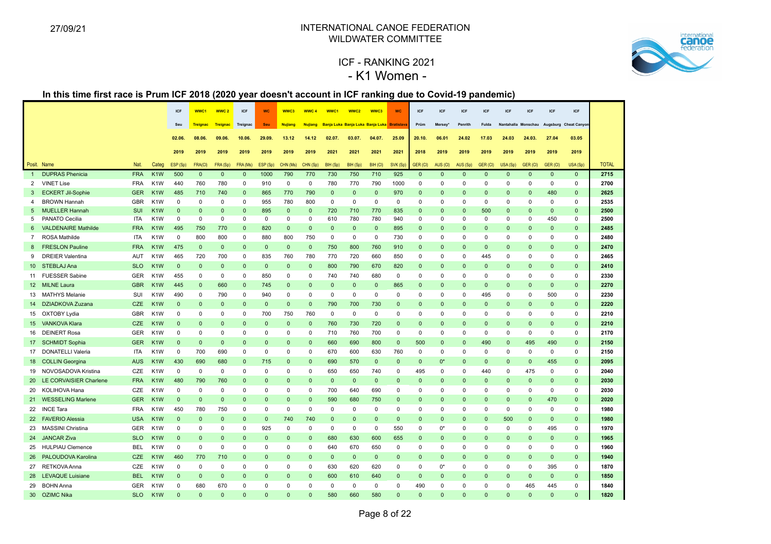27/09/21

INTERNATIONAL CANOE FEDERATION
WILDWATER COMMITTEE

# ICF - RANKING 2021
## - K1 Women -

### In this time first race is Prum ICF 2018 (2020 year doesn't account in ICF ranking due to Covid-19 pandemic)

| | | | | ICF | WWC1 | WWC 2 | ICF | WC | WWC3 | WWC 4 | WWC1 | WWC2 | WWC3 | WC | ICF | ICF | ICF | ICF | ICF | ICF | ICF | ICF | |
|---|---|---|---|---|---|---|---|---|---|---|---|---|---|---|---|---|---|---|---|---|---|---|---|
| | | | | Seu | Treignac | Treignac | Treignac | Seu | Nujiang | Nujiang | Banja Luka | Banja Luka | Banja Luka | Bratislava | Prüm | Mersey* | Penrith | Fulda | Nantahalla | Monschau | Augsburg | Cheat Canyon | |
| | | | | 02.06. | 08.06. | 09.06. | 10.06. | 29.09. | 13.12 | 14.12 | 02.07. | 03.07. | 04.07. | 25.09 | 20.10. | 06.01 | 24.02 | 17.03 | 24.03 | 24.03. | 27.04 | 03.05 | |
| | | | | 2019 | 2019 | 2019 | 2019 | 2019 | 2019 | 2019 | 2021 | 2021 | 2021 | 2021 | 2018 | 2019 | 2019 | 2019 | 2019 | 2019 | 2019 | 2019 | |
| Posit. | Name | Nat. | Categ | ESP (Sp) | FRA(Cl) | FRA (Sp) | FRA (Ms) | ESP (Sp) | CHN (Ms) | CHN (Sp) | BIH (Sp) | BIH (Sp) | BIH (Cl) | SVK (Sp) | GER (Cl) | AUS (Cl) | AUS (Sp) | GER (Cl) | USA (Sp) | GER (Cl) | GER (Cl) | USA (Sp) | TOTAL |
| 1 | DUPRAS Phenicia | FRA | K1W | 500 | 0 | 0 | 0 | 1000 | 790 | 770 | 730 | 750 | 710 | 925 | 0 | 0 | 0 | 0 | 0 | 0 | 0 | 0 | 2715 |
| 2 | VINET Lise | FRA | K1W | 440 | 760 | 780 | 0 | 910 | 0 | 0 | 780 | 770 | 790 | 1000 | 0 | 0 | 0 | 0 | 0 | 0 | 0 | 0 | 2700 |
| 3 | ECKERT Jil-Sophie | GER | K1W | 485 | 710 | 740 | 0 | 865 | 770 | 790 | 0 | 0 | 0 | 970 | 0 | 0 | 0 | 0 | 0 | 0 | 480 | 0 | 2625 |
| 4 | BROWN Hannah | GBR | K1W | 0 | 0 | 0 | 0 | 955 | 780 | 800 | 0 | 0 | 0 | 0 | 0 | 0 | 0 | 0 | 0 | 0 | 0 | 0 | 2535 |
| 5 | MUELLER Hannah | SUI | K1W | 0 | 0 | 0 | 0 | 895 | 0 | 0 | 720 | 710 | 770 | 835 | 0 | 0 | 0 | 500 | 0 | 0 | 0 | 0 | 2500 |
| 5 | PANATO Cecilia | ITA | K1W | 0 | 0 | 0 | 0 | 0 | 0 | 0 | 610 | 780 | 780 | 940 | 0 | 0 | 0 | 0 | 0 | 0 | 450 | 0 | 2500 |
| 6 | VALDENAIRE Mathilde | FRA | K1W | 495 | 750 | 770 | 0 | 820 | 0 | 0 | 0 | 0 | 0 | 895 | 0 | 0 | 0 | 0 | 0 | 0 | 0 | 0 | 2485 |
| 7 | ROSA Mathilde | ITA | K1W | 0 | 800 | 800 | 0 | 880 | 800 | 750 | 0 | 0 | 0 | 730 | 0 | 0 | 0 | 0 | 0 | 0 | 0 | 0 | 2480 |
| 8 | FRESLON Pauline | FRA | K1W | 475 | 0 | 0 | 0 | 0 | 0 | 0 | 750 | 800 | 760 | 910 | 0 | 0 | 0 | 0 | 0 | 0 | 0 | 0 | 2470 |
| 9 | DREIER Valentina | AUT | K1W | 465 | 720 | 700 | 0 | 835 | 760 | 780 | 770 | 720 | 660 | 850 | 0 | 0 | 0 | 445 | 0 | 0 | 0 | 0 | 2465 |
| 10 | STEBLAJ Ana | SLO | K1W | 0 | 0 | 0 | 0 | 0 | 0 | 0 | 800 | 790 | 670 | 820 | 0 | 0 | 0 | 0 | 0 | 0 | 0 | 0 | 2410 |
| 11 | FUESSER Sabine | GER | K1W | 455 | 0 | 0 | 0 | 850 | 0 | 0 | 740 | 740 | 680 | 0 | 0 | 0 | 0 | 0 | 0 | 0 | 0 | 0 | 2330 |
| 12 | MILNE Laura | GBR | K1W | 445 | 0 | 660 | 0 | 745 | 0 | 0 | 0 | 0 | 0 | 865 | 0 | 0 | 0 | 0 | 0 | 0 | 0 | 0 | 2270 |
| 13 | MATHYS Melanie | SUI | K1W | 490 | 0 | 790 | 0 | 940 | 0 | 0 | 0 | 0 | 0 | 0 | 0 | 0 | 0 | 495 | 0 | 0 | 500 | 0 | 2230 |
| 14 | DZIADKOVA Zuzana | CZE | K1W | 0 | 0 | 0 | 0 | 0 | 0 | 0 | 790 | 700 | 730 | 0 | 0 | 0 | 0 | 0 | 0 | 0 | 0 | 0 | 2220 |
| 15 | OXTOBY Lydia | GBR | K1W | 0 | 0 | 0 | 0 | 700 | 750 | 760 | 0 | 0 | 0 | 0 | 0 | 0 | 0 | 0 | 0 | 0 | 0 | 0 | 2210 |
| 15 | VANKOVA Klara | CZE | K1W | 0 | 0 | 0 | 0 | 0 | 0 | 0 | 760 | 730 | 720 | 0 | 0 | 0 | 0 | 0 | 0 | 0 | 0 | 0 | 2210 |
| 16 | DEINERT Rosa | GER | K1W | 0 | 0 | 0 | 0 | 0 | 0 | 0 | 710 | 760 | 700 | 0 | 0 | 0 | 0 | 0 | 0 | 0 | 0 | 0 | 2170 |
| 17 | SCHMIDT Sophia | GER | K1W | 0 | 0 | 0 | 0 | 0 | 0 | 0 | 660 | 690 | 800 | 0 | 500 | 0 | 0 | 490 | 0 | 495 | 490 | 0 | 2150 |
| 17 | DONATELLI Valeria | ITA | K1W | 0 | 700 | 690 | 0 | 0 | 0 | 0 | 670 | 600 | 630 | 760 | 0 | 0 | 0 | 0 | 0 | 0 | 0 | 0 | 2150 |
| 18 | COLLIN Georgina | AUS | K1W | 430 | 690 | 680 | 0 | 715 | 0 | 0 | 690 | 570 | 0 | 0 | 0 | 0* | 0 | 0 | 0 | 0 | 455 | 0 | 2095 |
| 19 | NOVOSADOVA Kristina | CZE | K1W | 0 | 0 | 0 | 0 | 0 | 0 | 0 | 650 | 650 | 740 | 0 | 495 | 0 | 0 | 440 | 0 | 475 | 0 | 0 | 2040 |
| 20 | LE CORVAISIER Charlene | FRA | K1W | 480 | 790 | 760 | 0 | 0 | 0 | 0 | 0 | 0 | 0 | 0 | 0 | 0 | 0 | 0 | 0 | 0 | 0 | 0 | 2030 |
| 20 | KOLIHOVA Hana | CZE | K1W | 0 | 0 | 0 | 0 | 0 | 0 | 0 | 700 | 640 | 690 | 0 | 0 | 0 | 0 | 0 | 0 | 0 | 0 | 0 | 2030 |
| 21 | WESSELING Marlene | GER | K1W | 0 | 0 | 0 | 0 | 0 | 0 | 0 | 590 | 680 | 750 | 0 | 0 | 0 | 0 | 0 | 0 | 0 | 470 | 0 | 2020 |
| 22 | INCE Tara | FRA | K1W | 450 | 780 | 750 | 0 | 0 | 0 | 0 | 0 | 0 | 0 | 0 | 0 | 0 | 0 | 0 | 0 | 0 | 0 | 0 | 1980 |
| 22 | FAVERIO Alessia | USA | K1W | 0 | 0 | 0 | 0 | 0 | 740 | 740 | 0 | 0 | 0 | 0 | 0 | 0 | 0 | 0 | 500 | 0 | 0 | 0 | 1980 |
| 23 | MASSINI Christina | GER | K1W | 0 | 0 | 0 | 0 | 925 | 0 | 0 | 0 | 0 | 0 | 550 | 0 | 0* | 0 | 0 | 0 | 0 | 495 | 0 | 1970 |
| 24 | JANCAR Ziva | SLO | K1W | 0 | 0 | 0 | 0 | 0 | 0 | 0 | 680 | 630 | 600 | 655 | 0 | 0 | 0 | 0 | 0 | 0 | 0 | 0 | 1965 |
| 25 | HULPIAU Clemence | BEL | K1W | 0 | 0 | 0 | 0 | 0 | 0 | 0 | 640 | 670 | 650 | 0 | 0 | 0 | 0 | 0 | 0 | 0 | 0 | 0 | 1960 |
| 26 | PALOUDOVA Karolina | CZE | K1W | 460 | 770 | 710 | 0 | 0 | 0 | 0 | 0 | 0 | 0 | 0 | 0 | 0 | 0 | 0 | 0 | 0 | 0 | 0 | 1940 |
| 27 | RETKOVA Anna | CZE | K1W | 0 | 0 | 0 | 0 | 0 | 0 | 0 | 630 | 620 | 620 | 0 | 0 | 0* | 0 | 0 | 0 | 0 | 395 | 0 | 1870 |
| 28 | LEVAQUE Luisiane | BEL | K1W | 0 | 0 | 0 | 0 | 0 | 0 | 0 | 600 | 610 | 640 | 0 | 0 | 0 | 0 | 0 | 0 | 0 | 0 | 0 | 1850 |
| 29 | BOHN Anna | GER | K1W | 0 | 680 | 670 | 0 | 0 | 0 | 0 | 0 | 0 | 0 | 0 | 490 | 0 | 0 | 0 | 0 | 465 | 445 | 0 | 1840 |
| 30 | OZIMC Nika | SLO | K1W | 0 | 0 | 0 | 0 | 0 | 0 | 0 | 580 | 660 | 580 | 0 | 0 | 0 | 0 | 0 | 0 | 0 | 0 | 0 | 1820 |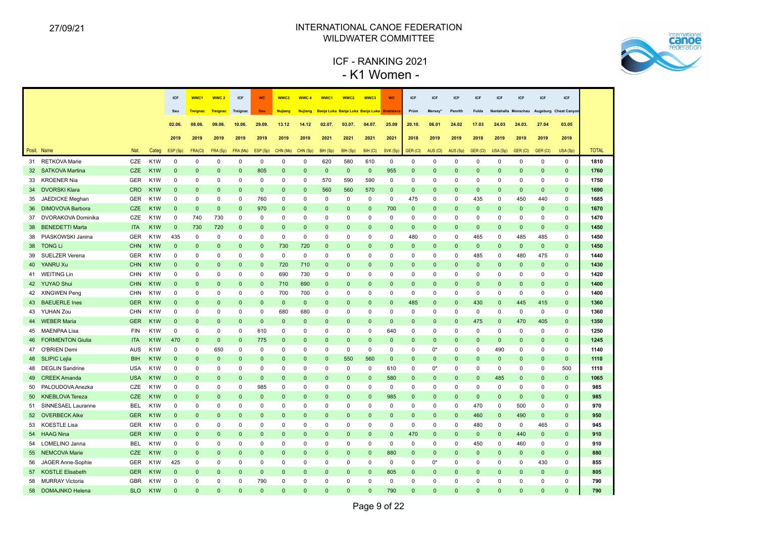27/09/21

# INTERNATIONAL CANOE FEDERATION
## WILDWATER COMMITTEE

## ICF - RANKING 2021
## - K1 Women -

| | | | | ICF | WWC1 | WWC 2 | ICF | WC | WWC3 | WWC 4 | WWC1 | WWC2 | WWC3 | WC | ICF | ICF | ICF | ICF | ICF | ICF | ICF | ICF | |
|---|---|---|---|---|---|---|---|---|---|---|---|---|---|---|---|---|---|---|---|---|---|---|---|
| | | | | Seu | Treignac | Treignac | Treignac | Seu | Nujiang | Nujiang | Banja Luka | Banja Luka | Banja Luka | Bratislava | Prüm | Mersey* | Penrith | Fulda | Nantahalla | Monschau | Augsburg | Cheat Canyon | |
| | | | | 02.06. | 08.06. | 09.06. | 10.06. | 29.09. | 13.12 | 14.12 | 02.07. | 03.07. | 04.07. | 25.09 | 20.10. | 06.01 | 24.02 | 17.03 | 24.03 | 24.03. | 27.04 | 03.05 | |
| | | | | 2019 | 2019 | 2019 | 2019 | 2019 | 2019 | 2019 | 2021 | 2021 | 2021 | 2021 | 2018 | 2019 | 2019 | 2019 | 2019 | 2019 | 2019 | 2019 | |
| Posit. | Name | Nat. | Categ | ESP (Sp) | FRA(Cl) | FRA (Sp) | FRA (Ms) | ESP (Sp) | CHN (Ms) | CHN (Sp) | BIH (Sp) | BIH (Sp) | BIH (Cl) | SVK (Sp) | GER (Cl) | AUS (Cl) | AUS (Sp) | GER (Cl) | USA (Sp) | GER (Cl) | GER (Cl) | USA (Sp) | TOTAL |
| 31 | RETKOVA Marie | CZE | K1W | 0 | 0 | 0 | 0 | 0 | 0 | 0 | 620 | 580 | 610 | 0 | 0 | 0 | 0 | 0 | 0 | 0 | 0 | 0 | 1810 |
| 32 | SATKOVA Martina | CZE | K1W | 0 | 0 | 0 | 0 | 805 | 0 | 0 | 0 | 0 | 0 | 955 | 0 | 0 | 0 | 0 | 0 | 0 | 0 | 0 | 1760 |
| 33 | KROENER Nia | GER | K1W | 0 | 0 | 0 | 0 | 0 | 0 | 0 | 570 | 590 | 590 | 0 | 0 | 0 | 0 | 0 | 0 | 0 | 0 | 0 | 1750 |
| 34 | DVORSKI Klara | CRO | K1W | 0 | 0 | 0 | 0 | 0 | 0 | 0 | 560 | 560 | 570 | 0 | 0 | 0 | 0 | 0 | 0 | 0 | 0 | 0 | 1690 |
| 35 | JAEDICKE Meghan | GER | K1W | 0 | 0 | 0 | 0 | 760 | 0 | 0 | 0 | 0 | 0 | 0 | 475 | 0 | 0 | 435 | 0 | 450 | 440 | 0 | 1685 |
| 36 | DIMOVOVA Barbora | CZE | K1W | 0 | 0 | 0 | 0 | 970 | 0 | 0 | 0 | 0 | 0 | 700 | 0 | 0 | 0 | 0 | 0 | 0 | 0 | 0 | 1670 |
| 37 | DVORAKOVA Dominika | CZE | K1W | 0 | 740 | 730 | 0 | 0 | 0 | 0 | 0 | 0 | 0 | 0 | 0 | 0 | 0 | 0 | 0 | 0 | 0 | 0 | 1470 |
| 38 | BENEDETTI Marta | ITA | K1W | 0 | 730 | 720 | 0 | 0 | 0 | 0 | 0 | 0 | 0 | 0 | 0 | 0 | 0 | 0 | 0 | 0 | 0 | 0 | 1450 |
| 38 | PIASKOWSKI Janina | GER | K1W | 435 | 0 | 0 | 0 | 0 | 0 | 0 | 0 | 0 | 0 | 0 | 480 | 0 | 0 | 465 | 0 | 485 | 485 | 0 | 1450 |
| 38 | TONG Li | CHN | K1W | 0 | 0 | 0 | 0 | 0 | 730 | 720 | 0 | 0 | 0 | 0 | 0 | 0 | 0 | 0 | 0 | 0 | 0 | 0 | 1450 |
| 39 | SUELZER Verena | GER | K1W | 0 | 0 | 0 | 0 | 0 | 0 | 0 | 0 | 0 | 0 | 0 | 0 | 0 | 0 | 485 | 0 | 480 | 475 | 0 | 1440 |
| 40 | YANRU Xu | CHN | K1W | 0 | 0 | 0 | 0 | 0 | 720 | 710 | 0 | 0 | 0 | 0 | 0 | 0 | 0 | 0 | 0 | 0 | 0 | 0 | 1430 |
| 41 | WEITING Lin | CHN | K1W | 0 | 0 | 0 | 0 | 0 | 690 | 730 | 0 | 0 | 0 | 0 | 0 | 0 | 0 | 0 | 0 | 0 | 0 | 0 | 1420 |
| 42 | YUYAO Shui | CHN | K1W | 0 | 0 | 0 | 0 | 0 | 710 | 690 | 0 | 0 | 0 | 0 | 0 | 0 | 0 | 0 | 0 | 0 | 0 | 0 | 1400 |
| 42 | XINGWEN Peng | CHN | K1W | 0 | 0 | 0 | 0 | 0 | 700 | 700 | 0 | 0 | 0 | 0 | 0 | 0 | 0 | 0 | 0 | 0 | 0 | 0 | 1400 |
| 43 | BAEUERLE Ines | GER | K1W | 0 | 0 | 0 | 0 | 0 | 0 | 0 | 0 | 0 | 0 | 0 | 485 | 0 | 0 | 430 | 0 | 445 | 415 | 0 | 1360 |
| 43 | YUHAN Zou | CHN | K1W | 0 | 0 | 0 | 0 | 0 | 680 | 680 | 0 | 0 | 0 | 0 | 0 | 0 | 0 | 0 | 0 | 0 | 0 | 0 | 1360 |
| 44 | WEBER Maria | GER | K1W | 0 | 0 | 0 | 0 | 0 | 0 | 0 | 0 | 0 | 0 | 0 | 0 | 0 | 0 | 475 | 0 | 470 | 405 | 0 | 1350 |
| 45 | MAENPAA Lisa | FIN | K1W | 0 | 0 | 0 | 0 | 610 | 0 | 0 | 0 | 0 | 0 | 640 | 0 | 0 | 0 | 0 | 0 | 0 | 0 | 0 | 1250 |
| 46 | FORMENTON Giulia | ITA | K1W | 470 | 0 | 0 | 0 | 775 | 0 | 0 | 0 | 0 | 0 | 0 | 0 | 0 | 0 | 0 | 0 | 0 | 0 | 0 | 1245 |
| 47 | O'BRIEN Demi | AUS | K1W | 0 | 0 | 650 | 0 | 0 | 0 | 0 | 0 | 0 | 0 | 0 | 0 | 0* | 0 | 0 | 490 | 0 | 0 | 0 | 1140 |
| 48 | SLIPIC Lejla | BIH | K1W | 0 | 0 | 0 | 0 | 0 | 0 | 0 | 0 | 550 | 560 | 0 | 0 | 0 | 0 | 0 | 0 | 0 | 0 | 0 | 1110 |
| 48 | DEGLIN Sandrine | USA | K1W | 0 | 0 | 0 | 0 | 0 | 0 | 0 | 0 | 0 | 0 | 610 | 0 | 0* | 0 | 0 | 0 | 0 | 0 | 500 | 1110 |
| 49 | CREEK Amanda | USA | K1W | 0 | 0 | 0 | 0 | 0 | 0 | 0 | 0 | 0 | 0 | 580 | 0 | 0 | 0 | 0 | 485 | 0 | 0 | 0 | 1065 |
| 50 | PALOUDOVA Anezka | CZE | K1W | 0 | 0 | 0 | 0 | 985 | 0 | 0 | 0 | 0 | 0 | 0 | 0 | 0 | 0 | 0 | 0 | 0 | 0 | 0 | 985 |
| 50 | KNEBLOVA Tereza | CZE | K1W | 0 | 0 | 0 | 0 | 0 | 0 | 0 | 0 | 0 | 0 | 985 | 0 | 0 | 0 | 0 | 0 | 0 | 0 | 0 | 985 |
| 51 | SINNESAEL Lauranne | BEL | K1W | 0 | 0 | 0 | 0 | 0 | 0 | 0 | 0 | 0 | 0 | 0 | 0 | 0 | 0 | 470 | 0 | 500 | 0 | 0 | 970 |
| 52 | OVERBECK Alke | GER | K1W | 0 | 0 | 0 | 0 | 0 | 0 | 0 | 0 | 0 | 0 | 0 | 0 | 0 | 0 | 460 | 0 | 490 | 0 | 0 | 950 |
| 53 | KOESTLE Lisa | GER | K1W | 0 | 0 | 0 | 0 | 0 | 0 | 0 | 0 | 0 | 0 | 0 | 0 | 0 | 0 | 480 | 0 | 0 | 465 | 0 | 945 |
| 54 | HAAG Nina | GER | K1W | 0 | 0 | 0 | 0 | 0 | 0 | 0 | 0 | 0 | 0 | 0 | 470 | 0 | 0 | 0 | 0 | 440 | 0 | 0 | 910 |
| 54 | LOMELINO Janna | BEL | K1W | 0 | 0 | 0 | 0 | 0 | 0 | 0 | 0 | 0 | 0 | 0 | 0 | 0 | 0 | 450 | 0 | 460 | 0 | 0 | 910 |
| 55 | NEMCOVA Marie | CZE | K1W | 0 | 0 | 0 | 0 | 0 | 0 | 0 | 0 | 0 | 0 | 880 | 0 | 0 | 0 | 0 | 0 | 0 | 0 | 0 | 880 |
| 56 | JAGER Anne-Sophie | GER | K1W | 425 | 0 | 0 | 0 | 0 | 0 | 0 | 0 | 0 | 0 | 0 | 0 | 0* | 0 | 0 | 0 | 0 | 430 | 0 | 855 |
| 57 | KOSTLE Elisabeth | GER | K1W | 0 | 0 | 0 | 0 | 0 | 0 | 0 | 0 | 0 | 0 | 805 | 0 | 0 | 0 | 0 | 0 | 0 | 0 | 0 | 805 |
| 58 | MURRAY Victoria | GBR | K1W | 0 | 0 | 0 | 0 | 790 | 0 | 0 | 0 | 0 | 0 | 0 | 0 | 0 | 0 | 0 | 0 | 0 | 0 | 0 | 790 |
| 58 | DOMAJNKO Helena | SLO | K1W | 0 | 0 | 0 | 0 | 0 | 0 | 0 | 0 | 0 | 0 | 790 | 0 | 0 | 0 | 0 | 0 | 0 | 0 | 0 | 790 |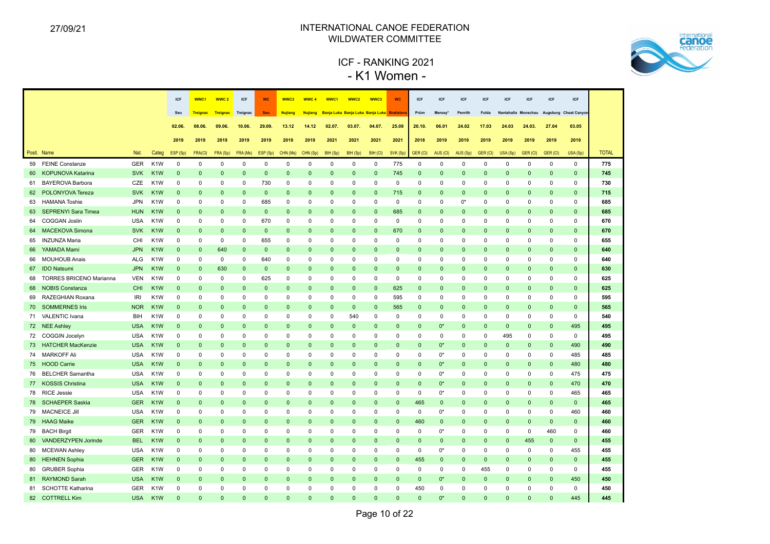27/09/21

INTERNATIONAL CANOE FEDERATION
WILDWATER COMMITTEE

# ICF - RANKING 2021
## - K1 Women -

| | | | | ICF | WWC1 | WWC 2 | ICF | WC | WWC3 | WWC 4 | WWC1 | WWC2 | WWC3 | WC | ICF | ICF | ICF | ICF | ICF | ICF | ICF | ICF | |
|---|---|---|---|---|---|---|---|---|---|---|---|---|---|---|---|---|---|---|---|---|---|---|---|
| | | | | Seu | Treignac | Treignac | Treignac | Seu | Nujiang | Nujiang | Banja Luka | Banja Luka | Banja Luka | Bratislava | Prüm | Mersey* | Penrith | Fulda | Nantahalla | Monschau | Augsburg | Cheat Canyon | |
| | | | | 02.06. | 08.06. | 09.06. | 10.06. | 29.09. | 13.12 | 14.12 | 02.07. | 03.07. | 04.07. | 25.09 | 20.10. | 06.01 | 24.02 | 17.03 | 24.03 | 24.03. | 27.04 | 03.05 | |
| | | | | 2019 | 2019 | 2019 | 2019 | 2019 | 2019 | 2019 | 2021 | 2021 | 2021 | 2021 | 2018 | 2019 | 2019 | 2019 | 2019 | 2019 | 2019 | 2019 | |
| Posit. | Name | Nat. | Categ | ESP (Sp) | FRA(Cl) | FRA (Sp) | FRA (Ms) | ESP (Sp) | CHN (Ms) | CHN (Sp) | BIH (Sp) | BIH (Sp) | BIH (Cl) | SVK (Sp) | GER (Cl) | AUS (Cl) | AUS (Sp) | GER (Cl) | USA (Sp) | GER (Cl) | GER (Cl) | USA (Sp) | TOTAL |
| 59 | FEINE Constanze | GER | K1W | 0 | 0 | 0 | 0 | 0 | 0 | 0 | 0 | 0 | 0 | 775 | 0 | 0 | 0 | 0 | 0 | 0 | 0 | 0 | 775 |
| 60 | KOPUNOVA Katarina | SVK | K1W | 0 | 0 | 0 | 0 | 0 | 0 | 0 | 0 | 0 | 0 | 745 | 0 | 0 | 0 | 0 | 0 | 0 | 0 | 0 | 745 |
| 61 | BAYEROVA Barbora | CZE | K1W | 0 | 0 | 0 | 0 | 730 | 0 | 0 | 0 | 0 | 0 | 0 | 0 | 0 | 0 | 0 | 0 | 0 | 0 | 0 | 730 |
| 62 | POLONYOVA Tereza | SVK | K1W | 0 | 0 | 0 | 0 | 0 | 0 | 0 | 0 | 0 | 0 | 715 | 0 | 0 | 0 | 0 | 0 | 0 | 0 | 0 | 715 |
| 63 | HAMANA Toshie | JPN | K1W | 0 | 0 | 0 | 0 | 685 | 0 | 0 | 0 | 0 | 0 | 0 | 0 | 0 | 0* | 0 | 0 | 0 | 0 | 0 | 685 |
| 63 | SEPRENYI Sara Timea | HUN | K1W | 0 | 0 | 0 | 0 | 0 | 0 | 0 | 0 | 0 | 0 | 685 | 0 | 0 | 0 | 0 | 0 | 0 | 0 | 0 | 685 |
| 64 | COGGAN Joslin | USA | K1W | 0 | 0 | 0 | 0 | 670 | 0 | 0 | 0 | 0 | 0 | 0 | 0 | 0 | 0 | 0 | 0 | 0 | 0 | 0 | 670 |
| 64 | MACEKOVA Simona | SVK | K1W | 0 | 0 | 0 | 0 | 0 | 0 | 0 | 0 | 0 | 0 | 670 | 0 | 0 | 0 | 0 | 0 | 0 | 0 | 0 | 670 |
| 65 | INZUNZA Maria | CHI | K1W | 0 | 0 | 0 | 0 | 655 | 0 | 0 | 0 | 0 | 0 | 0 | 0 | 0 | 0 | 0 | 0 | 0 | 0 | 0 | 655 |
| 66 | YAMADA Mami | JPN | K1W | 0 | 0 | 640 | 0 | 0 | 0 | 0 | 0 | 0 | 0 | 0 | 0 | 0 | 0 | 0 | 0 | 0 | 0 | 0 | 640 |
| 66 | MOUHOUB Anais | ALG | K1W | 0 | 0 | 0 | 0 | 640 | 0 | 0 | 0 | 0 | 0 | 0 | 0 | 0 | 0 | 0 | 0 | 0 | 0 | 0 | 640 |
| 67 | IDO Natsumi | JPN | K1W | 0 | 0 | 630 | 0 | 0 | 0 | 0 | 0 | 0 | 0 | 0 | 0 | 0 | 0 | 0 | 0 | 0 | 0 | 0 | 630 |
| 68 | TORRES BRICENO Marianna | VEN | K1W | 0 | 0 | 0 | 0 | 625 | 0 | 0 | 0 | 0 | 0 | 0 | 0 | 0 | 0 | 0 | 0 | 0 | 0 | 0 | 625 |
| 68 | NOBIS Constanza | CHI | K1W | 0 | 0 | 0 | 0 | 0 | 0 | 0 | 0 | 0 | 0 | 625 | 0 | 0 | 0 | 0 | 0 | 0 | 0 | 0 | 625 |
| 69 | RAZEGHIAN Roxana | IRI | K1W | 0 | 0 | 0 | 0 | 0 | 0 | 0 | 0 | 0 | 0 | 595 | 0 | 0 | 0 | 0 | 0 | 0 | 0 | 0 | 595 |
| 70 | SOMMERNES Iris | NOR | K1W | 0 | 0 | 0 | 0 | 0 | 0 | 0 | 0 | 0 | 0 | 565 | 0 | 0 | 0 | 0 | 0 | 0 | 0 | 0 | 565 |
| 71 | VALENTIC Ivana | BIH | K1W | 0 | 0 | 0 | 0 | 0 | 0 | 0 | 0 | 540 | 0 | 0 | 0 | 0 | 0 | 0 | 0 | 0 | 0 | 0 | 540 |
| 72 | NEE Ashley | USA | K1W | 0 | 0 | 0 | 0 | 0 | 0 | 0 | 0 | 0 | 0 | 0 | 0 | 0* | 0 | 0 | 0 | 0 | 0 | 495 | 495 |
| 72 | COGGIN Jocelyn | USA | K1W | 0 | 0 | 0 | 0 | 0 | 0 | 0 | 0 | 0 | 0 | 0 | 0 | 0 | 0 | 0 | 495 | 0 | 0 | 0 | 495 |
| 73 | HATCHER MacKenzie | USA | K1W | 0 | 0 | 0 | 0 | 0 | 0 | 0 | 0 | 0 | 0 | 0 | 0 | 0* | 0 | 0 | 0 | 0 | 0 | 490 | 490 |
| 74 | MARKOFF Ali | USA | K1W | 0 | 0 | 0 | 0 | 0 | 0 | 0 | 0 | 0 | 0 | 0 | 0 | 0* | 0 | 0 | 0 | 0 | 0 | 485 | 485 |
| 75 | HOOD Carrie | USA | K1W | 0 | 0 | 0 | 0 | 0 | 0 | 0 | 0 | 0 | 0 | 0 | 0 | 0* | 0 | 0 | 0 | 0 | 0 | 480 | 480 |
| 76 | BELCHER Samantha | USA | K1W | 0 | 0 | 0 | 0 | 0 | 0 | 0 | 0 | 0 | 0 | 0 | 0 | 0* | 0 | 0 | 0 | 0 | 0 | 475 | 475 |
| 77 | KOSSIS Christina | USA | K1W | 0 | 0 | 0 | 0 | 0 | 0 | 0 | 0 | 0 | 0 | 0 | 0 | 0* | 0 | 0 | 0 | 0 | 0 | 470 | 470 |
| 78 | RICE Jessie | USA | K1W | 0 | 0 | 0 | 0 | 0 | 0 | 0 | 0 | 0 | 0 | 0 | 0 | 0* | 0 | 0 | 0 | 0 | 0 | 465 | 465 |
| 78 | SCHAEPER Saskia | GER | K1W | 0 | 0 | 0 | 0 | 0 | 0 | 0 | 0 | 0 | 0 | 0 | 465 | 0 | 0 | 0 | 0 | 0 | 0 | 0 | 465 |
| 79 | MACNEICE Jill | USA | K1W | 0 | 0 | 0 | 0 | 0 | 0 | 0 | 0 | 0 | 0 | 0 | 0 | 0* | 0 | 0 | 0 | 0 | 0 | 460 | 460 |
| 79 | HAAG Maike | GER | K1W | 0 | 0 | 0 | 0 | 0 | 0 | 0 | 0 | 0 | 0 | 0 | 460 | 0 | 0 | 0 | 0 | 0 | 0 | 0 | 460 |
| 79 | BACH Birgit | GER | K1W | 0 | 0 | 0 | 0 | 0 | 0 | 0 | 0 | 0 | 0 | 0 | 0 | 0* | 0 | 0 | 0 | 0 | 460 | 0 | 460 |
| 80 | VANDERZYPEN Jorinde | BEL | K1W | 0 | 0 | 0 | 0 | 0 | 0 | 0 | 0 | 0 | 0 | 0 | 0 | 0 | 0 | 0 | 0 | 455 | 0 | 0 | 455 |
| 80 | MCEWAN Ashley | USA | K1W | 0 | 0 | 0 | 0 | 0 | 0 | 0 | 0 | 0 | 0 | 0 | 0 | 0* | 0 | 0 | 0 | 0 | 0 | 455 | 455 |
| 80 | HEHNEN Sophia | GER | K1W | 0 | 0 | 0 | 0 | 0 | 0 | 0 | 0 | 0 | 0 | 0 | 455 | 0 | 0 | 0 | 0 | 0 | 0 | 0 | 455 |
| 80 | GRUBER Sophia | GER | K1W | 0 | 0 | 0 | 0 | 0 | 0 | 0 | 0 | 0 | 0 | 0 | 0 | 0 | 0 | 455 | 0 | 0 | 0 | 0 | 455 |
| 81 | RAYMOND Sarah | USA | K1W | 0 | 0 | 0 | 0 | 0 | 0 | 0 | 0 | 0 | 0 | 0 | 0 | 0* | 0 | 0 | 0 | 0 | 0 | 450 | 450 |
| 81 | SCHOTTE Katharina | GER | K1W | 0 | 0 | 0 | 0 | 0 | 0 | 0 | 0 | 0 | 0 | 0 | 450 | 0 | 0 | 0 | 0 | 0 | 0 | 0 | 450 |
| 82 | COTTRELL Kim | USA | K1W | 0 | 0 | 0 | 0 | 0 | 0 | 0 | 0 | 0 | 0 | 0 | 0 | 0* | 0 | 0 | 0 | 0 | 0 | 445 | 445 |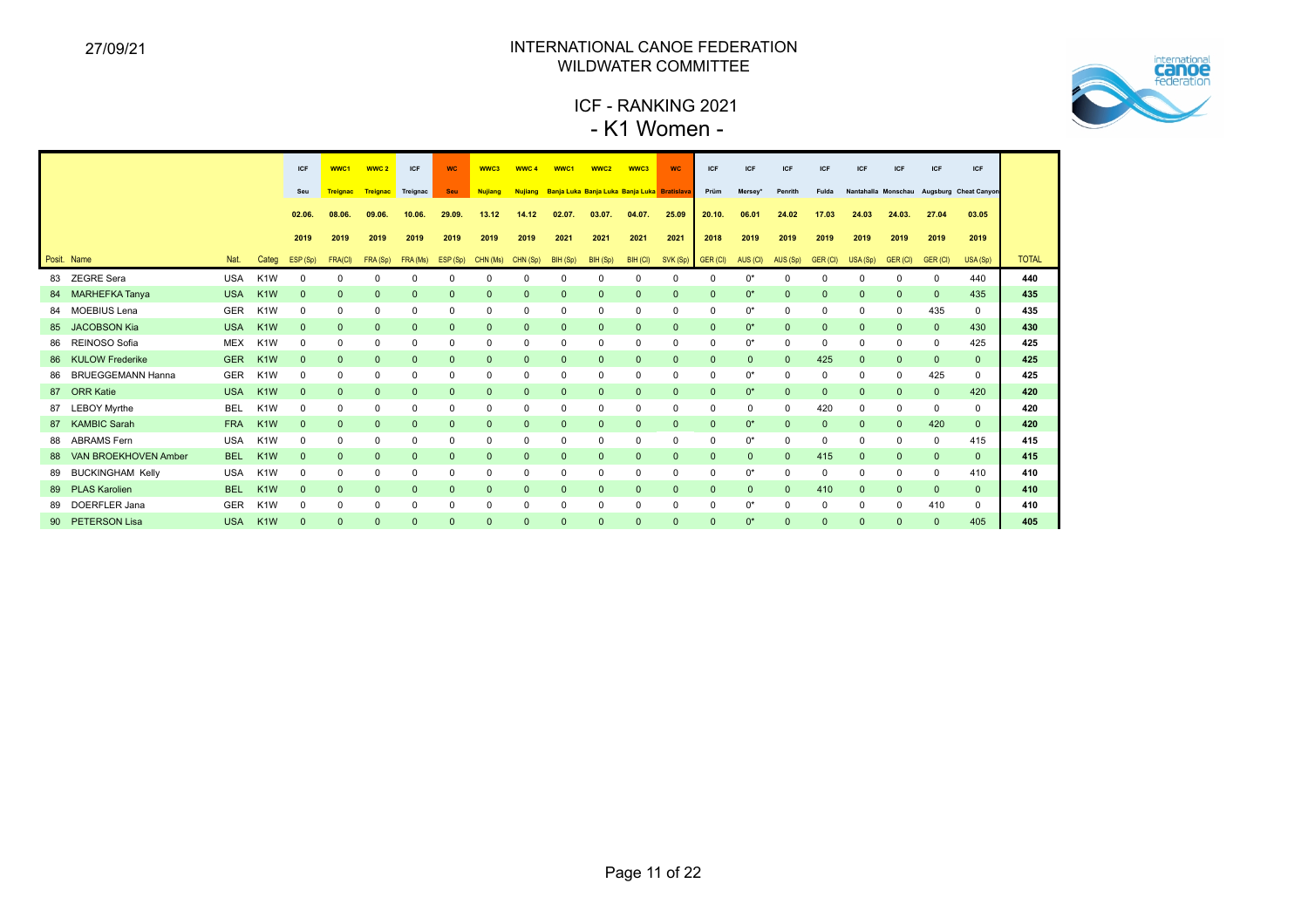27/09/21

# INTERNATIONAL CANOE FEDERATION
## WILDWATER COMMITTEE

## ICF - RANKING 2021
## - K1 Women -

| | | | | ICF | WWC1 | WWC 2 | ICF | WC | WWC3 | WWC 4 | WWC1 | WWC2 | WWC3 | WC | ICF | ICF | ICF | ICF | ICF | ICF | ICF | ICF | |
|---|---|---|---|---|---|---|---|---|---|---|---|---|---|---|---|---|---|---|---|---|---|---|---|
| | | | | Seu | Treignac | Treignac | Treignac | Seu | Nujiang | Nujiang | Banja Luka | Banja Luka | Banja Luka | Bratislava | Prüm | Mersey* | Penrith | Fulda | Nantahalla | Monschau | Augsburg | Cheat Canyon | |
| | | | | 02.06. | 08.06. | 09.06. | 10.06. | 29.09. | 13.12 | 14.12 | 02.07. | 03.07. | 04.07. | 25.09 | 20.10. | 06.01 | 24.02 | 17.03 | 24.03 | 24.03. | 27.04 | 03.05 | |
| | | | | 2019 | 2019 | 2019 | 2019 | 2019 | 2019 | 2019 | 2021 | 2021 | 2021 | 2021 | 2018 | 2019 | 2019 | 2019 | 2019 | 2019 | 2019 | 2019 | |
| Posit. | Name | Nat. | Categ | ESP (Sp) | FRA(Cl) | FRA (Sp) | FRA (Ms) | ESP (Sp) | CHN (Ms) | CHN (Sp) | BIH (Sp) | BIH (Sp) | BIH (Cl) | SVK (Sp) | GER (Cl) | AUS (Cl) | AUS (Sp) | GER (Cl) | USA (Sp) | GER (Cl) | GER (Cl) | USA (Sp) | TOTAL |
| 83 | ZEGRE Sera | USA | K1W | 0 | 0 | 0 | 0 | 0 | 0 | 0 | 0 | 0 | 0 | 0 | 0 | 0* | 0 | 0 | 0 | 0 | 0 | 440 | 440 |
| 84 | MARHEFKA Tanya | USA | K1W | 0 | 0 | 0 | 0 | 0 | 0 | 0 | 0 | 0 | 0 | 0 | 0 | 0* | 0 | 0 | 0 | 0 | 0 | 435 | 435 |
| 84 | MOEBIUS Lena | GER | K1W | 0 | 0 | 0 | 0 | 0 | 0 | 0 | 0 | 0 | 0 | 0 | 0 | 0* | 0 | 0 | 0 | 0 | 435 | 0 | 435 |
| 85 | JACOBSON Kia | USA | K1W | 0 | 0 | 0 | 0 | 0 | 0 | 0 | 0 | 0 | 0 | 0 | 0 | 0* | 0 | 0 | 0 | 0 | 0 | 430 | 430 |
| 86 | REINOSO Sofia | MEX | K1W | 0 | 0 | 0 | 0 | 0 | 0 | 0 | 0 | 0 | 0 | 0 | 0 | 0* | 0 | 0 | 0 | 0 | 0 | 425 | 425 |
| 86 | KULOW Frederike | GER | K1W | 0 | 0 | 0 | 0 | 0 | 0 | 0 | 0 | 0 | 0 | 0 | 0 | 0 | 0 | 425 | 0 | 0 | 0 | 0 | 425 |
| 86 | BRUEGGEMANN Hanna | GER | K1W | 0 | 0 | 0 | 0 | 0 | 0 | 0 | 0 | 0 | 0 | 0 | 0 | 0* | 0 | 0 | 0 | 0 | 425 | 0 | 425 |
| 87 | ORR Katie | USA | K1W | 0 | 0 | 0 | 0 | 0 | 0 | 0 | 0 | 0 | 0 | 0 | 0 | 0* | 0 | 0 | 0 | 0 | 0 | 420 | 420 |
| 87 | LEBOY Myrthe | BEL | K1W | 0 | 0 | 0 | 0 | 0 | 0 | 0 | 0 | 0 | 0 | 0 | 0 | 0 | 0 | 420 | 0 | 0 | 0 | 0 | 420 |
| 87 | KAMBIC Sarah | FRA | K1W | 0 | 0 | 0 | 0 | 0 | 0 | 0 | 0 | 0 | 0 | 0 | 0 | 0* | 0 | 0 | 0 | 0 | 420 | 0 | 420 |
| 88 | ABRAMS Fern | USA | K1W | 0 | 0 | 0 | 0 | 0 | 0 | 0 | 0 | 0 | 0 | 0 | 0 | 0* | 0 | 0 | 0 | 0 | 0 | 415 | 415 |
| 88 | VAN BROEKHOVEN Amber | BEL | K1W | 0 | 0 | 0 | 0 | 0 | 0 | 0 | 0 | 0 | 0 | 0 | 0 | 0 | 0 | 415 | 0 | 0 | 0 | 0 | 415 |
| 89 | BUCKINGHAM Kelly | USA | K1W | 0 | 0 | 0 | 0 | 0 | 0 | 0 | 0 | 0 | 0 | 0 | 0 | 0* | 0 | 0 | 0 | 0 | 0 | 410 | 410 |
| 89 | PLAS Karolien | BEL | K1W | 0 | 0 | 0 | 0 | 0 | 0 | 0 | 0 | 0 | 0 | 0 | 0 | 0 | 0 | 410 | 0 | 0 | 0 | 0 | 410 |
| 89 | DOERFLER Jana | GER | K1W | 0 | 0 | 0 | 0 | 0 | 0 | 0 | 0 | 0 | 0 | 0 | 0 | 0* | 0 | 0 | 0 | 0 | 410 | 0 | 410 |
| 90 | PETERSON Lisa | USA | K1W | 0 | 0 | 0 | 0 | 0 | 0 | 0 | 0 | 0 | 0 | 0 | 0 | 0* | 0 | 0 | 0 | 0 | 0 | 405 | 405 |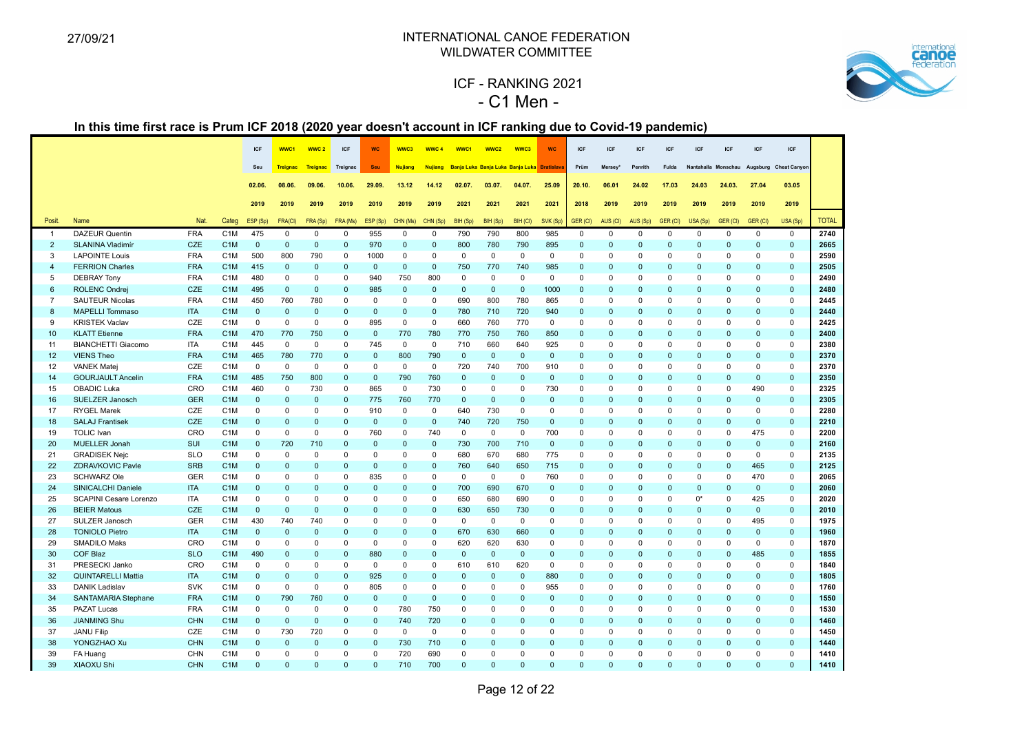27/09/21

# INTERNATIONAL CANOE FEDERATION
## WILDWATER COMMITTEE

## ICF - RANKING 2021
## - C1 Men -

### In this time first race is Prum ICF 2018 (2020 year doesn't account in ICF ranking due to Covid-19 pandemic)

| | | | | ICF | WWC1 | WWC 2 | ICF | WC | WWC3 | WWC 4 | WWC1 | WWC2 | WWC3 | WC | ICF | ICF | ICF | ICF | ICF | ICF | ICF | ICF | |
|---|---|---|---|---|---|---|---|---|---|---|---|---|---|---|---|---|---|---|---|---|---|---|---|
| | | | | Seu | Treignac | Treignac | Treignac | Seu | Nujiang | Nujiang | Banja Luka | Banja Luka | Banja Luka | Bratislava | Prüm | Mersey* | Penrith | Fulda | Nantahalla | Monschau | Augsburg | Cheat Canyon | |
| | | | | 02.06. | 08.06. | 09.06. | 10.06. | 29.09. | 13.12 | 14.12 | 02.07. | 03.07. | 04.07. | 25.09 | 20.10. | 06.01 | 24.02 | 17.03 | 24.03 | 24.03. | 27.04 | 03.05 | |
| | | | | 2019 | 2019 | 2019 | 2019 | 2019 | 2019 | 2019 | 2021 | 2021 | 2021 | 2021 | 2018 | 2019 | 2019 | 2019 | 2019 | 2019 | 2019 | 2019 | |
| Posit. | Name | Nat. | Categ | ESP (Sp) | FRA(Cl) | FRA (Sp) | FRA (Ms) | ESP (Sp) | CHN (Ms) | CHN (Sp) | BIH (Sp) | BIH (Sp) | BIH (Cl) | SVK (Sp) | GER (Cl) | AUS (Cl) | AUS (Sp) | GER (Cl) | USA (Sp) | GER (Cl) | GER (Cl) | USA (Sp) | TOTAL |
| 1 | DAZEUR Quentin | FRA | C1M | 475 | 0 | 0 | 0 | 955 | 0 | 0 | 790 | 790 | 800 | 985 | 0 | 0 | 0 | 0 | 0 | 0 | 0 | 0 | 2740 |
| 2 | SLANINA Vladimír | CZE | C1M | 0 | 0 | 0 | 0 | 970 | 0 | 0 | 800 | 780 | 790 | 895 | 0 | 0 | 0 | 0 | 0 | 0 | 0 | 0 | 2665 |
| 3 | LAPOINTE Louis | FRA | C1M | 500 | 800 | 790 | 0 | 1000 | 0 | 0 | 0 | 0 | 0 | 0 | 0 | 0 | 0 | 0 | 0 | 0 | 0 | 0 | 2590 |
| 4 | FERRION Charles | FRA | C1M | 415 | 0 | 0 | 0 | 0 | 0 | 0 | 750 | 770 | 740 | 985 | 0 | 0 | 0 | 0 | 0 | 0 | 0 | 0 | 2505 |
| 5 | DEBRAY Tony | FRA | C1M | 480 | 0 | 0 | 0 | 940 | 750 | 800 | 0 | 0 | 0 | 0 | 0 | 0 | 0 | 0 | 0 | 0 | 0 | 0 | 2490 |
| 6 | ROLENC Ondrej | CZE | C1M | 495 | 0 | 0 | 0 | 985 | 0 | 0 | 0 | 0 | 0 | 1000 | 0 | 0 | 0 | 0 | 0 | 0 | 0 | 0 | 2480 |
| 7 | SAUTEUR Nicolas | FRA | C1M | 450 | 760 | 780 | 0 | 0 | 0 | 0 | 690 | 800 | 780 | 865 | 0 | 0 | 0 | 0 | 0 | 0 | 0 | 0 | 2445 |
| 8 | MAPELLI Tommaso | ITA | C1M | 0 | 0 | 0 | 0 | 0 | 0 | 0 | 780 | 710 | 720 | 940 | 0 | 0 | 0 | 0 | 0 | 0 | 0 | 0 | 2440 |
| 9 | KRISTEK Vaclav | CZE | C1M | 0 | 0 | 0 | 0 | 895 | 0 | 0 | 660 | 760 | 770 | 0 | 0 | 0 | 0 | 0 | 0 | 0 | 0 | 0 | 2425 |
| 10 | KLATT Etienne | FRA | C1M | 470 | 770 | 750 | 0 | 0 | 770 | 780 | 770 | 750 | 760 | 850 | 0 | 0 | 0 | 0 | 0 | 0 | 0 | 0 | 2400 |
| 11 | BIANCHETTI Giacomo | ITA | C1M | 445 | 0 | 0 | 0 | 745 | 0 | 0 | 710 | 660 | 640 | 925 | 0 | 0 | 0 | 0 | 0 | 0 | 0 | 0 | 2380 |
| 12 | VIENS Theo | FRA | C1M | 465 | 780 | 770 | 0 | 0 | 800 | 790 | 0 | 0 | 0 | 0 | 0 | 0 | 0 | 0 | 0 | 0 | 0 | 0 | 2370 |
| 12 | VANEK Matej | CZE | C1M | 0 | 0 | 0 | 0 | 0 | 0 | 0 | 720 | 740 | 700 | 910 | 0 | 0 | 0 | 0 | 0 | 0 | 0 | 0 | 2370 |
| 14 | GOURJAULT Ancelin | FRA | C1M | 485 | 750 | 800 | 0 | 0 | 790 | 760 | 0 | 0 | 0 | 0 | 0 | 0 | 0 | 0 | 0 | 0 | 0 | 0 | 2350 |
| 15 | OBADIC Luka | CRO | C1M | 460 | 0 | 730 | 0 | 865 | 0 | 730 | 0 | 0 | 0 | 730 | 0 | 0 | 0 | 0 | 0 | 0 | 490 | 0 | 2325 |
| 16 | SUELZER Janosch | GER | C1M | 0 | 0 | 0 | 0 | 775 | 760 | 770 | 0 | 0 | 0 | 0 | 0 | 0 | 0 | 0 | 0 | 0 | 0 | 0 | 2305 |
| 17 | RYGEL Marek | CZE | C1M | 0 | 0 | 0 | 0 | 910 | 0 | 0 | 640 | 730 | 0 | 0 | 0 | 0 | 0 | 0 | 0 | 0 | 0 | 0 | 2280 |
| 18 | SALAJ Frantisek | CZE | C1M | 0 | 0 | 0 | 0 | 0 | 0 | 0 | 740 | 720 | 750 | 0 | 0 | 0 | 0 | 0 | 0 | 0 | 0 | 0 | 2210 |
| 19 | TOLIC Ivan | CRO | C1M | 0 | 0 | 0 | 0 | 760 | 0 | 740 | 0 | 0 | 0 | 700 | 0 | 0 | 0 | 0 | 0 | 0 | 475 | 0 | 2200 |
| 20 | MUELLER Jonah | SUI | C1M | 0 | 720 | 710 | 0 | 0 | 0 | 0 | 730 | 700 | 710 | 0 | 0 | 0 | 0 | 0 | 0 | 0 | 0 | 0 | 2160 |
| 21 | GRADISEK Nejc | SLO | C1M | 0 | 0 | 0 | 0 | 0 | 0 | 0 | 680 | 670 | 680 | 775 | 0 | 0 | 0 | 0 | 0 | 0 | 0 | 0 | 2135 |
| 22 | ZDRAVKOVIC Pavle | SRB | C1M | 0 | 0 | 0 | 0 | 0 | 0 | 0 | 760 | 640 | 650 | 715 | 0 | 0 | 0 | 0 | 0 | 0 | 465 | 0 | 2125 |
| 23 | SCHWARZ Ole | GER | C1M | 0 | 0 | 0 | 0 | 835 | 0 | 0 | 0 | 0 | 0 | 760 | 0 | 0 | 0 | 0 | 0 | 0 | 470 | 0 | 2065 |
| 24 | SINICALCHI Daniele | ITA | C1M | 0 | 0 | 0 | 0 | 0 | 0 | 0 | 700 | 690 | 670 | 0 | 0 | 0 | 0 | 0 | 0 | 0 | 0 | 0 | 2060 |
| 25 | SCAPINI Cesare Lorenzo | ITA | C1M | 0 | 0 | 0 | 0 | 0 | 0 | 0 | 650 | 680 | 690 | 0 | 0 | 0 | 0 | 0 | 0* | 0 | 425 | 0 | 2020 |
| 26 | BEIER Matous | CZE | C1M | 0 | 0 | 0 | 0 | 0 | 0 | 0 | 630 | 650 | 730 | 0 | 0 | 0 | 0 | 0 | 0 | 0 | 0 | 0 | 2010 |
| 27 | SULZER Janosch | GER | C1M | 430 | 740 | 740 | 0 | 0 | 0 | 0 | 0 | 0 | 0 | 0 | 0 | 0 | 0 | 0 | 0 | 0 | 495 | 0 | 1975 |
| 28 | TONIOLO Pietro | ITA | C1M | 0 | 0 | 0 | 0 | 0 | 0 | 0 | 670 | 630 | 660 | 0 | 0 | 0 | 0 | 0 | 0 | 0 | 0 | 0 | 1960 |
| 29 | SMADILO Maks | CRO | C1M | 0 | 0 | 0 | 0 | 0 | 0 | 0 | 620 | 620 | 630 | 0 | 0 | 0 | 0 | 0 | 0 | 0 | 0 | 0 | 1870 |
| 30 | COF Blaz | SLO | C1M | 490 | 0 | 0 | 0 | 880 | 0 | 0 | 0 | 0 | 0 | 0 | 0 | 0 | 0 | 0 | 0 | 0 | 485 | 0 | 1855 |
| 31 | PRESECKI Janko | CRO | C1M | 0 | 0 | 0 | 0 | 0 | 0 | 0 | 610 | 610 | 620 | 0 | 0 | 0 | 0 | 0 | 0 | 0 | 0 | 0 | 1840 |
| 32 | QUINTARELLI Mattia | ITA | C1M | 0 | 0 | 0 | 0 | 925 | 0 | 0 | 0 | 0 | 0 | 880 | 0 | 0 | 0 | 0 | 0 | 0 | 0 | 0 | 1805 |
| 33 | DANIK Ladislav | SVK | C1M | 0 | 0 | 0 | 0 | 805 | 0 | 0 | 0 | 0 | 0 | 955 | 0 | 0 | 0 | 0 | 0 | 0 | 0 | 0 | 1760 |
| 34 | SANTAMARIA Stephane | FRA | C1M | 0 | 790 | 760 | 0 | 0 | 0 | 0 | 0 | 0 | 0 | 0 | 0 | 0 | 0 | 0 | 0 | 0 | 0 | 0 | 1550 |
| 35 | PAZAT Lucas | FRA | C1M | 0 | 0 | 0 | 0 | 0 | 780 | 750 | 0 | 0 | 0 | 0 | 0 | 0 | 0 | 0 | 0 | 0 | 0 | 0 | 1530 |
| 36 | JIANMING Shu | CHN | C1M | 0 | 0 | 0 | 0 | 0 | 740 | 720 | 0 | 0 | 0 | 0 | 0 | 0 | 0 | 0 | 0 | 0 | 0 | 0 | 1460 |
| 37 | JANU Filip | CZE | C1M | 0 | 730 | 720 | 0 | 0 | 0 | 0 | 0 | 0 | 0 | 0 | 0 | 0 | 0 | 0 | 0 | 0 | 0 | 0 | 1450 |
| 38 | YONGZHAO Xu | CHN | C1M | 0 | 0 | 0 | 0 | 0 | 730 | 710 | 0 | 0 | 0 | 0 | 0 | 0 | 0 | 0 | 0 | 0 | 0 | 0 | 1440 |
| 39 | FA Huang | CHN | C1M | 0 | 0 | 0 | 0 | 0 | 720 | 690 | 0 | 0 | 0 | 0 | 0 | 0 | 0 | 0 | 0 | 0 | 0 | 0 | 1410 |
| 39 | XIAOXU Shi | CHN | C1M | 0 | 0 | 0 | 0 | 0 | 710 | 700 | 0 | 0 | 0 | 0 | 0 | 0 | 0 | 0 | 0 | 0 | 0 | 0 | 1410 |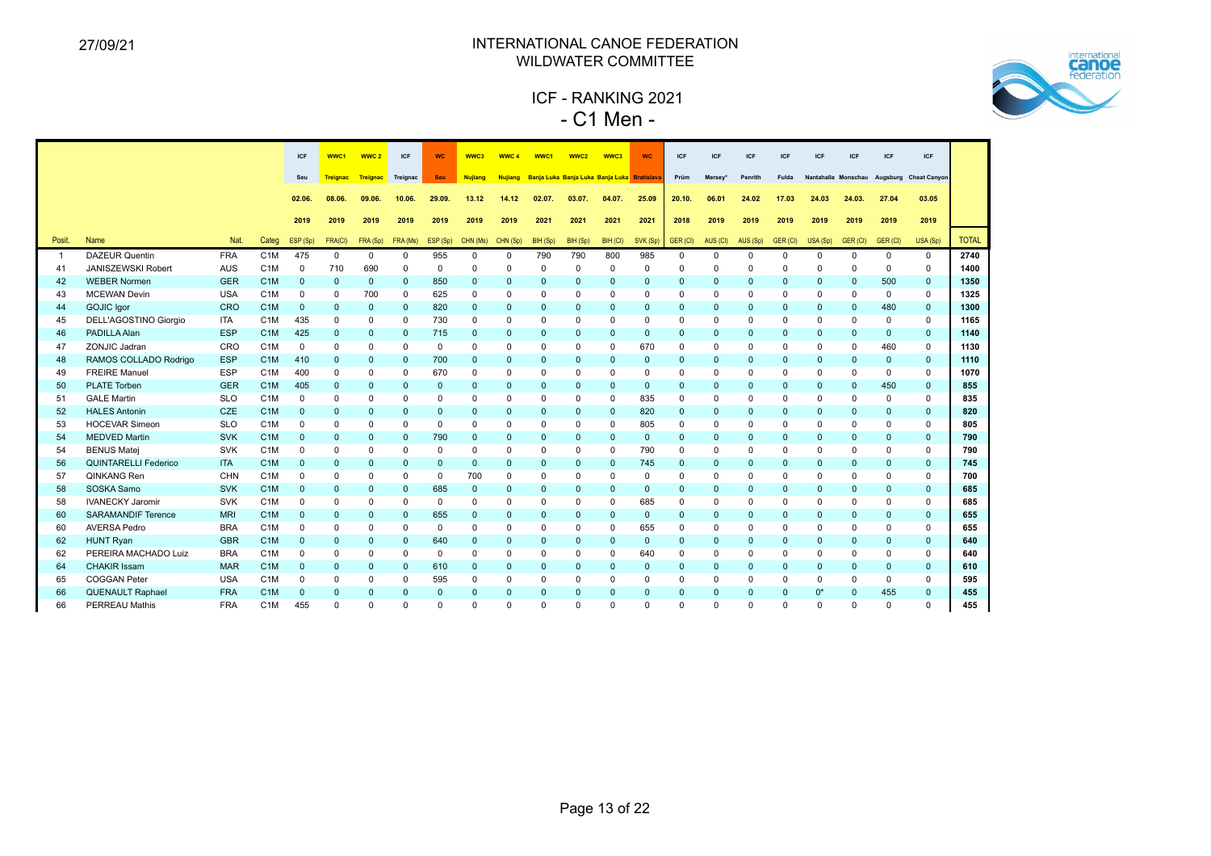27/09/21

# INTERNATIONAL CANOE FEDERATION
## WILDWATER COMMITTEE

## ICF - RANKING 2021
## - C1 Men -

| | | | | ICF | WWC1 | WWC 2 | ICF | WC | WWC3 | WWC 4 | WWC1 | WWC2 | WWC3 | WC | ICF | ICF | ICF | ICF | ICF | ICF | ICF | ICF | |
|---|---|---|---|---|---|---|---|---|---|---|---|---|---|---|---|---|---|---|---|---|---|---|---|
| | | | | Seu | Treignac | Treignac | Treignac | Seu | Nujiang | Nujiang | Banja Luka | Banja Luka | Banja Luka | Bratislava | Prüm | Mersey* | Penrith | Fulda | Nantahalla | Monschau | Augsburg | Cheat Canyon | |
| | | | | 02.06. | 08.06. | 09.06. | 10.06. | 29.09. | 13.12 | 14.12 | 02.07. | 03.07. | 04.07. | 25.09 | 20.10. | 06.01 | 24.02 | 17.03 | 24.03 | 24.03. | 27.04 | 03.05 | |
| | | | | 2019 | 2019 | 2019 | 2019 | 2019 | 2019 | 2019 | 2021 | 2021 | 2021 | 2021 | 2018 | 2019 | 2019 | 2019 | 2019 | 2019 | 2019 | 2019 | |
| Posit. | Name | Nat. | Categ | ESP (Sp) | FRA(Cl) | FRA (Sp) | FRA (Ms) | ESP (Sp) | CHN (Ms) | CHN (Sp) | BIH (Sp) | BIH (Sp) | BIH (Cl) | SVK (Sp) | GER (Cl) | AUS (Cl) | AUS (Sp) | GER (Cl) | USA (Sp) | GER (Cl) | GER (Cl) | USA (Sp) | TOTAL |
| 1 | DAZEUR Quentin | FRA | C1M | 475 | 0 | 0 | 0 | 955 | 0 | 0 | 790 | 790 | 800 | 985 | 0 | 0 | 0 | 0 | 0 | 0 | 0 | 0 | 2740 |
| 41 | JANISZEWSKI Robert | AUS | C1M | 0 | 710 | 690 | 0 | 0 | 0 | 0 | 0 | 0 | 0 | 0 | 0 | 0 | 0 | 0 | 0 | 0 | 0 | 0 | 1400 |
| 42 | WEBER Normen | GER | C1M | 0 | 0 | 0 | 0 | 850 | 0 | 0 | 0 | 0 | 0 | 0 | 0 | 0 | 0 | 0 | 0 | 0 | 500 | 0 | 1350 |
| 43 | MCEWAN Devin | USA | C1M | 0 | 0 | 700 | 0 | 625 | 0 | 0 | 0 | 0 | 0 | 0 | 0 | 0 | 0 | 0 | 0 | 0 | 0 | 0 | 1325 |
| 44 | GOJIC Igor | CRO | C1M | 0 | 0 | 0 | 0 | 820 | 0 | 0 | 0 | 0 | 0 | 0 | 0 | 0 | 0 | 0 | 0 | 0 | 480 | 0 | 1300 |
| 45 | DELL'AGOSTINO Giorgio | ITA | C1M | 435 | 0 | 0 | 0 | 730 | 0 | 0 | 0 | 0 | 0 | 0 | 0 | 0 | 0 | 0 | 0 | 0 | 0 | 0 | 1165 |
| 46 | PADILLA Alan | ESP | C1M | 425 | 0 | 0 | 0 | 715 | 0 | 0 | 0 | 0 | 0 | 0 | 0 | 0 | 0 | 0 | 0 | 0 | 0 | 0 | 1140 |
| 47 | ZONJIC Jadran | CRO | C1M | 0 | 0 | 0 | 0 | 0 | 0 | 0 | 0 | 0 | 0 | 670 | 0 | 0 | 0 | 0 | 0 | 0 | 460 | 0 | 1130 |
| 48 | RAMOS COLLADO Rodrigo | ESP | C1M | 410 | 0 | 0 | 0 | 700 | 0 | 0 | 0 | 0 | 0 | 0 | 0 | 0 | 0 | 0 | 0 | 0 | 0 | 0 | 1110 |
| 49 | FREIRE Manuel | ESP | C1M | 400 | 0 | 0 | 0 | 670 | 0 | 0 | 0 | 0 | 0 | 0 | 0 | 0 | 0 | 0 | 0 | 0 | 0 | 0 | 1070 |
| 50 | PLATE Torben | GER | C1M | 405 | 0 | 0 | 0 | 0 | 0 | 0 | 0 | 0 | 0 | 0 | 0 | 0 | 0 | 0 | 0 | 0 | 450 | 0 | 855 |
| 51 | GALE Martin | SLO | C1M | 0 | 0 | 0 | 0 | 0 | 0 | 0 | 0 | 0 | 0 | 835 | 0 | 0 | 0 | 0 | 0 | 0 | 0 | 0 | 835 |
| 52 | HALES Antonin | CZE | C1M | 0 | 0 | 0 | 0 | 0 | 0 | 0 | 0 | 0 | 0 | 820 | 0 | 0 | 0 | 0 | 0 | 0 | 0 | 0 | 820 |
| 53 | HOCEVAR Simeon | SLO | C1M | 0 | 0 | 0 | 0 | 0 | 0 | 0 | 0 | 0 | 0 | 805 | 0 | 0 | 0 | 0 | 0 | 0 | 0 | 0 | 805 |
| 54 | MEDVED Martin | SVK | C1M | 0 | 0 | 0 | 0 | 790 | 0 | 0 | 0 | 0 | 0 | 0 | 0 | 0 | 0 | 0 | 0 | 0 | 0 | 0 | 790 |
| 54 | BENUS Matej | SVK | C1M | 0 | 0 | 0 | 0 | 0 | 0 | 0 | 0 | 0 | 0 | 790 | 0 | 0 | 0 | 0 | 0 | 0 | 0 | 0 | 790 |
| 56 | QUINTARELLI Federico | ITA | C1M | 0 | 0 | 0 | 0 | 0 | 0 | 0 | 0 | 0 | 0 | 745 | 0 | 0 | 0 | 0 | 0 | 0 | 0 | 0 | 745 |
| 57 | QINKANG Ren | CHN | C1M | 0 | 0 | 0 | 0 | 0 | 700 | 0 | 0 | 0 | 0 | 0 | 0 | 0 | 0 | 0 | 0 | 0 | 0 | 0 | 700 |
| 58 | SOSKA Samo | SVK | C1M | 0 | 0 | 0 | 0 | 685 | 0 | 0 | 0 | 0 | 0 | 0 | 0 | 0 | 0 | 0 | 0 | 0 | 0 | 0 | 685 |
| 58 | IVANECKY Jaromir | SVK | C1M | 0 | 0 | 0 | 0 | 0 | 0 | 0 | 0 | 0 | 0 | 685 | 0 | 0 | 0 | 0 | 0 | 0 | 0 | 0 | 685 |
| 60 | SARAMANDIF Terence | MRI | C1M | 0 | 0 | 0 | 0 | 655 | 0 | 0 | 0 | 0 | 0 | 0 | 0 | 0 | 0 | 0 | 0 | 0 | 0 | 0 | 655 |
| 60 | AVERSA Pedro | BRA | C1M | 0 | 0 | 0 | 0 | 0 | 0 | 0 | 0 | 0 | 0 | 655 | 0 | 0 | 0 | 0 | 0 | 0 | 0 | 0 | 655 |
| 62 | HUNT Ryan | GBR | C1M | 0 | 0 | 0 | 0 | 640 | 0 | 0 | 0 | 0 | 0 | 0 | 0 | 0 | 0 | 0 | 0 | 0 | 0 | 0 | 640 |
| 62 | PEREIRA MACHADO Luiz | BRA | C1M | 0 | 0 | 0 | 0 | 0 | 0 | 0 | 0 | 0 | 0 | 640 | 0 | 0 | 0 | 0 | 0 | 0 | 0 | 0 | 640 |
| 64 | CHAKIR Issam | MAR | C1M | 0 | 0 | 0 | 0 | 610 | 0 | 0 | 0 | 0 | 0 | 0 | 0 | 0 | 0 | 0 | 0 | 0 | 0 | 0 | 610 |
| 65 | COGGAN Peter | USA | C1M | 0 | 0 | 0 | 0 | 595 | 0 | 0 | 0 | 0 | 0 | 0 | 0 | 0 | 0 | 0 | 0 | 0 | 0 | 0 | 595 |
| 66 | QUENAULT Raphael | FRA | C1M | 0 | 0 | 0 | 0 | 0 | 0 | 0 | 0 | 0 | 0 | 0 | 0 | 0 | 0 | 0 | 0* | 0 | 455 | 0 | 455 |
| 66 | PERREAU Mathis | FRA | C1M | 455 | 0 | 0 | 0 | 0 | 0 | 0 | 0 | 0 | 0 | 0 | 0 | 0 | 0 | 0 | 0 | 0 | 0 | 0 | 455 |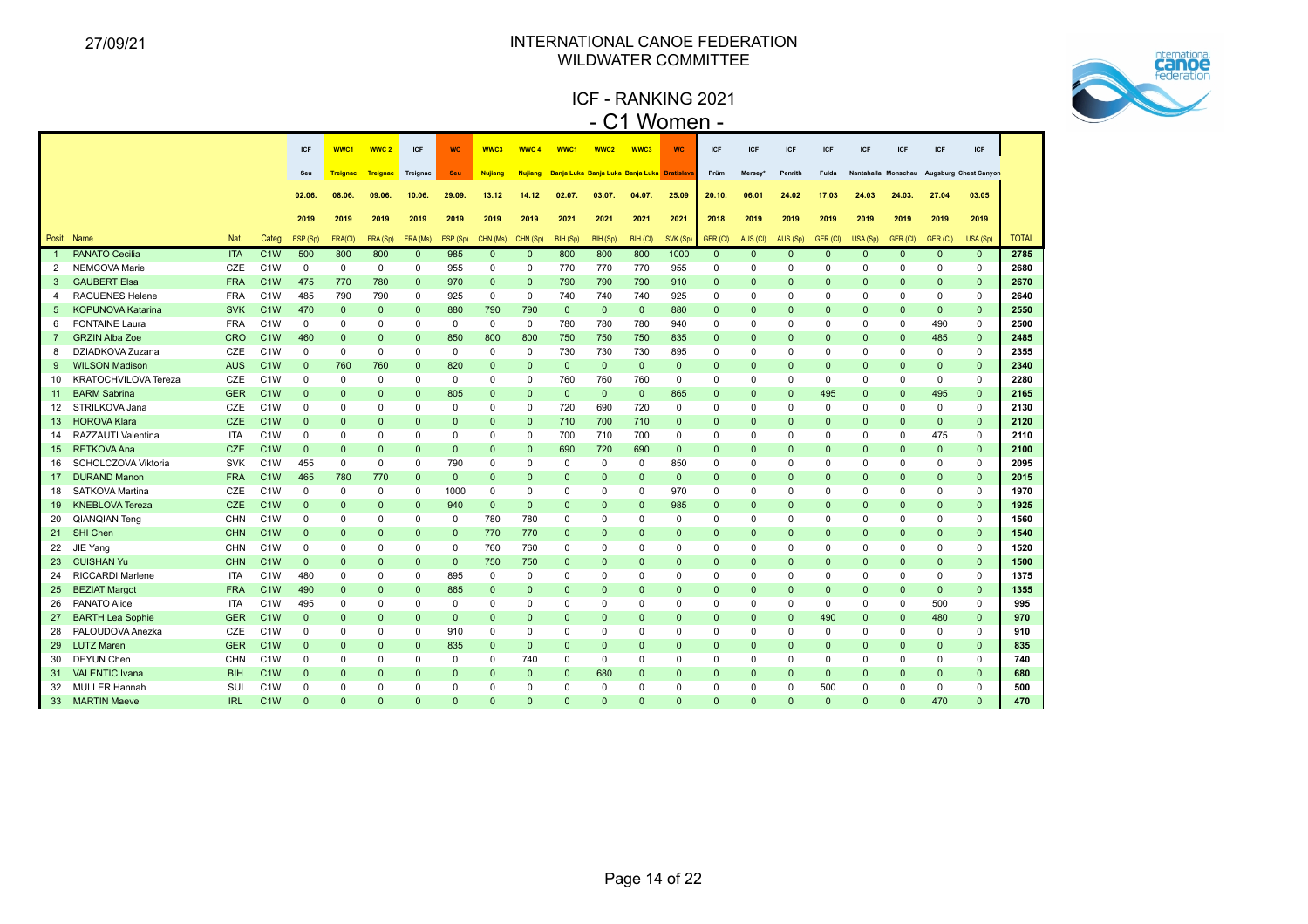27/09/21

# INTERNATIONAL CANOE FEDERATION
## WILDWATER COMMITTEE

## ICF - RANKING 2021
## - C1 Women -

| | | | | ICF | WWC1 | WWC 2 | ICF | WC | WWC3 | WWC 4 | WWC1 | WWC2 | WWC3 | WC | ICF | ICF | ICF | ICF | ICF | ICF | ICF | ICF | |
|---|---|---|---|---|---|---|---|---|---|---|---|---|---|---|---|---|---|---|---|---|---|---|---|
| | | | | Seu | Treignac | Treignac | Treignac | Seu | Nujiang | Nujiang | Banja Luka | Banja Luka | Banja Luka | Bratislava | Prüm | Mersey* | Penrith | Fulda | Nantahalla | Monschau | Augsburg | Cheat Canyon | |
| | | | | 02.06. | 08.06. | 09.06. | 10.06. | 29.09. | 13.12 | 14.12 | 02.07. | 03.07. | 04.07. | 25.09 | 20.10. | 06.01 | 24.02 | 17.03 | 24.03 | 24.03. | 27.04 | 03.05 | |
| | | | | 2019 | 2019 | 2019 | 2019 | 2019 | 2019 | 2019 | 2021 | 2021 | 2021 | 2021 | 2018 | 2019 | 2019 | 2019 | 2019 | 2019 | 2019 | 2019 | |
| Posit. | Name | Nat. | Categ | ESP (Sp) | FRA(Cl) | FRA (Sp) | FRA (Ms) | ESP (Sp) | CHN (Ms) | CHN (Sp) | BIH (Sp) | BIH (Sp) | BIH (Cl) | SVK (Sp) | GER (Cl) | AUS (Cl) | AUS (Sp) | GER (Cl) | USA (Sp) | GER (Cl) | GER (Cl) | USA (Sp) | TOTAL |
| 1 | PANATO Cecilia | ITA | C1W | 500 | 800 | 800 | 0 | 985 | 0 | 0 | 800 | 800 | 800 | 1000 | 0 | 0 | 0 | 0 | 0 | 0 | 0 | 0 | 2785 |
| 2 | NEMCOVA Marie | CZE | C1W | 0 | 0 | 0 | 0 | 955 | 0 | 0 | 770 | 770 | 770 | 955 | 0 | 0 | 0 | 0 | 0 | 0 | 0 | 0 | 2680 |
| 3 | GAUBERT Elsa | FRA | C1W | 475 | 770 | 780 | 0 | 970 | 0 | 0 | 790 | 790 | 790 | 910 | 0 | 0 | 0 | 0 | 0 | 0 | 0 | 0 | 2670 |
| 4 | RAGUENES Helene | FRA | C1W | 485 | 790 | 790 | 0 | 925 | 0 | 0 | 740 | 740 | 740 | 925 | 0 | 0 | 0 | 0 | 0 | 0 | 0 | 0 | 2640 |
| 5 | KOPUNOVA Katarina | SVK | C1W | 470 | 0 | 0 | 0 | 880 | 790 | 790 | 0 | 0 | 0 | 880 | 0 | 0 | 0 | 0 | 0 | 0 | 0 | 0 | 2550 |
| 6 | FONTAINE Laura | FRA | C1W | 0 | 0 | 0 | 0 | 0 | 0 | 0 | 780 | 780 | 780 | 940 | 0 | 0 | 0 | 0 | 0 | 0 | 490 | 0 | 2500 |
| 7 | GRZIN Alba Zoe | CRO | C1W | 460 | 0 | 0 | 0 | 850 | 800 | 800 | 750 | 750 | 750 | 835 | 0 | 0 | 0 | 0 | 0 | 0 | 485 | 0 | 2485 |
| 8 | DZIADKOVA Zuzana | CZE | C1W | 0 | 0 | 0 | 0 | 0 | 0 | 0 | 730 | 730 | 730 | 895 | 0 | 0 | 0 | 0 | 0 | 0 | 0 | 0 | 2355 |
| 9 | WILSON Madison | AUS | C1W | 0 | 760 | 760 | 0 | 820 | 0 | 0 | 0 | 0 | 0 | 0 | 0 | 0 | 0 | 0 | 0 | 0 | 0 | 0 | 2340 |
| 10 | KRATOCHVILOVA Tereza | CZE | C1W | 0 | 0 | 0 | 0 | 0 | 0 | 0 | 760 | 760 | 760 | 0 | 0 | 0 | 0 | 0 | 0 | 0 | 0 | 0 | 2280 |
| 11 | BARM Sabrina | GER | C1W | 0 | 0 | 0 | 0 | 805 | 0 | 0 | 0 | 0 | 0 | 865 | 0 | 0 | 0 | 495 | 0 | 0 | 495 | 0 | 2165 |
| 12 | STRILKOVA Jana | CZE | C1W | 0 | 0 | 0 | 0 | 0 | 0 | 0 | 720 | 690 | 720 | 0 | 0 | 0 | 0 | 0 | 0 | 0 | 0 | 0 | 2130 |
| 13 | HOROVA Klara | CZE | C1W | 0 | 0 | 0 | 0 | 0 | 0 | 0 | 710 | 700 | 710 | 0 | 0 | 0 | 0 | 0 | 0 | 0 | 0 | 0 | 2120 |
| 14 | RAZZAUTI Valentina | ITA | C1W | 0 | 0 | 0 | 0 | 0 | 0 | 0 | 700 | 710 | 700 | 0 | 0 | 0 | 0 | 0 | 0 | 0 | 475 | 0 | 2110 |
| 15 | RETKOVA Ana | CZE | C1W | 0 | 0 | 0 | 0 | 0 | 0 | 0 | 690 | 720 | 690 | 0 | 0 | 0 | 0 | 0 | 0 | 0 | 0 | 0 | 2100 |
| 16 | SCHOLCZOVA Viktoria | SVK | C1W | 455 | 0 | 0 | 0 | 790 | 0 | 0 | 0 | 0 | 0 | 850 | 0 | 0 | 0 | 0 | 0 | 0 | 0 | 0 | 2095 |
| 17 | DURAND Manon | FRA | C1W | 465 | 780 | 770 | 0 | 0 | 0 | 0 | 0 | 0 | 0 | 0 | 0 | 0 | 0 | 0 | 0 | 0 | 0 | 0 | 2015 |
| 18 | SATKOVA Martina | CZE | C1W | 0 | 0 | 0 | 0 | 1000 | 0 | 0 | 0 | 0 | 0 | 970 | 0 | 0 | 0 | 0 | 0 | 0 | 0 | 0 | 1970 |
| 19 | KNEBLOVA Tereza | CZE | C1W | 0 | 0 | 0 | 0 | 940 | 0 | 0 | 0 | 0 | 0 | 985 | 0 | 0 | 0 | 0 | 0 | 0 | 0 | 0 | 1925 |
| 20 | QIANQIAN Teng | CHN | C1W | 0 | 0 | 0 | 0 | 0 | 780 | 780 | 0 | 0 | 0 | 0 | 0 | 0 | 0 | 0 | 0 | 0 | 0 | 0 | 1560 |
| 21 | SHI Chen | CHN | C1W | 0 | 0 | 0 | 0 | 0 | 770 | 770 | 0 | 0 | 0 | 0 | 0 | 0 | 0 | 0 | 0 | 0 | 0 | 0 | 1540 |
| 22 | JIE Yang | CHN | C1W | 0 | 0 | 0 | 0 | 0 | 760 | 760 | 0 | 0 | 0 | 0 | 0 | 0 | 0 | 0 | 0 | 0 | 0 | 0 | 1520 |
| 23 | CUISHAN Yu | CHN | C1W | 0 | 0 | 0 | 0 | 0 | 750 | 750 | 0 | 0 | 0 | 0 | 0 | 0 | 0 | 0 | 0 | 0 | 0 | 0 | 1500 |
| 24 | RICCARDI Marlene | ITA | C1W | 480 | 0 | 0 | 0 | 895 | 0 | 0 | 0 | 0 | 0 | 0 | 0 | 0 | 0 | 0 | 0 | 0 | 0 | 0 | 1375 |
| 25 | BEZIAT Margot | FRA | C1W | 490 | 0 | 0 | 0 | 865 | 0 | 0 | 0 | 0 | 0 | 0 | 0 | 0 | 0 | 0 | 0 | 0 | 0 | 0 | 1355 |
| 26 | PANATO Alice | ITA | C1W | 495 | 0 | 0 | 0 | 0 | 0 | 0 | 0 | 0 | 0 | 0 | 0 | 0 | 0 | 0 | 0 | 0 | 500 | 0 | 995 |
| 27 | BARTH Lea Sophie | GER | C1W | 0 | 0 | 0 | 0 | 0 | 0 | 0 | 0 | 0 | 0 | 0 | 0 | 0 | 0 | 490 | 0 | 0 | 480 | 0 | 970 |
| 28 | PALOUDOVA Anezka | CZE | C1W | 0 | 0 | 0 | 0 | 910 | 0 | 0 | 0 | 0 | 0 | 0 | 0 | 0 | 0 | 0 | 0 | 0 | 0 | 0 | 910 |
| 29 | LUTZ Maren | GER | C1W | 0 | 0 | 0 | 0 | 835 | 0 | 0 | 0 | 0 | 0 | 0 | 0 | 0 | 0 | 0 | 0 | 0 | 0 | 0 | 835 |
| 30 | DEYUN Chen | CHN | C1W | 0 | 0 | 0 | 0 | 0 | 0 | 740 | 0 | 0 | 0 | 0 | 0 | 0 | 0 | 0 | 0 | 0 | 0 | 0 | 740 |
| 31 | VALENTIC Ivana | BIH | C1W | 0 | 0 | 0 | 0 | 0 | 0 | 0 | 0 | 680 | 0 | 0 | 0 | 0 | 0 | 0 | 0 | 0 | 0 | 0 | 680 |
| 32 | MULLER Hannah | SUI | C1W | 0 | 0 | 0 | 0 | 0 | 0 | 0 | 0 | 0 | 0 | 0 | 0 | 0 | 0 | 500 | 0 | 0 | 0 | 0 | 500 |
| 33 | MARTIN Maeve | IRL | C1W | 0 | 0 | 0 | 0 | 0 | 0 | 0 | 0 | 0 | 0 | 0 | 0 | 0 | 0 | 0 | 0 | 0 | 470 | 0 | 470 |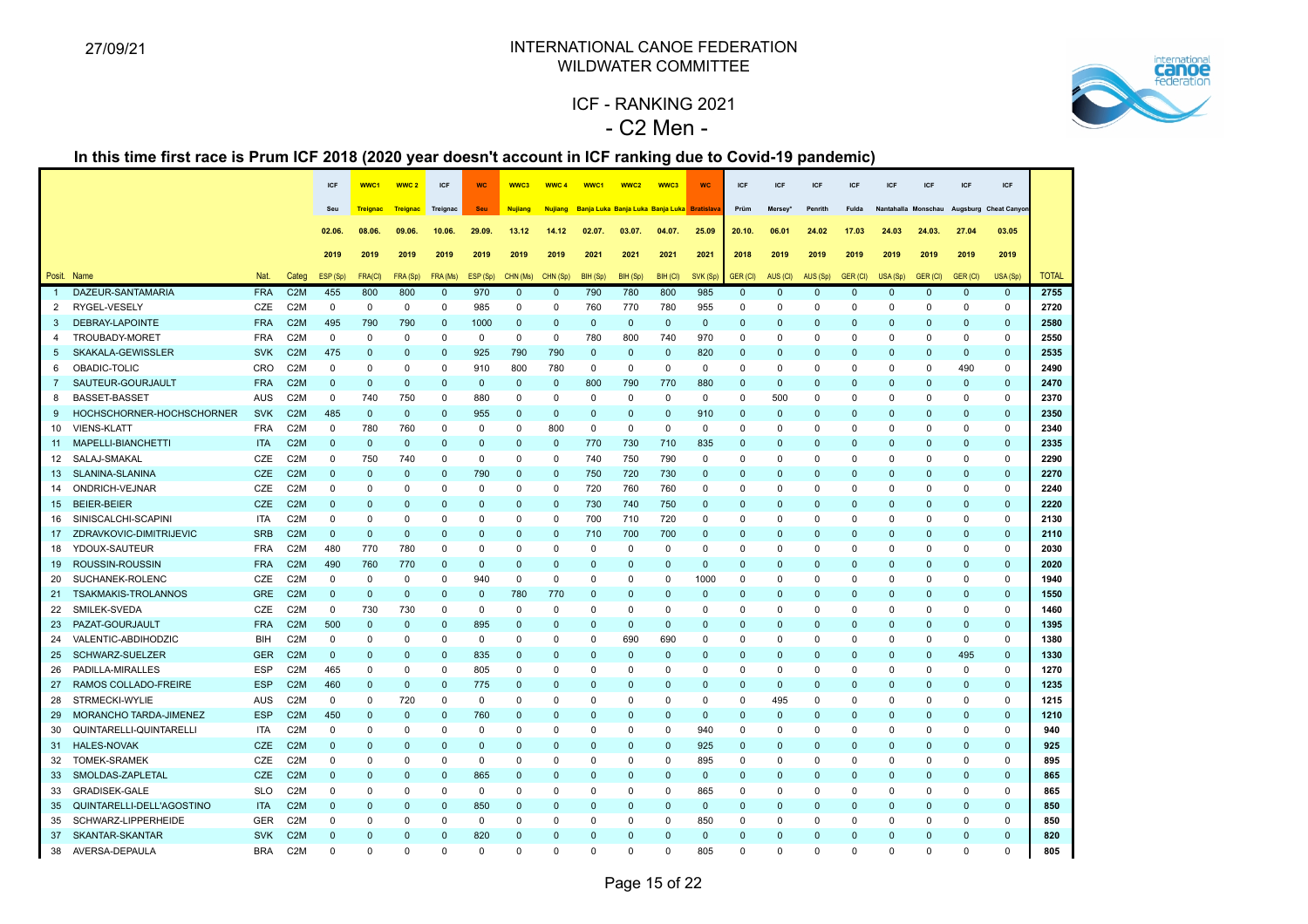27/09/21

# INTERNATIONAL CANOE FEDERATION
## WILDWATER COMMITTEE

## ICF - RANKING 2021
## - C2 Men -

**In this time first race is Prum ICF 2018 (2020 year doesn't account in ICF ranking due to Covid-19 pandemic)**

| | | | | ICF | WWC1 | WWC 2 | ICF | WC | WWC3 | WWC 4 | WWC1 | WWC2 | WWC3 | WC | ICF | ICF | ICF | ICF | ICF | ICF | ICF | ICF | |
|---|---|---|---|---|---|---|---|---|---|---|---|---|---|---|---|---|---|---|---|---|---|---|---|
| | | | | Seu | Treignac | Treignac | Treignac | Seu | Nujiang | Nujiang | Banja Luka | Banja Luka | Banja Luka | Bratislava | Prüm | Mersey* | Penrith | Fulda | Nantahalla | Monschau | Augsburg | Cheat Canyon | |
| | | | | 02.06. | 08.06. | 09.06. | 10.06. | 29.09. | 13.12 | 14.12 | 02.07. | 03.07. | 04.07. | 25.09 | 20.10. | 06.01 | 24.02 | 17.03 | 24.03 | 24.03. | 27.04 | 03.05 | |
| | | | | 2019 | 2019 | 2019 | 2019 | 2019 | 2019 | 2019 | 2021 | 2021 | 2021 | 2021 | 2018 | 2019 | 2019 | 2019 | 2019 | 2019 | 2019 | 2019 | |
| Posit. | Name | Nat. | Categ | ESP (Sp) | FRA(Cl) | FRA (Sp) | FRA (Ms) | ESP (Sp) | CHN (Ms) | CHN (Sp) | BIH (Sp) | BIH (Sp) | BIH (Cl) | SVK (Sp) | GER (Cl) | AUS (Cl) | AUS (Sp) | GER (Cl) | USA (Sp) | GER (Cl) | GER (Cl) | USA (Sp) | TOTAL |
| 1 | DAZEUR-SANTAMARIA | FRA | C2M | 455 | 800 | 800 | 0 | 970 | 0 | 0 | 790 | 780 | 800 | 985 | 0 | 0 | 0 | 0 | 0 | 0 | 0 | 0 | 2755 |
| 2 | RYGEL-VESELY | CZE | C2M | 0 | 0 | 0 | 0 | 985 | 0 | 0 | 760 | 770 | 780 | 955 | 0 | 0 | 0 | 0 | 0 | 0 | 0 | 0 | 2720 |
| 3 | DEBRAY-LAPOINTE | FRA | C2M | 495 | 790 | 790 | 0 | 1000 | 0 | 0 | 0 | 0 | 0 | 0 | 0 | 0 | 0 | 0 | 0 | 0 | 0 | 0 | 2580 |
| 4 | TROUBADY-MORET | FRA | C2M | 0 | 0 | 0 | 0 | 0 | 0 | 0 | 780 | 800 | 740 | 970 | 0 | 0 | 0 | 0 | 0 | 0 | 0 | 0 | 2550 |
| 5 | SKAKALA-GEWISSLER | SVK | C2M | 475 | 0 | 0 | 0 | 925 | 790 | 790 | 0 | 0 | 0 | 820 | 0 | 0 | 0 | 0 | 0 | 0 | 0 | 0 | 2535 |
| 6 | OBADIC-TOLIC | CRO | C2M | 0 | 0 | 0 | 0 | 910 | 800 | 780 | 0 | 0 | 0 | 0 | 0 | 0 | 0 | 0 | 0 | 0 | 490 | 0 | 2490 |
| 7 | SAUTEUR-GOURJAULT | FRA | C2M | 0 | 0 | 0 | 0 | 0 | 0 | 0 | 800 | 790 | 770 | 880 | 0 | 0 | 0 | 0 | 0 | 0 | 0 | 0 | 2470 |
| 8 | BASSET-BASSET | AUS | C2M | 0 | 740 | 750 | 0 | 880 | 0 | 0 | 0 | 0 | 0 | 0 | 0 | 500 | 0 | 0 | 0 | 0 | 0 | 0 | 2370 |
| 9 | HOCHSCHORNER-HOCHSCHORNER | SVK | C2M | 485 | 0 | 0 | 0 | 955 | 0 | 0 | 0 | 0 | 0 | 910 | 0 | 0 | 0 | 0 | 0 | 0 | 0 | 0 | 2350 |
| 10 | VIENS-KLATT | FRA | C2M | 0 | 780 | 760 | 0 | 0 | 0 | 800 | 0 | 0 | 0 | 0 | 0 | 0 | 0 | 0 | 0 | 0 | 0 | 0 | 2340 |
| 11 | MAPELLI-BIANCHETTI | ITA | C2M | 0 | 0 | 0 | 0 | 0 | 0 | 0 | 770 | 730 | 710 | 835 | 0 | 0 | 0 | 0 | 0 | 0 | 0 | 0 | 2335 |
| 12 | SALAJ-SMAKAL | CZE | C2M | 0 | 750 | 740 | 0 | 0 | 0 | 0 | 740 | 750 | 790 | 0 | 0 | 0 | 0 | 0 | 0 | 0 | 0 | 0 | 2290 |
| 13 | SLANINA-SLANINA | CZE | C2M | 0 | 0 | 0 | 0 | 790 | 0 | 0 | 750 | 720 | 730 | 0 | 0 | 0 | 0 | 0 | 0 | 0 | 0 | 0 | 2270 |
| 14 | ONDRICH-VEJNAR | CZE | C2M | 0 | 0 | 0 | 0 | 0 | 0 | 0 | 720 | 760 | 760 | 0 | 0 | 0 | 0 | 0 | 0 | 0 | 0 | 0 | 2240 |
| 15 | BEIER-BEIER | CZE | C2M | 0 | 0 | 0 | 0 | 0 | 0 | 0 | 730 | 740 | 750 | 0 | 0 | 0 | 0 | 0 | 0 | 0 | 0 | 0 | 2220 |
| 16 | SINISCALCHI-SCAPINI | ITA | C2M | 0 | 0 | 0 | 0 | 0 | 0 | 0 | 700 | 710 | 720 | 0 | 0 | 0 | 0 | 0 | 0 | 0 | 0 | 0 | 2130 |
| 17 | ZDRAVKOVIC-DIMITRIJEVIC | SRB | C2M | 0 | 0 | 0 | 0 | 0 | 0 | 0 | 710 | 700 | 700 | 0 | 0 | 0 | 0 | 0 | 0 | 0 | 0 | 0 | 2110 |
| 18 | YDOUX-SAUTEUR | FRA | C2M | 480 | 770 | 780 | 0 | 0 | 0 | 0 | 0 | 0 | 0 | 0 | 0 | 0 | 0 | 0 | 0 | 0 | 0 | 0 | 2030 |
| 19 | ROUSSIN-ROUSSIN | FRA | C2M | 490 | 760 | 770 | 0 | 0 | 0 | 0 | 0 | 0 | 0 | 0 | 0 | 0 | 0 | 0 | 0 | 0 | 0 | 0 | 2020 |
| 20 | SUCHANEK-ROLENC | CZE | C2M | 0 | 0 | 0 | 0 | 940 | 0 | 0 | 0 | 0 | 0 | 1000 | 0 | 0 | 0 | 0 | 0 | 0 | 0 | 0 | 1940 |
| 21 | TSAKMAKIS-TROLANNOS | GRE | C2M | 0 | 0 | 0 | 0 | 0 | 780 | 770 | 0 | 0 | 0 | 0 | 0 | 0 | 0 | 0 | 0 | 0 | 0 | 0 | 1550 |
| 22 | SMILEK-SVEDA | CZE | C2M | 0 | 730 | 730 | 0 | 0 | 0 | 0 | 0 | 0 | 0 | 0 | 0 | 0 | 0 | 0 | 0 | 0 | 0 | 0 | 1460 |
| 23 | PAZAT-GOURJAULT | FRA | C2M | 500 | 0 | 0 | 0 | 895 | 0 | 0 | 0 | 0 | 0 | 0 | 0 | 0 | 0 | 0 | 0 | 0 | 0 | 0 | 1395 |
| 24 | VALENTIC-ABDIHODZIC | BIH | C2M | 0 | 0 | 0 | 0 | 0 | 0 | 0 | 0 | 690 | 690 | 0 | 0 | 0 | 0 | 0 | 0 | 0 | 0 | 0 | 1380 |
| 25 | SCHWARZ-SUELZER | GER | C2M | 0 | 0 | 0 | 0 | 835 | 0 | 0 | 0 | 0 | 0 | 0 | 0 | 0 | 0 | 0 | 0 | 0 | 495 | 0 | 1330 |
| 26 | PADILLA-MIRALLES | ESP | C2M | 465 | 0 | 0 | 0 | 805 | 0 | 0 | 0 | 0 | 0 | 0 | 0 | 0 | 0 | 0 | 0 | 0 | 0 | 0 | 1270 |
| 27 | RAMOS COLLADO-FREIRE | ESP | C2M | 460 | 0 | 0 | 0 | 775 | 0 | 0 | 0 | 0 | 0 | 0 | 0 | 0 | 0 | 0 | 0 | 0 | 0 | 0 | 1235 |
| 28 | STRMECKI-WYLIE | AUS | C2M | 0 | 0 | 720 | 0 | 0 | 0 | 0 | 0 | 0 | 0 | 0 | 0 | 495 | 0 | 0 | 0 | 0 | 0 | 0 | 1215 |
| 29 | MORANCHO TARDA-JIMENEZ | ESP | C2M | 450 | 0 | 0 | 0 | 760 | 0 | 0 | 0 | 0 | 0 | 0 | 0 | 0 | 0 | 0 | 0 | 0 | 0 | 0 | 1210 |
| 30 | QUINTARELLI-QUINTARELLI | ITA | C2M | 0 | 0 | 0 | 0 | 0 | 0 | 0 | 0 | 0 | 0 | 940 | 0 | 0 | 0 | 0 | 0 | 0 | 0 | 0 | 940 |
| 31 | HALES-NOVAK | CZE | C2M | 0 | 0 | 0 | 0 | 0 | 0 | 0 | 0 | 0 | 0 | 925 | 0 | 0 | 0 | 0 | 0 | 0 | 0 | 0 | 925 |
| 32 | TOMEK-SRAMEK | CZE | C2M | 0 | 0 | 0 | 0 | 0 | 0 | 0 | 0 | 0 | 0 | 895 | 0 | 0 | 0 | 0 | 0 | 0 | 0 | 0 | 895 |
| 33 | SMOLDAS-ZAPLETAL | CZE | C2M | 0 | 0 | 0 | 0 | 865 | 0 | 0 | 0 | 0 | 0 | 0 | 0 | 0 | 0 | 0 | 0 | 0 | 0 | 0 | 865 |
| 33 | GRADISEK-GALE | SLO | C2M | 0 | 0 | 0 | 0 | 0 | 0 | 0 | 0 | 0 | 0 | 865 | 0 | 0 | 0 | 0 | 0 | 0 | 0 | 0 | 865 |
| 35 | QUINTARELLI-DELL'AGOSTINO | ITA | C2M | 0 | 0 | 0 | 0 | 850 | 0 | 0 | 0 | 0 | 0 | 0 | 0 | 0 | 0 | 0 | 0 | 0 | 0 | 0 | 850 |
| 35 | SCHWARZ-LIPPERHEIDE | GER | C2M | 0 | 0 | 0 | 0 | 0 | 0 | 0 | 0 | 0 | 0 | 850 | 0 | 0 | 0 | 0 | 0 | 0 | 0 | 0 | 850 |
| 37 | SKANTAR-SKANTAR | SVK | C2M | 0 | 0 | 0 | 0 | 820 | 0 | 0 | 0 | 0 | 0 | 0 | 0 | 0 | 0 | 0 | 0 | 0 | 0 | 0 | 820 |
| 38 | AVERSA-DEPAULA | BRA | C2M | 0 | 0 | 0 | 0 | 0 | 0 | 0 | 0 | 0 | 0 | 805 | 0 | 0 | 0 | 0 | 0 | 0 | 0 | 0 | 805 |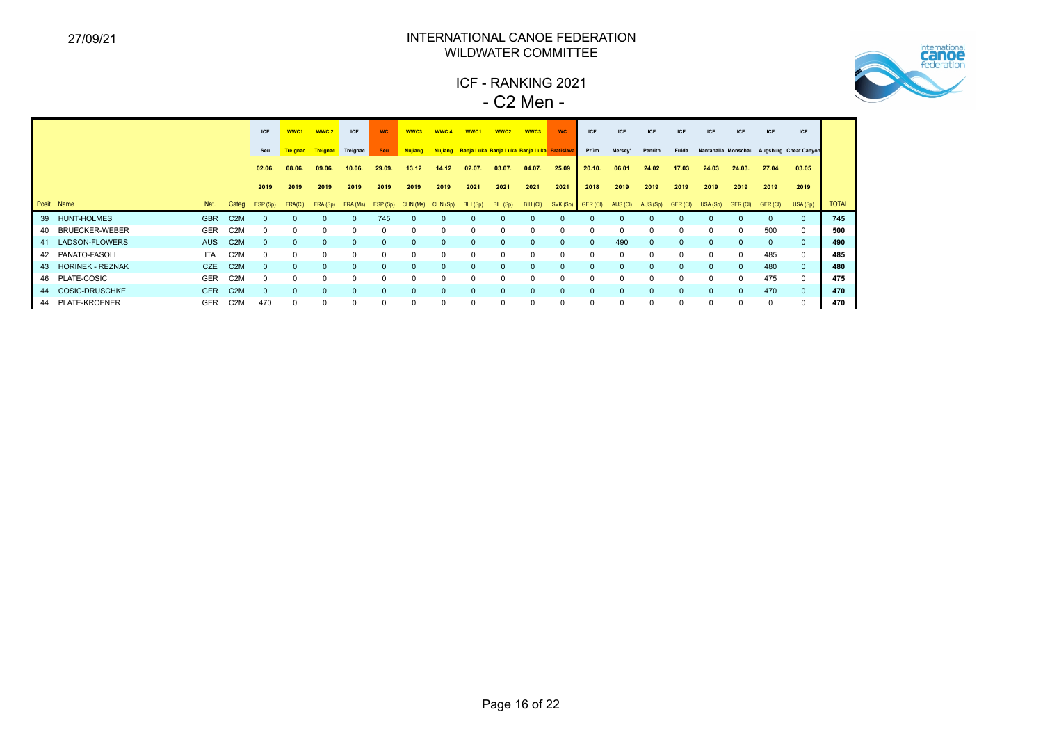INTERNATIONAL CANOE FEDERATION

WILDWATER COMMITTEE

# ICF - RANKING 2021

## - C2 Men -

| | | | | ICF | WWC1 | WWC 2 | ICF | WC | WWC3 | WWC 4 | WWC1 | WWC2 | WWC3 | WC | ICF | ICF | ICF | ICF | ICF | ICF | ICF | ICF | |
|---|---|---|---|---|---|---|---|---|---|---|---|---|---|---|---|---|---|---|---|---|---|---|---|
| | | | | Seu | Treignac | Treignac | Treignac | Seu | Nujiang | Nujiang | Banja Luka | Banja Luka | Banja Luka | Bratislava | Prüm | Mersey* | Penrith | Fulda | Nantahalla | Monschau | Augsburg | Cheat Canyon | |
| | | | | 02.06. | 08.06. | 09.06. | 10.06. | 29.09. | 13.12 | 14.12 | 02.07. | 03.07. | 04.07. | 25.09 | 20.10. | 06.01 | 24.02 | 17.03 | 24.03 | 24.03. | 27.04 | 03.05 | |
| | | | | 2019 | 2019 | 2019 | 2019 | 2019 | 2019 | 2019 | 2021 | 2021 | 2021 | 2021 | 2018 | 2019 | 2019 | 2019 | 2019 | 2019 | 2019 | 2019 | |
| Posit. | Name | Nat. | Categ | ESP (Sp) | FRA(Cl) | FRA (Sp) | FRA (Ms) | ESP (Sp) | CHN (Ms) | CHN (Sp) | BIH (Sp) | BIH (Sp) | BIH (Cl) | SVK (Sp) | GER (Cl) | AUS (Cl) | AUS (Sp) | GER (Cl) | USA (Sp) | GER (Cl) | GER (Cl) | USA (Sp) | TOTAL |
| 39 | HUNT-HOLMES | GBR | C2M | 0 | 0 | 0 | 0 | 745 | 0 | 0 | 0 | 0 | 0 | 0 | 0 | 0 | 0 | 0 | 0 | 0 | 0 | 0 | 745 |
| 40 | BRUECKER-WEBER | GER | C2M | 0 | 0 | 0 | 0 | 0 | 0 | 0 | 0 | 0 | 0 | 0 | 0 | 0 | 0 | 0 | 0 | 0 | 500 | 0 | 500 |
| 41 | LADSON-FLOWERS | AUS | C2M | 0 | 0 | 0 | 0 | 0 | 0 | 0 | 0 | 0 | 0 | 0 | 0 | 490 | 0 | 0 | 0 | 0 | 0 | 0 | 490 |
| 42 | PANATO-FASOLI | ITA | C2M | 0 | 0 | 0 | 0 | 0 | 0 | 0 | 0 | 0 | 0 | 0 | 0 | 0 | 0 | 0 | 0 | 0 | 485 | 0 | 485 |
| 43 | HORINEK - REZNAK | CZE | C2M | 0 | 0 | 0 | 0 | 0 | 0 | 0 | 0 | 0 | 0 | 0 | 0 | 0 | 0 | 0 | 0 | 0 | 480 | 0 | 480 |
| 46 | PLATE-COSIC | GER | C2M | 0 | 0 | 0 | 0 | 0 | 0 | 0 | 0 | 0 | 0 | 0 | 0 | 0 | 0 | 0 | 0 | 0 | 475 | 0 | 475 |
| 44 | COSIC-DRUSCHKE | GER | C2M | 0 | 0 | 0 | 0 | 0 | 0 | 0 | 0 | 0 | 0 | 0 | 0 | 0 | 0 | 0 | 0 | 0 | 470 | 0 | 470 |
| 44 | PLATE-KROENER | GER | C2M | 470 | 0 | 0 | 0 | 0 | 0 | 0 | 0 | 0 | 0 | 0 | 0 | 0 | 0 | 0 | 0 | 0 | 0 | 0 | 470 |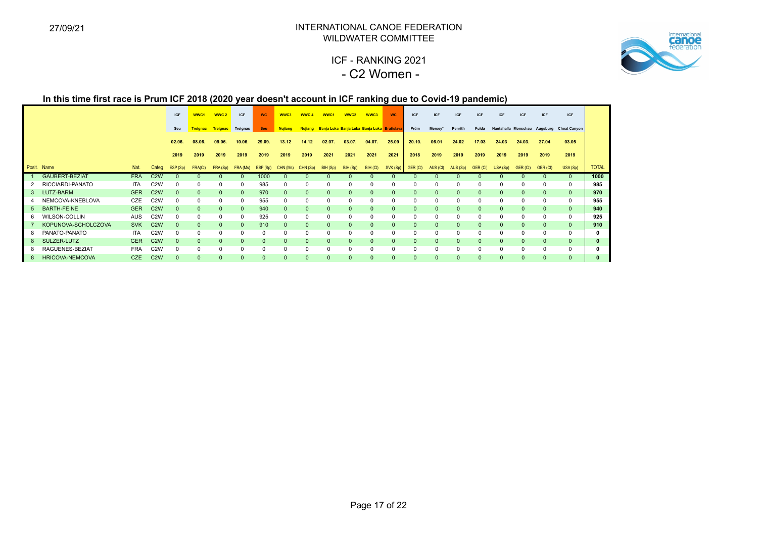27/09/21

INTERNATIONAL CANOE FEDERATION
WILDWATER COMMITTEE

# ICF - RANKING 2021
## - C2 Women -

**In this time first race is Prum ICF 2018 (2020 year doesn't account in ICF ranking due to Covid-19 pandemic)**

| | | | | ICF | WWC1 | WWC 2 | ICF | WC | WWC3 | WWC 4 | WWC1 | WWC2 | WWC3 | WC | ICF | ICF | ICF | ICF | ICF | ICF | ICF | ICF | |
|---|---|---|---|---|---|---|---|---|---|---|---|---|---|---|---|---|---|---|---|---|---|---|---|
| | | | | Seu | Treignac | Treignac | Treignac | Seu | Nujiang | Nujiang | Banja Luka | Banja Luka | Banja Luka | Bratislava | Prüm | Mersey* | Penrith | Fulda | Nantahalla | Monschau | Augsburg | Cheat Canyon | |
| | | | | 02.06. | 08.06. | 09.06. | 10.06. | 29.09. | 13.12 | 14.12 | 02.07. | 03.07. | 04.07. | 25.09 | 20.10. | 06.01 | 24.02 | 17.03 | 24.03 | 24.03. | 27.04 | 03.05 | |
| | | | | 2019 | 2019 | 2019 | 2019 | 2019 | 2019 | 2019 | 2021 | 2021 | 2021 | 2021 | 2018 | 2019 | 2019 | 2019 | 2019 | 2019 | 2019 | 2019 | |
| Posit. | Name | Nat. | Categ | ESP (Sp) | FRA(Cl) | FRA (Sp) | FRA (Ms) | ESP (Sp) | CHN (Ms) | CHN (Sp) | BIH (Sp) | BIH (Sp) | BIH (Cl) | SVK (Sp) | GER (Cl) | AUS (Cl) | AUS (Sp) | GER (Cl) | USA (Sp) | GER (Cl) | GER (Cl) | USA (Sp) | TOTAL |
| 1 | GAUBERT-BEZIAT | FRA | C2W | 0 | 0 | 0 | 0 | 1000 | 0 | 0 | 0 | 0 | 0 | 0 | 0 | 0 | 0 | 0 | 0 | 0 | 0 | 0 | 1000 |
| 2 | RICCIARDI-PANATO | ITA | C2W | 0 | 0 | 0 | 0 | 985 | 0 | 0 | 0 | 0 | 0 | 0 | 0 | 0 | 0 | 0 | 0 | 0 | 0 | 0 | 985 |
| 3 | LUTZ-BARM | GER | C2W | 0 | 0 | 0 | 0 | 970 | 0 | 0 | 0 | 0 | 0 | 0 | 0 | 0 | 0 | 0 | 0 | 0 | 0 | 0 | 970 |
| 4 | NEMCOVA-KNEBLOVA | CZE | C2W | 0 | 0 | 0 | 0 | 955 | 0 | 0 | 0 | 0 | 0 | 0 | 0 | 0 | 0 | 0 | 0 | 0 | 0 | 0 | 955 |
| 5 | BARTH-FEINE | GER | C2W | 0 | 0 | 0 | 0 | 940 | 0 | 0 | 0 | 0 | 0 | 0 | 0 | 0 | 0 | 0 | 0 | 0 | 0 | 0 | 940 |
| 6 | WILSON-COLLIN | AUS | C2W | 0 | 0 | 0 | 0 | 925 | 0 | 0 | 0 | 0 | 0 | 0 | 0 | 0 | 0 | 0 | 0 | 0 | 0 | 0 | 925 |
| 7 | KOPUNOVA-SCHOLCZOVA | SVK | C2W | 0 | 0 | 0 | 0 | 910 | 0 | 0 | 0 | 0 | 0 | 0 | 0 | 0 | 0 | 0 | 0 | 0 | 0 | 0 | 910 |
| 8 | PANATO-PANATO | ITA | C2W | 0 | 0 | 0 | 0 | 0 | 0 | 0 | 0 | 0 | 0 | 0 | 0 | 0 | 0 | 0 | 0 | 0 | 0 | 0 | 0 |
| 8 | SULZER-LUTZ | GER | C2W | 0 | 0 | 0 | 0 | 0 | 0 | 0 | 0 | 0 | 0 | 0 | 0 | 0 | 0 | 0 | 0 | 0 | 0 | 0 | 0 |
| 8 | RAGUENES-BEZIAT | FRA | C2W | 0 | 0 | 0 | 0 | 0 | 0 | 0 | 0 | 0 | 0 | 0 | 0 | 0 | 0 | 0 | 0 | 0 | 0 | 0 | 0 |
| 8 | HRICOVA-NEMCOVA | CZE | C2W | 0 | 0 | 0 | 0 | 0 | 0 | 0 | 0 | 0 | 0 | 0 | 0 | 0 | 0 | 0 | 0 | 0 | 0 | 0 | 0 |